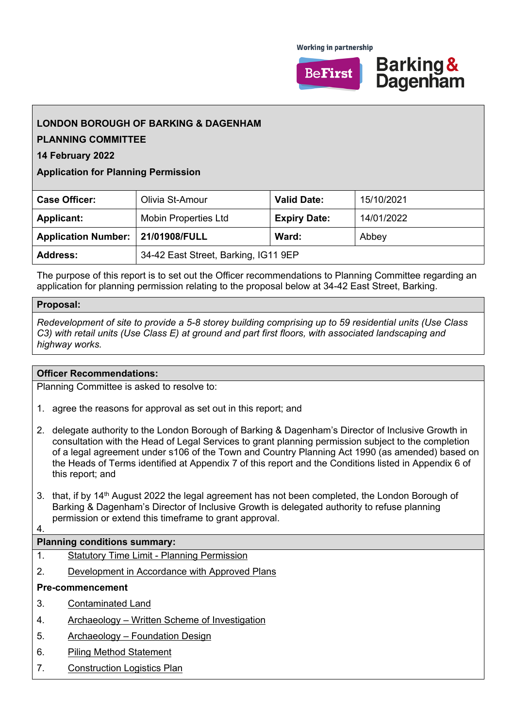Working in partnership

BeFirst | Barking & Dagenham

**LONDON BOROUGH OF BARKING & DAGENHAM**

**PLANNING COMMITTEE**

**14 February 2022**

**Application for Planning Permission**

| **Case Officer:** | Olivia St-Amour | **Valid Date:** | 15/10/2021 |
|---|---|---|---|
| **Applicant:** | Mobin Properties Ltd | **Expiry Date:** | 14/01/2022 |
| **Application Number:** | **21/01908/FULL** | **Ward:** | Abbey |
| **Address:** | 34-42 East Street, Barking, IG11 9EP | | |

The purpose of this report is to set out the Officer recommendations to Planning Committee regarding an application for planning permission relating to the proposal below at 34-42 East Street, Barking.

**Proposal:**

*Redevelopment of site to provide a 5-8 storey building comprising up to 59 residential units (Use Class C3) with retail units (Use Class E) at ground and part first floors, with associated landscaping and highway works.*

**Officer Recommendations:**

Planning Committee is asked to resolve to:

1. agree the reasons for approval as set out in this report; and
2. delegate authority to the London Borough of Barking & Dagenham's Director of Inclusive Growth in consultation with the Head of Legal Services to grant planning permission subject to the completion of a legal agreement under s106 of the Town and Country Planning Act 1990 (as amended) based on the Heads of Terms identified at Appendix 7 of this report and the Conditions listed in Appendix 6 of this report; and
3. that, if by 14th August 2022 the legal agreement has not been completed, the London Borough of Barking & Dagenham's Director of Inclusive Growth is delegated authority to refuse planning permission or extend this timeframe to grant approval.
4.

**Planning conditions summary:**

1. Statutory Time Limit - Planning Permission
2. Development in Accordance with Approved Plans

**Pre-commencement**

3. Contaminated Land
4. Archaeology – Written Scheme of Investigation
5. Archaeology – Foundation Design
6. Piling Method Statement
7. Construction Logistics Plan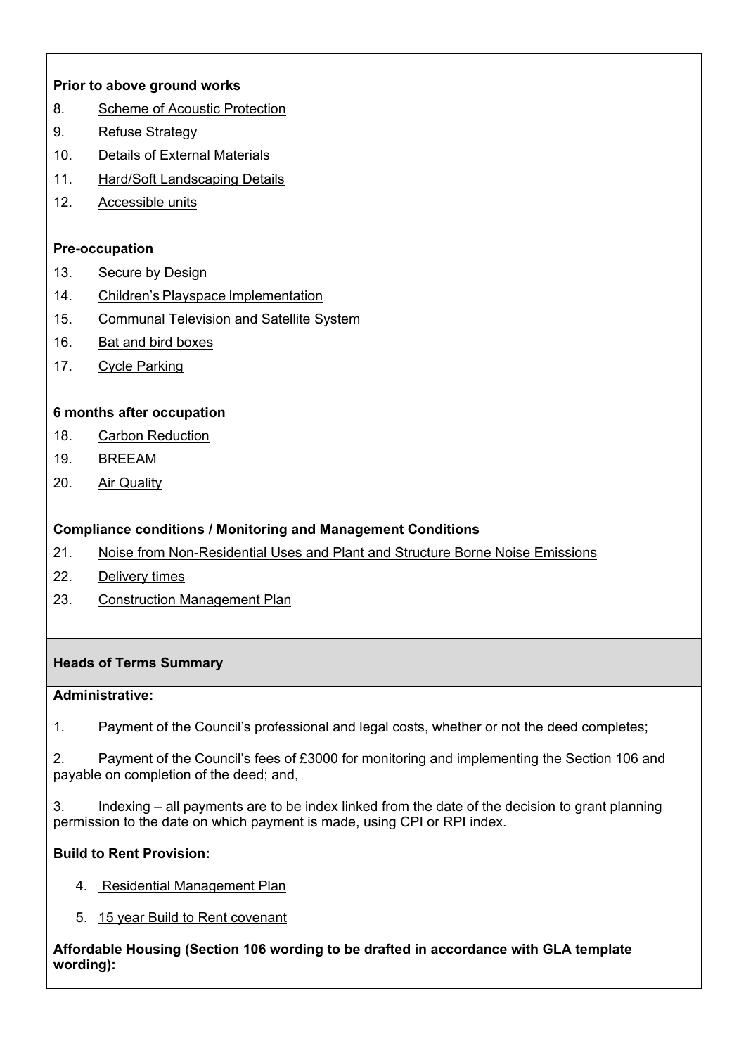**Prior to above ground works**

8. Scheme of Acoustic Protection
9. Refuse Strategy
10. Details of External Materials
11. Hard/Soft Landscaping Details
12. Accessible units

**Pre-occupation**

13. Secure by Design
14. Children's Playspace Implementation
15. Communal Television and Satellite System
16. Bat and bird boxes
17. Cycle Parking

**6 months after occupation**

18. Carbon Reduction
19. BREEAM
20. Air Quality

**Compliance conditions / Monitoring and Management Conditions**

21. Noise from Non-Residential Uses and Plant and Structure Borne Noise Emissions
22. Delivery times
23. Construction Management Plan

**Heads of Terms Summary**

**Administrative:**

1. Payment of the Council's professional and legal costs, whether or not the deed completes;

2. Payment of the Council's fees of £3000 for monitoring and implementing the Section 106 and payable on completion of the deed; and,

3. Indexing – all payments are to be index linked from the date of the decision to grant planning permission to the date on which payment is made, using CPI or RPI index.

**Build to Rent Provision:**

4. Residential Management Plan
5. 15 year Build to Rent covenant

**Affordable Housing (Section 106 wording to be drafted in accordance with GLA template wording):**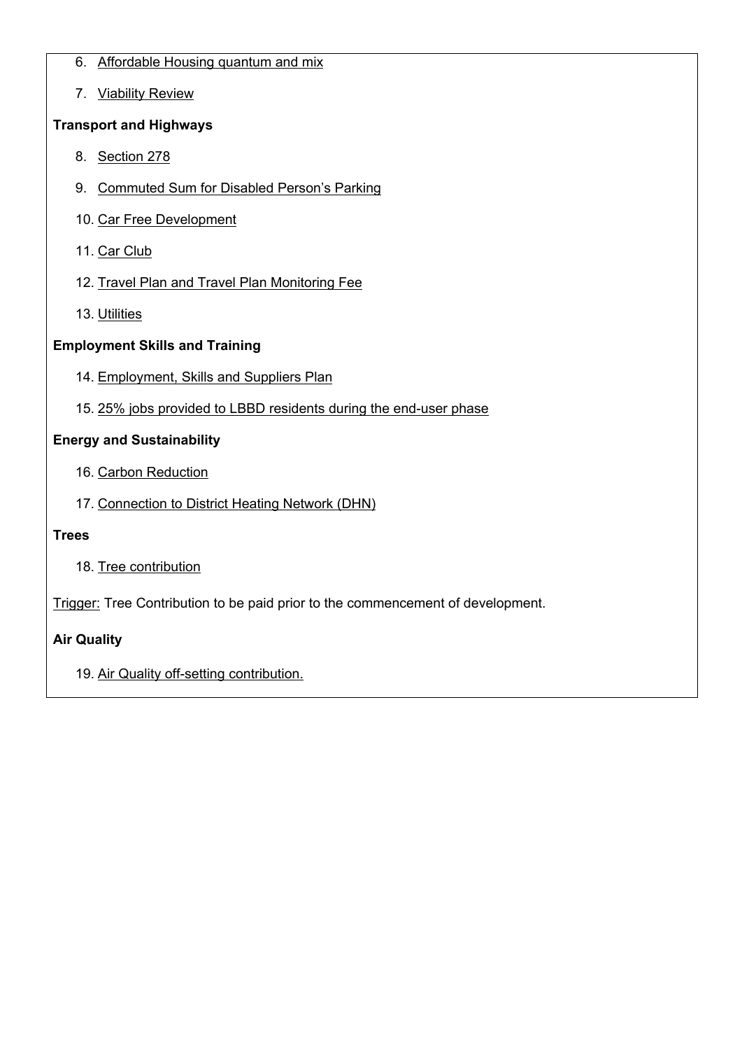6. Affordable Housing quantum and mix

7. Viability Review

**Transport and Highways**

8. Section 278

9. Commuted Sum for Disabled Person's Parking

10. Car Free Development

11. Car Club

12. Travel Plan and Travel Plan Monitoring Fee

13. Utilities

**Employment Skills and Training**

14. Employment, Skills and Suppliers Plan

15. 25% jobs provided to LBBD residents during the end-user phase

**Energy and Sustainability**

16. Carbon Reduction

17. Connection to District Heating Network (DHN)

**Trees**

18. Tree contribution

Trigger: Tree Contribution to be paid prior to the commencement of development.

**Air Quality**

19. Air Quality off-setting contribution.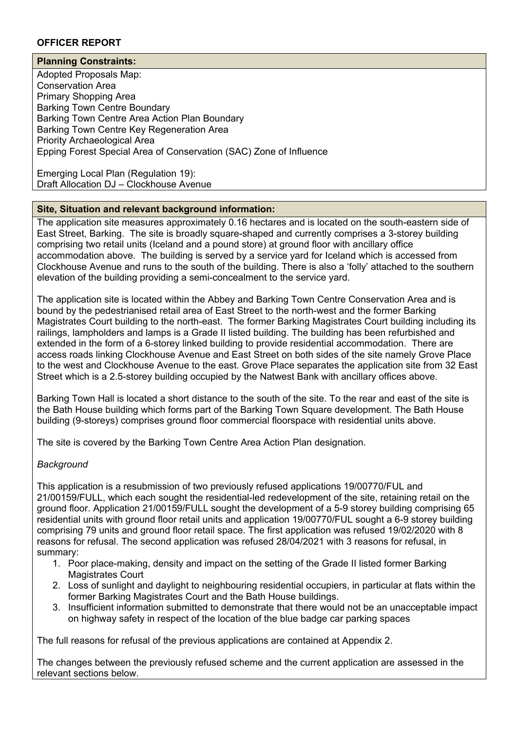**OFFICER REPORT**

**Planning Constraints:**

Adopted Proposals Map:
Conservation Area
Primary Shopping Area
Barking Town Centre Boundary
Barking Town Centre Area Action Plan Boundary
Barking Town Centre Key Regeneration Area
Priority Archaeological Area
Epping Forest Special Area of Conservation (SAC) Zone of Influence

Emerging Local Plan (Regulation 19):
Draft Allocation DJ – Clockhouse Avenue

**Site, Situation and relevant background information:**

The application site measures approximately 0.16 hectares and is located on the south-eastern side of East Street, Barking. The site is broadly square-shaped and currently comprises a 3-storey building comprising two retail units (Iceland and a pound store) at ground floor with ancillary office accommodation above. The building is served by a service yard for Iceland which is accessed from Clockhouse Avenue and runs to the south of the building. There is also a 'folly' attached to the southern elevation of the building providing a semi-concealment to the service yard.

The application site is located within the Abbey and Barking Town Centre Conservation Area and is bound by the pedestrianised retail area of East Street to the north-west and the former Barking Magistrates Court building to the north-east. The former Barking Magistrates Court building including its railings, lampholders and lamps is a Grade II listed building. The building has been refurbished and extended in the form of a 6-storey linked building to provide residential accommodation. There are access roads linking Clockhouse Avenue and East Street on both sides of the site namely Grove Place to the west and Clockhouse Avenue to the east. Grove Place separates the application site from 32 East Street which is a 2.5-storey building occupied by the Natwest Bank with ancillary offices above.

Barking Town Hall is located a short distance to the south of the site. To the rear and east of the site is the Bath House building which forms part of the Barking Town Square development. The Bath House building (9-storeys) comprises ground floor commercial floorspace with residential units above.

The site is covered by the Barking Town Centre Area Action Plan designation.

*Background*

This application is a resubmission of two previously refused applications 19/00770/FUL and 21/00159/FULL, which each sought the residential-led redevelopment of the site, retaining retail on the ground floor. Application 21/00159/FULL sought the development of a 5-9 storey building comprising 65 residential units with ground floor retail units and application 19/00770/FUL sought a 6-9 storey building comprising 79 units and ground floor retail space. The first application was refused 19/02/2020 with 8 reasons for refusal. The second application was refused 28/04/2021 with 3 reasons for refusal, in summary:

1. Poor place-making, density and impact on the setting of the Grade II listed former Barking Magistrates Court
2. Loss of sunlight and daylight to neighbouring residential occupiers, in particular at flats within the former Barking Magistrates Court and the Bath House buildings.
3. Insufficient information submitted to demonstrate that there would not be an unacceptable impact on highway safety in respect of the location of the blue badge car parking spaces

The full reasons for refusal of the previous applications are contained at Appendix 2.

The changes between the previously refused scheme and the current application are assessed in the relevant sections below.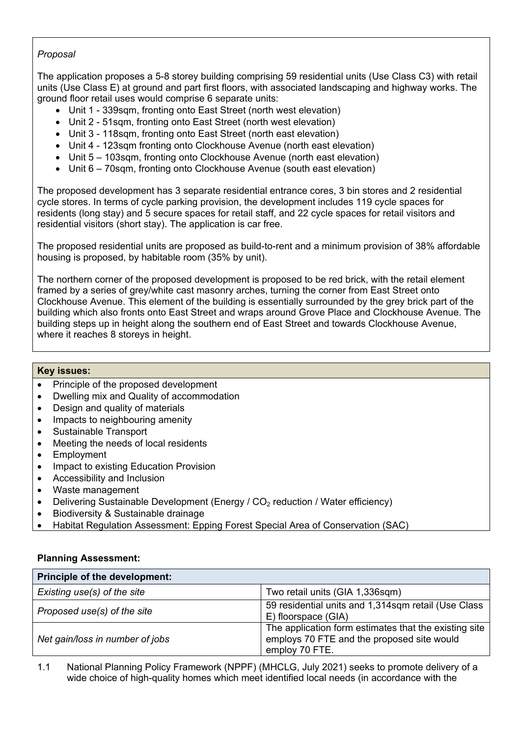*Proposal*

The application proposes a 5-8 storey building comprising 59 residential units (Use Class C3) with retail units (Use Class E) at ground and part first floors, with associated landscaping and highway works. The ground floor retail uses would comprise 6 separate units:

- Unit 1 - 339sqm, fronting onto East Street (north west elevation)
- Unit 2 - 51sqm, fronting onto East Street (north west elevation)
- Unit 3 - 118sqm, fronting onto East Street (north east elevation)
- Unit 4 - 123sqm fronting onto Clockhouse Avenue (north east elevation)
- Unit 5 – 103sqm, fronting onto Clockhouse Avenue (north east elevation)
- Unit 6 – 70sqm, fronting onto Clockhouse Avenue (south east elevation)

The proposed development has 3 separate residential entrance cores, 3 bin stores and 2 residential cycle stores. In terms of cycle parking provision, the development includes 119 cycle spaces for residents (long stay) and 5 secure spaces for retail staff, and 22 cycle spaces for retail visitors and residential visitors (short stay). The application is car free.

The proposed residential units are proposed as build-to-rent and a minimum provision of 38% affordable housing is proposed, by habitable room (35% by unit).

The northern corner of the proposed development is proposed to be red brick, with the retail element framed by a series of grey/white cast masonry arches, turning the corner from East Street onto Clockhouse Avenue. This element of the building is essentially surrounded by the grey brick part of the building which also fronts onto East Street and wraps around Grove Place and Clockhouse Avenue. The building steps up in height along the southern end of East Street and towards Clockhouse Avenue, where it reaches 8 storeys in height.

**Key issues:**

- Principle of the proposed development
- Dwelling mix and Quality of accommodation
- Design and quality of materials
- Impacts to neighbouring amenity
- Sustainable Transport
- Meeting the needs of local residents
- Employment
- Impact to existing Education Provision
- Accessibility and Inclusion
- Waste management
- Delivering Sustainable Development (Energy / $CO_2$ reduction / Water efficiency)
- Biodiversity & Sustainable drainage
- Habitat Regulation Assessment: Epping Forest Special Area of Conservation (SAC)

**Planning Assessment:**

| **Principle of the development:** | |
|---|---|
| *Existing use(s) of the site* | Two retail units (GIA 1,336sqm) |
| *Proposed use(s) of the site* | 59 residential units and 1,314sqm retail (Use Class E) floorspace (GIA) |
| *Net gain/loss in number of jobs* | The application form estimates that the existing site employs 70 FTE and the proposed site would employ 70 FTE. |

1.1 National Planning Policy Framework (NPPF) (MHCLG, July 2021) seeks to promote delivery of a wide choice of high-quality homes which meet identified local needs (in accordance with the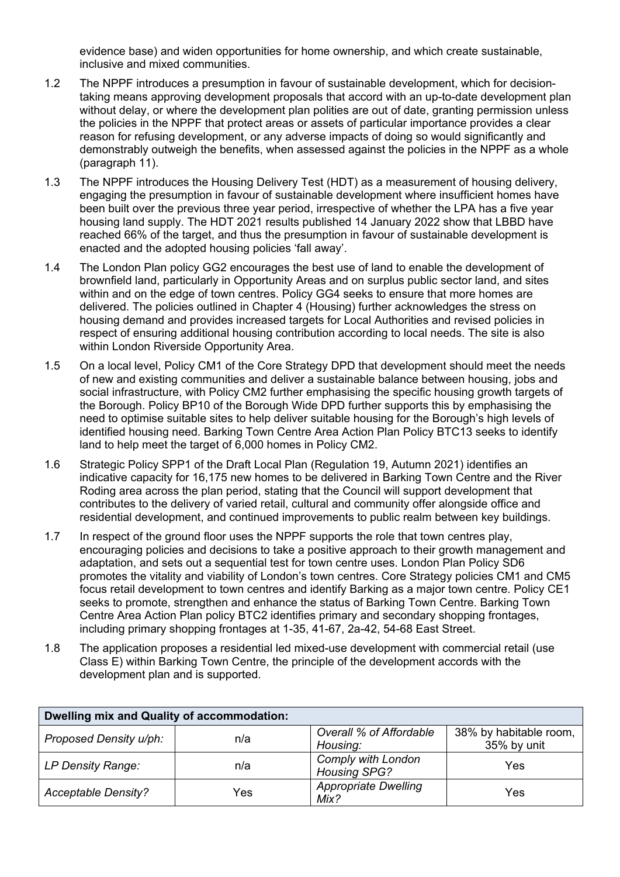evidence base) and widen opportunities for home ownership, and which create sustainable, inclusive and mixed communities.

1.2 The NPPF introduces a presumption in favour of sustainable development, which for decision-taking means approving development proposals that accord with an up-to-date development plan without delay, or where the development plan polities are out of date, granting permission unless the policies in the NPPF that protect areas or assets of particular importance provides a clear reason for refusing development, or any adverse impacts of doing so would significantly and demonstrably outweigh the benefits, when assessed against the policies in the NPPF as a whole (paragraph 11).

1.3 The NPPF introduces the Housing Delivery Test (HDT) as a measurement of housing delivery, engaging the presumption in favour of sustainable development where insufficient homes have been built over the previous three year period, irrespective of whether the LPA has a five year housing land supply. The HDT 2021 results published 14 January 2022 show that LBBD have reached 66% of the target, and thus the presumption in favour of sustainable development is enacted and the adopted housing policies 'fall away'.

1.4 The London Plan policy GG2 encourages the best use of land to enable the development of brownfield land, particularly in Opportunity Areas and on surplus public sector land, and sites within and on the edge of town centres. Policy GG4 seeks to ensure that more homes are delivered. The policies outlined in Chapter 4 (Housing) further acknowledges the stress on housing demand and provides increased targets for Local Authorities and revised policies in respect of ensuring additional housing contribution according to local needs. The site is also within London Riverside Opportunity Area.

1.5 On a local level, Policy CM1 of the Core Strategy DPD that development should meet the needs of new and existing communities and deliver a sustainable balance between housing, jobs and social infrastructure, with Policy CM2 further emphasising the specific housing growth targets of the Borough. Policy BP10 of the Borough Wide DPD further supports this by emphasising the need to optimise suitable sites to help deliver suitable housing for the Borough's high levels of identified housing need. Barking Town Centre Area Action Plan Policy BTC13 seeks to identify land to help meet the target of 6,000 homes in Policy CM2.

1.6 Strategic Policy SPP1 of the Draft Local Plan (Regulation 19, Autumn 2021) identifies an indicative capacity for 16,175 new homes to be delivered in Barking Town Centre and the River Roding area across the plan period, stating that the Council will support development that contributes to the delivery of varied retail, cultural and community offer alongside office and residential development, and continued improvements to public realm between key buildings.

1.7 In respect of the ground floor uses the NPPF supports the role that town centres play, encouraging policies and decisions to take a positive approach to their growth management and adaptation, and sets out a sequential test for town centre uses. London Plan Policy SD6 promotes the vitality and viability of London's town centres. Core Strategy policies CM1 and CM5 focus retail development to town centres and identify Barking as a major town centre. Policy CE1 seeks to promote, strengthen and enhance the status of Barking Town Centre. Barking Town Centre Area Action Plan policy BTC2 identifies primary and secondary shopping frontages, including primary shopping frontages at 1-35, 41-67, 2a-42, 54-68 East Street.

1.8 The application proposes a residential led mixed-use development with commercial retail (use Class E) within Barking Town Centre, the principle of the development accords with the development plan and is supported.

| **Dwelling mix and Quality of accommodation:** | | | |
|---|---|---|---|
| *Proposed Density u/ph:* | n/a | *Overall % of Affordable Housing:* | 38% by habitable room, 35% by unit |
| *LP Density Range:* | n/a | *Comply with London Housing SPG?* | Yes |
| *Acceptable Density?* | Yes | *Appropriate Dwelling Mix?* | Yes |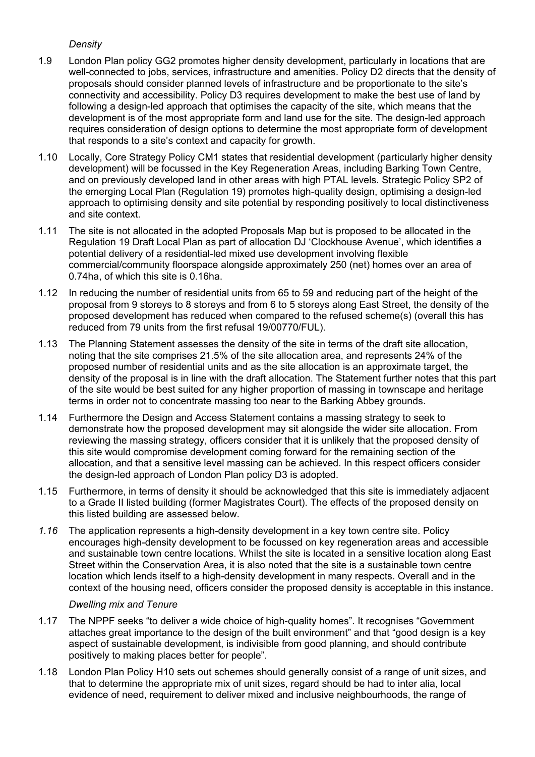*Density*

1.9 London Plan policy GG2 promotes higher density development, particularly in locations that are well-connected to jobs, services, infrastructure and amenities. Policy D2 directs that the density of proposals should consider planned levels of infrastructure and be proportionate to the site's connectivity and accessibility. Policy D3 requires development to make the best use of land by following a design-led approach that optimises the capacity of the site, which means that the development is of the most appropriate form and land use for the site. The design-led approach requires consideration of design options to determine the most appropriate form of development that responds to a site's context and capacity for growth.

1.10 Locally, Core Strategy Policy CM1 states that residential development (particularly higher density development) will be focussed in the Key Regeneration Areas, including Barking Town Centre, and on previously developed land in other areas with high PTAL levels. Strategic Policy SP2 of the emerging Local Plan (Regulation 19) promotes high-quality design, optimising a design-led approach to optimising density and site potential by responding positively to local distinctiveness and site context.

1.11 The site is not allocated in the adopted Proposals Map but is proposed to be allocated in the Regulation 19 Draft Local Plan as part of allocation DJ 'Clockhouse Avenue', which identifies a potential delivery of a residential-led mixed use development involving flexible commercial/community floorspace alongside approximately 250 (net) homes over an area of 0.74ha, of which this site is 0.16ha.

1.12 In reducing the number of residential units from 65 to 59 and reducing part of the height of the proposal from 9 storeys to 8 storeys and from 6 to 5 storeys along East Street, the density of the proposed development has reduced when compared to the refused scheme(s) (overall this has reduced from 79 units from the first refusal 19/00770/FUL).

1.13 The Planning Statement assesses the density of the site in terms of the draft site allocation, noting that the site comprises 21.5% of the site allocation area, and represents 24% of the proposed number of residential units and as the site allocation is an approximate target, the density of the proposal is in line with the draft allocation. The Statement further notes that this part of the site would be best suited for any higher proportion of massing in townscape and heritage terms in order not to concentrate massing too near to the Barking Abbey grounds.

1.14 Furthermore the Design and Access Statement contains a massing strategy to seek to demonstrate how the proposed development may sit alongside the wider site allocation. From reviewing the massing strategy, officers consider that it is unlikely that the proposed density of this site would compromise development coming forward for the remaining section of the allocation, and that a sensitive level massing can be achieved. In this respect officers consider the design-led approach of London Plan policy D3 is adopted.

1.15 Furthermore, in terms of density it should be acknowledged that this site is immediately adjacent to a Grade II listed building (former Magistrates Court). The effects of the proposed density on this listed building are assessed below.

*1.16* The application represents a high-density development in a key town centre site. Policy encourages high-density development to be focussed on key regeneration areas and accessible and sustainable town centre locations. Whilst the site is located in a sensitive location along East Street within the Conservation Area, it is also noted that the site is a sustainable town centre location which lends itself to a high-density development in many respects. Overall and in the context of the housing need, officers consider the proposed density is acceptable in this instance.

*Dwelling mix and Tenure*

1.17 The NPPF seeks "to deliver a wide choice of high-quality homes". It recognises "Government attaches great importance to the design of the built environment" and that "good design is a key aspect of sustainable development, is indivisible from good planning, and should contribute positively to making places better for people".

1.18 London Plan Policy H10 sets out schemes should generally consist of a range of unit sizes, and that to determine the appropriate mix of unit sizes, regard should be had to inter alia, local evidence of need, requirement to deliver mixed and inclusive neighbourhoods, the range of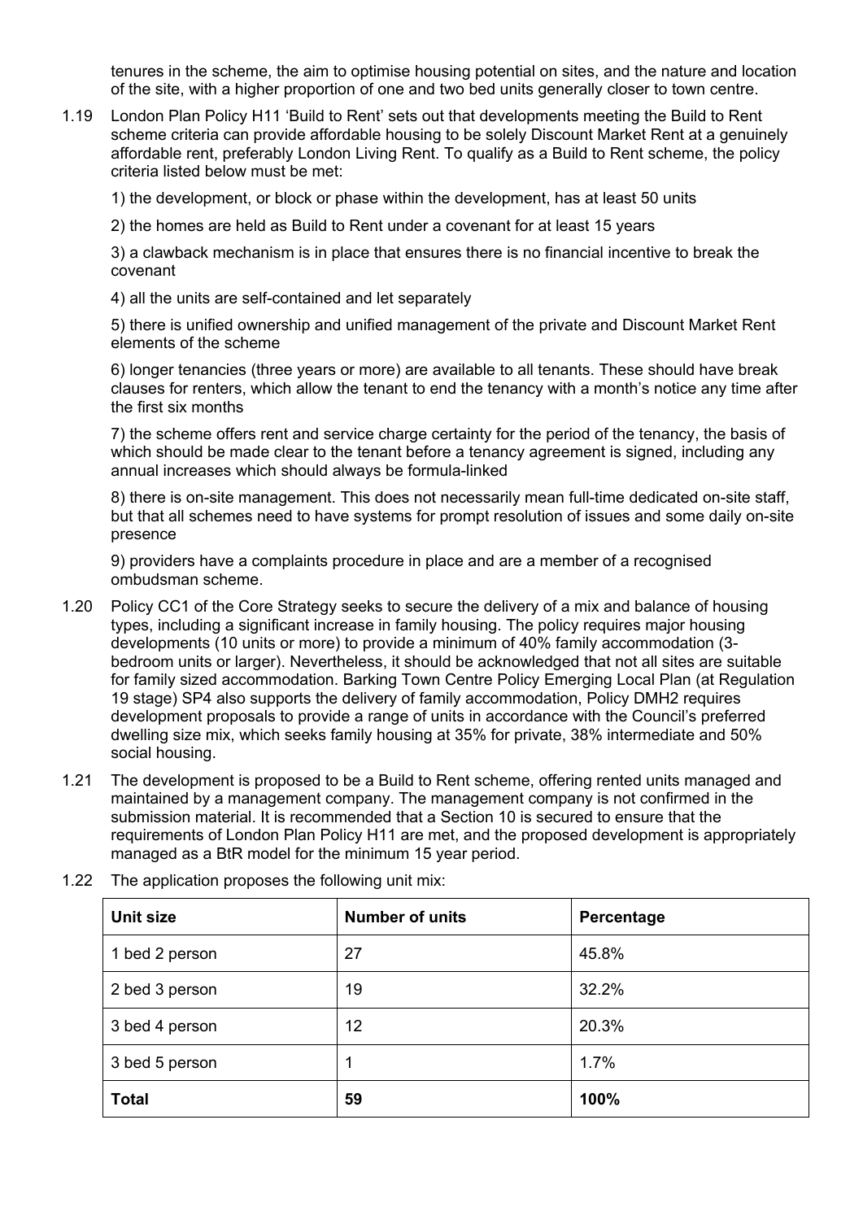tenures in the scheme, the aim to optimise housing potential on sites, and the nature and location of the site, with a higher proportion of one and two bed units generally closer to town centre.

1.19 London Plan Policy H11 'Build to Rent' sets out that developments meeting the Build to Rent scheme criteria can provide affordable housing to be solely Discount Market Rent at a genuinely affordable rent, preferably London Living Rent. To qualify as a Build to Rent scheme, the policy criteria listed below must be met:

1) the development, or block or phase within the development, has at least 50 units

2) the homes are held as Build to Rent under a covenant for at least 15 years

3) a clawback mechanism is in place that ensures there is no financial incentive to break the covenant

4) all the units are self-contained and let separately

5) there is unified ownership and unified management of the private and Discount Market Rent elements of the scheme

6) longer tenancies (three years or more) are available to all tenants. These should have break clauses for renters, which allow the tenant to end the tenancy with a month's notice any time after the first six months

7) the scheme offers rent and service charge certainty for the period of the tenancy, the basis of which should be made clear to the tenant before a tenancy agreement is signed, including any annual increases which should always be formula-linked

8) there is on-site management. This does not necessarily mean full-time dedicated on-site staff, but that all schemes need to have systems for prompt resolution of issues and some daily on-site presence

9) providers have a complaints procedure in place and are a member of a recognised ombudsman scheme.

1.20 Policy CC1 of the Core Strategy seeks to secure the delivery of a mix and balance of housing types, including a significant increase in family housing. The policy requires major housing developments (10 units or more) to provide a minimum of 40% family accommodation (3-bedroom units or larger). Nevertheless, it should be acknowledged that not all sites are suitable for family sized accommodation. Barking Town Centre Policy Emerging Local Plan (at Regulation 19 stage) SP4 also supports the delivery of family accommodation, Policy DMH2 requires development proposals to provide a range of units in accordance with the Council's preferred dwelling size mix, which seeks family housing at 35% for private, 38% intermediate and 50% social housing.

1.21 The development is proposed to be a Build to Rent scheme, offering rented units managed and maintained by a management company. The management company is not confirmed in the submission material. It is recommended that a Section 10 is secured to ensure that the requirements of London Plan Policy H11 are met, and the proposed development is appropriately managed as a BtR model for the minimum 15 year period.

1.22 The application proposes the following unit mix:

| Unit size | Number of units | Percentage |
|---|---|---|
| 1 bed 2 person | 27 | 45.8% |
| 2 bed 3 person | 19 | 32.2% |
| 3 bed 4 person | 12 | 20.3% |
| 3 bed 5 person | 1 | 1.7% |
| **Total** | **59** | **100%** |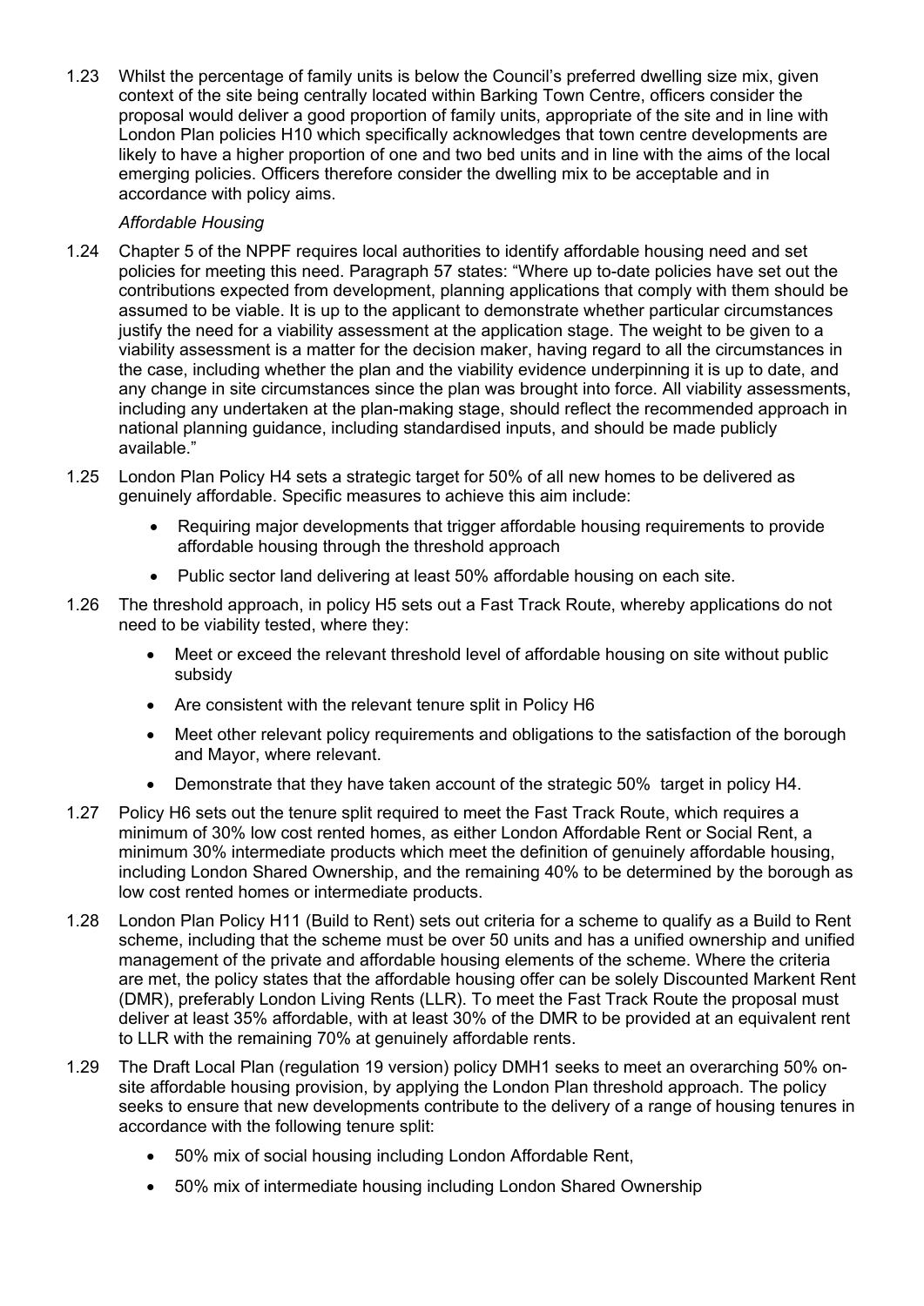1.23 Whilst the percentage of family units is below the Council's preferred dwelling size mix, given context of the site being centrally located within Barking Town Centre, officers consider the proposal would deliver a good proportion of family units, appropriate of the site and in line with London Plan policies H10 which specifically acknowledges that town centre developments are likely to have a higher proportion of one and two bed units and in line with the aims of the local emerging policies. Officers therefore consider the dwelling mix to be acceptable and in accordance with policy aims.

*Affordable Housing*

1.24 Chapter 5 of the NPPF requires local authorities to identify affordable housing need and set policies for meeting this need. Paragraph 57 states: "Where up to-date policies have set out the contributions expected from development, planning applications that comply with them should be assumed to be viable. It is up to the applicant to demonstrate whether particular circumstances justify the need for a viability assessment at the application stage. The weight to be given to a viability assessment is a matter for the decision maker, having regard to all the circumstances in the case, including whether the plan and the viability evidence underpinning it is up to date, and any change in site circumstances since the plan was brought into force. All viability assessments, including any undertaken at the plan-making stage, should reflect the recommended approach in national planning guidance, including standardised inputs, and should be made publicly available."

1.25 London Plan Policy H4 sets a strategic target for 50% of all new homes to be delivered as genuinely affordable. Specific measures to achieve this aim include:

- Requiring major developments that trigger affordable housing requirements to provide affordable housing through the threshold approach
- Public sector land delivering at least 50% affordable housing on each site.

1.26 The threshold approach, in policy H5 sets out a Fast Track Route, whereby applications do not need to be viability tested, where they:

- Meet or exceed the relevant threshold level of affordable housing on site without public subsidy
- Are consistent with the relevant tenure split in Policy H6
- Meet other relevant policy requirements and obligations to the satisfaction of the borough and Mayor, where relevant.
- Demonstrate that they have taken account of the strategic 50% target in policy H4.

1.27 Policy H6 sets out the tenure split required to meet the Fast Track Route, which requires a minimum of 30% low cost rented homes, as either London Affordable Rent or Social Rent, a minimum 30% intermediate products which meet the definition of genuinely affordable housing, including London Shared Ownership, and the remaining 40% to be determined by the borough as low cost rented homes or intermediate products.

1.28 London Plan Policy H11 (Build to Rent) sets out criteria for a scheme to qualify as a Build to Rent scheme, including that the scheme must be over 50 units and has a unified ownership and unified management of the private and affordable housing elements of the scheme. Where the criteria are met, the policy states that the affordable housing offer can be solely Discounted Markent Rent (DMR), preferably London Living Rents (LLR). To meet the Fast Track Route the proposal must deliver at least 35% affordable, with at least 30% of the DMR to be provided at an equivalent rent to LLR with the remaining 70% at genuinely affordable rents.

1.29 The Draft Local Plan (regulation 19 version) policy DMH1 seeks to meet an overarching 50% on-site affordable housing provision, by applying the London Plan threshold approach. The policy seeks to ensure that new developments contribute to the delivery of a range of housing tenures in accordance with the following tenure split:

- 50% mix of social housing including London Affordable Rent,
- 50% mix of intermediate housing including London Shared Ownership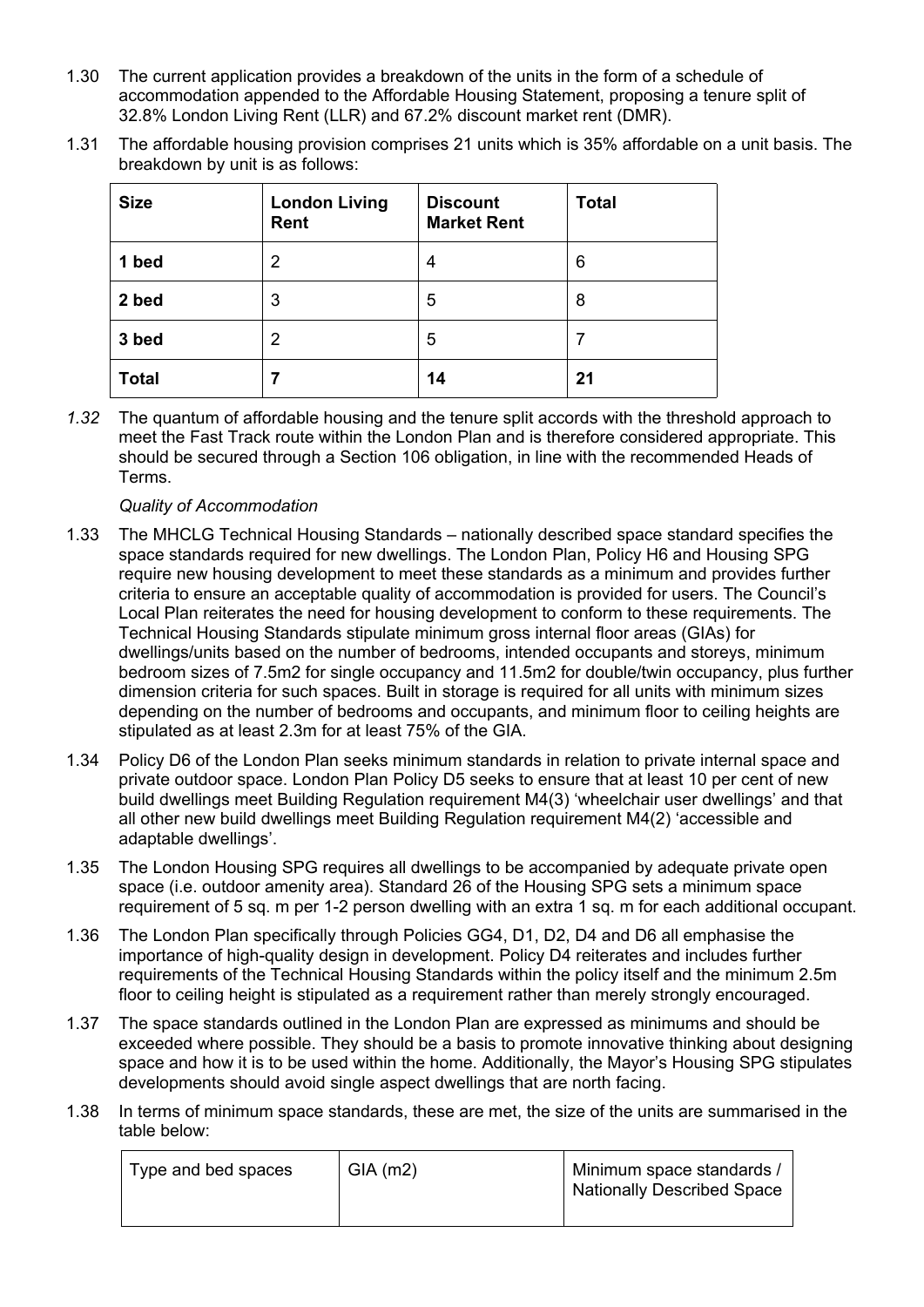1.30 The current application provides a breakdown of the units in the form of a schedule of accommodation appended to the Affordable Housing Statement, proposing a tenure split of 32.8% London Living Rent (LLR) and 67.2% discount market rent (DMR).

1.31 The affordable housing provision comprises 21 units which is 35% affordable on a unit basis. The breakdown by unit is as follows:

| **Size** | **London Living Rent** | **Discount Market Rent** | **Total** |
|---|---|---|---|
| **1 bed** | 2 | 4 | 6 |
| **2 bed** | 3 | 5 | 8 |
| **3 bed** | 2 | 5 | 7 |
| **Total** | **7** | **14** | **21** |

*1.32* The quantum of affordable housing and the tenure split accords with the threshold approach to meet the Fast Track route within the London Plan and is therefore considered appropriate. This should be secured through a Section 106 obligation, in line with the recommended Heads of Terms.

*Quality of Accommodation*

1.33 The MHCLG Technical Housing Standards – nationally described space standard specifies the space standards required for new dwellings. The London Plan, Policy H6 and Housing SPG require new housing development to meet these standards as a minimum and provides further criteria to ensure an acceptable quality of accommodation is provided for users. The Council's Local Plan reiterates the need for housing development to conform to these requirements. The Technical Housing Standards stipulate minimum gross internal floor areas (GIAs) for dwellings/units based on the number of bedrooms, intended occupants and storeys, minimum bedroom sizes of 7.5m2 for single occupancy and 11.5m2 for double/twin occupancy, plus further dimension criteria for such spaces. Built in storage is required for all units with minimum sizes depending on the number of bedrooms and occupants, and minimum floor to ceiling heights are stipulated as at least 2.3m for at least 75% of the GIA.

1.34 Policy D6 of the London Plan seeks minimum standards in relation to private internal space and private outdoor space. London Plan Policy D5 seeks to ensure that at least 10 per cent of new build dwellings meet Building Regulation requirement M4(3) 'wheelchair user dwellings' and that all other new build dwellings meet Building Regulation requirement M4(2) 'accessible and adaptable dwellings'.

1.35 The London Housing SPG requires all dwellings to be accompanied by adequate private open space (i.e. outdoor amenity area). Standard 26 of the Housing SPG sets a minimum space requirement of 5 sq. m per 1-2 person dwelling with an extra 1 sq. m for each additional occupant.

1.36 The London Plan specifically through Policies GG4, D1, D2, D4 and D6 all emphasise the importance of high-quality design in development. Policy D4 reiterates and includes further requirements of the Technical Housing Standards within the policy itself and the minimum 2.5m floor to ceiling height is stipulated as a requirement rather than merely strongly encouraged.

1.37 The space standards outlined in the London Plan are expressed as minimums and should be exceeded where possible. They should be a basis to promote innovative thinking about designing space and how it is to be used within the home. Additionally, the Mayor's Housing SPG stipulates developments should avoid single aspect dwellings that are north facing.

1.38 In terms of minimum space standards, these are met, the size of the units are summarised in the table below:

| Type and bed spaces | GIA (m2) | Minimum space standards / Nationally Described Space |
|---|---|---|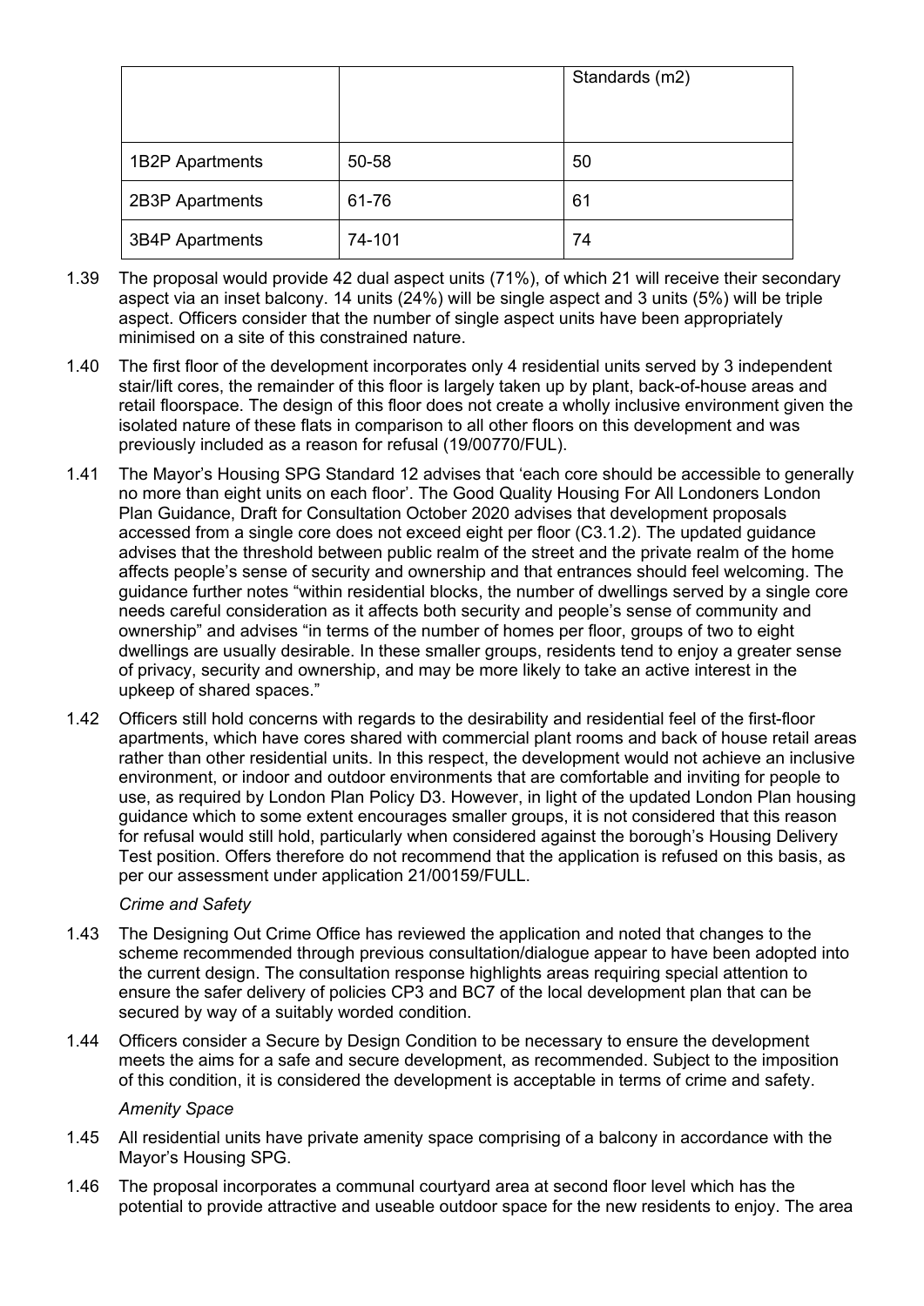| | | Standards (m2) |
|---|---|---|
| 1B2P Apartments | 50-58 | 50 |
| 2B3P Apartments | 61-76 | 61 |
| 3B4P Apartments | 74-101 | 74 |

1.39 The proposal would provide 42 dual aspect units (71%), of which 21 will receive their secondary aspect via an inset balcony. 14 units (24%) will be single aspect and 3 units (5%) will be triple aspect. Officers consider that the number of single aspect units have been appropriately minimised on a site of this constrained nature.

1.40 The first floor of the development incorporates only 4 residential units served by 3 independent stair/lift cores, the remainder of this floor is largely taken up by plant, back-of-house areas and retail floorspace. The design of this floor does not create a wholly inclusive environment given the isolated nature of these flats in comparison to all other floors on this development and was previously included as a reason for refusal (19/00770/FUL).

1.41 The Mayor's Housing SPG Standard 12 advises that 'each core should be accessible to generally no more than eight units on each floor'. The Good Quality Housing For All Londoners London Plan Guidance, Draft for Consultation October 2020 advises that development proposals accessed from a single core does not exceed eight per floor (C3.1.2). The updated guidance advises that the threshold between public realm of the street and the private realm of the home affects people's sense of security and ownership and that entrances should feel welcoming. The guidance further notes "within residential blocks, the number of dwellings served by a single core needs careful consideration as it affects both security and people's sense of community and ownership" and advises "in terms of the number of homes per floor, groups of two to eight dwellings are usually desirable. In these smaller groups, residents tend to enjoy a greater sense of privacy, security and ownership, and may be more likely to take an active interest in the upkeep of shared spaces."

1.42 Officers still hold concerns with regards to the desirability and residential feel of the first-floor apartments, which have cores shared with commercial plant rooms and back of house retail areas rather than other residential units. In this respect, the development would not achieve an inclusive environment, or indoor and outdoor environments that are comfortable and inviting for people to use, as required by London Plan Policy D3. However, in light of the updated London Plan housing guidance which to some extent encourages smaller groups, it is not considered that this reason for refusal would still hold, particularly when considered against the borough's Housing Delivery Test position. Offers therefore do not recommend that the application is refused on this basis, as per our assessment under application 21/00159/FULL.

*Crime and Safety*

1.43 The Designing Out Crime Office has reviewed the application and noted that changes to the scheme recommended through previous consultation/dialogue appear to have been adopted into the current design. The consultation response highlights areas requiring special attention to ensure the safer delivery of policies CP3 and BC7 of the local development plan that can be secured by way of a suitably worded condition.

1.44 Officers consider a Secure by Design Condition to be necessary to ensure the development meets the aims for a safe and secure development, as recommended. Subject to the imposition of this condition, it is considered the development is acceptable in terms of crime and safety.

*Amenity Space*

1.45 All residential units have private amenity space comprising of a balcony in accordance with the Mayor's Housing SPG.

1.46 The proposal incorporates a communal courtyard area at second floor level which has the potential to provide attractive and useable outdoor space for the new residents to enjoy. The area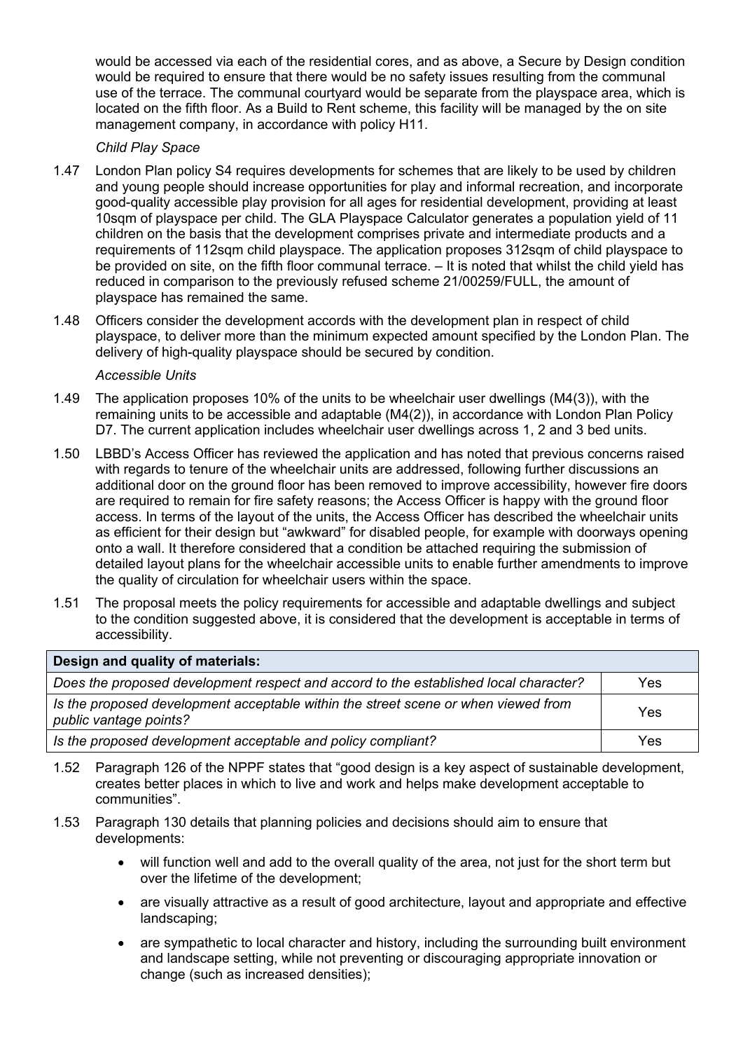would be accessed via each of the residential cores, and as above, a Secure by Design condition would be required to ensure that there would be no safety issues resulting from the communal use of the terrace. The communal courtyard would be separate from the playspace area, which is located on the fifth floor. As a Build to Rent scheme, this facility will be managed by the on site management company, in accordance with policy H11.

*Child Play Space*

1.47 London Plan policy S4 requires developments for schemes that are likely to be used by children and young people should increase opportunities for play and informal recreation, and incorporate good-quality accessible play provision for all ages for residential development, providing at least 10sqm of playspace per child. The GLA Playspace Calculator generates a population yield of 11 children on the basis that the development comprises private and intermediate products and a requirements of 112sqm child playspace. The application proposes 312sqm of child playspace to be provided on site, on the fifth floor communal terrace. – It is noted that whilst the child yield has reduced in comparison to the previously refused scheme 21/00259/FULL, the amount of playspace has remained the same.

1.48 Officers consider the development accords with the development plan in respect of child playspace, to deliver more than the minimum expected amount specified by the London Plan. The delivery of high-quality playspace should be secured by condition.

*Accessible Units*

1.49 The application proposes 10% of the units to be wheelchair user dwellings (M4(3)), with the remaining units to be accessible and adaptable (M4(2)), in accordance with London Plan Policy D7. The current application includes wheelchair user dwellings across 1, 2 and 3 bed units.

1.50 LBBD's Access Officer has reviewed the application and has noted that previous concerns raised with regards to tenure of the wheelchair units are addressed, following further discussions an additional door on the ground floor has been removed to improve accessibility, however fire doors are required to remain for fire safety reasons; the Access Officer is happy with the ground floor access. In terms of the layout of the units, the Access Officer has described the wheelchair units as efficient for their design but "awkward" for disabled people, for example with doorways opening onto a wall. It therefore considered that a condition be attached requiring the submission of detailed layout plans for the wheelchair accessible units to enable further amendments to improve the quality of circulation for wheelchair users within the space.

1.51 The proposal meets the policy requirements for accessible and adaptable dwellings and subject to the condition suggested above, it is considered that the development is acceptable in terms of accessibility.

| **Design and quality of materials:** | |
|---|---|
| *Does the proposed development respect and accord to the established local character?* | Yes |
| *Is the proposed development acceptable within the street scene or when viewed from public vantage points?* | Yes |
| *Is the proposed development acceptable and policy compliant?* | Yes |

1.52 Paragraph 126 of the NPPF states that "good design is a key aspect of sustainable development, creates better places in which to live and work and helps make development acceptable to communities".

1.53 Paragraph 130 details that planning policies and decisions should aim to ensure that developments:

- will function well and add to the overall quality of the area, not just for the short term but over the lifetime of the development;
- are visually attractive as a result of good architecture, layout and appropriate and effective landscaping;
- are sympathetic to local character and history, including the surrounding built environment and landscape setting, while not preventing or discouraging appropriate innovation or change (such as increased densities);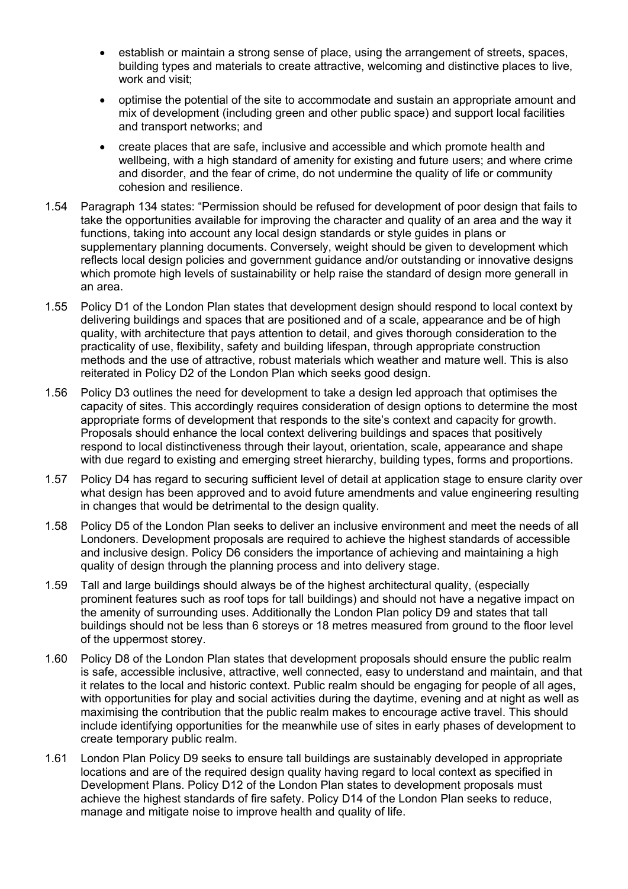- establish or maintain a strong sense of place, using the arrangement of streets, spaces, building types and materials to create attractive, welcoming and distinctive places to live, work and visit;
- optimise the potential of the site to accommodate and sustain an appropriate amount and mix of development (including green and other public space) and support local facilities and transport networks; and
- create places that are safe, inclusive and accessible and which promote health and wellbeing, with a high standard of amenity for existing and future users; and where crime and disorder, and the fear of crime, do not undermine the quality of life or community cohesion and resilience.

1.54 Paragraph 134 states: "Permission should be refused for development of poor design that fails to take the opportunities available for improving the character and quality of an area and the way it functions, taking into account any local design standards or style guides in plans or supplementary planning documents. Conversely, weight should be given to development which reflects local design policies and government guidance and/or outstanding or innovative designs which promote high levels of sustainability or help raise the standard of design more generall in an area.

1.55 Policy D1 of the London Plan states that development design should respond to local context by delivering buildings and spaces that are positioned and of a scale, appearance and be of high quality, with architecture that pays attention to detail, and gives thorough consideration to the practicality of use, flexibility, safety and building lifespan, through appropriate construction methods and the use of attractive, robust materials which weather and mature well. This is also reiterated in Policy D2 of the London Plan which seeks good design.

1.56 Policy D3 outlines the need for development to take a design led approach that optimises the capacity of sites. This accordingly requires consideration of design options to determine the most appropriate forms of development that responds to the site's context and capacity for growth. Proposals should enhance the local context delivering buildings and spaces that positively respond to local distinctiveness through their layout, orientation, scale, appearance and shape with due regard to existing and emerging street hierarchy, building types, forms and proportions.

1.57 Policy D4 has regard to securing sufficient level of detail at application stage to ensure clarity over what design has been approved and to avoid future amendments and value engineering resulting in changes that would be detrimental to the design quality.

1.58 Policy D5 of the London Plan seeks to deliver an inclusive environment and meet the needs of all Londoners. Development proposals are required to achieve the highest standards of accessible and inclusive design. Policy D6 considers the importance of achieving and maintaining a high quality of design through the planning process and into delivery stage.

1.59 Tall and large buildings should always be of the highest architectural quality, (especially prominent features such as roof tops for tall buildings) and should not have a negative impact on the amenity of surrounding uses. Additionally the London Plan policy D9 and states that tall buildings should not be less than 6 storeys or 18 metres measured from ground to the floor level of the uppermost storey.

1.60 Policy D8 of the London Plan states that development proposals should ensure the public realm is safe, accessible inclusive, attractive, well connected, easy to understand and maintain, and that it relates to the local and historic context. Public realm should be engaging for people of all ages, with opportunities for play and social activities during the daytime, evening and at night as well as maximising the contribution that the public realm makes to encourage active travel. This should include identifying opportunities for the meanwhile use of sites in early phases of development to create temporary public realm.

1.61 London Plan Policy D9 seeks to ensure tall buildings are sustainably developed in appropriate locations and are of the required design quality having regard to local context as specified in Development Plans. Policy D12 of the London Plan states to development proposals must achieve the highest standards of fire safety. Policy D14 of the London Plan seeks to reduce, manage and mitigate noise to improve health and quality of life.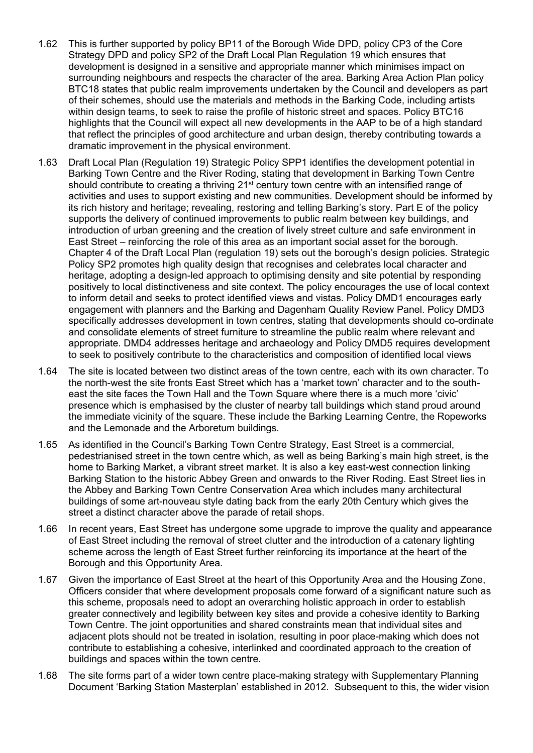1.62 This is further supported by policy BP11 of the Borough Wide DPD, policy CP3 of the Core Strategy DPD and policy SP2 of the Draft Local Plan Regulation 19 which ensures that development is designed in a sensitive and appropriate manner which minimises impact on surrounding neighbours and respects the character of the area. Barking Area Action Plan policy BTC18 states that public realm improvements undertaken by the Council and developers as part of their schemes, should use the materials and methods in the Barking Code, including artists within design teams, to seek to raise the profile of historic street and spaces. Policy BTC16 highlights that the Council will expect all new developments in the AAP to be of a high standard that reflect the principles of good architecture and urban design, thereby contributing towards a dramatic improvement in the physical environment.

1.63 Draft Local Plan (Regulation 19) Strategic Policy SPP1 identifies the development potential in Barking Town Centre and the River Roding, stating that development in Barking Town Centre should contribute to creating a thriving 21st century town centre with an intensified range of activities and uses to support existing and new communities. Development should be informed by its rich history and heritage; revealing, restoring and telling Barking's story. Part E of the policy supports the delivery of continued improvements to public realm between key buildings, and introduction of urban greening and the creation of lively street culture and safe environment in East Street – reinforcing the role of this area as an important social asset for the borough. Chapter 4 of the Draft Local Plan (regulation 19) sets out the borough's design policies. Strategic Policy SP2 promotes high quality design that recognises and celebrates local character and heritage, adopting a design-led approach to optimising density and site potential by responding positively to local distinctiveness and site context. The policy encourages the use of local context to inform detail and seeks to protect identified views and vistas. Policy DMD1 encourages early engagement with planners and the Barking and Dagenham Quality Review Panel. Policy DMD3 specifically addresses development in town centres, stating that developments should co-ordinate and consolidate elements of street furniture to streamline the public realm where relevant and appropriate. DMD4 addresses heritage and archaeology and Policy DMD5 requires development to seek to positively contribute to the characteristics and composition of identified local views

1.64 The site is located between two distinct areas of the town centre, each with its own character. To the north-west the site fronts East Street which has a 'market town' character and to the south-east the site faces the Town Hall and the Town Square where there is a much more 'civic' presence which is emphasised by the cluster of nearby tall buildings which stand proud around the immediate vicinity of the square. These include the Barking Learning Centre, the Ropeworks and the Lemonade and the Arboretum buildings.

1.65 As identified in the Council's Barking Town Centre Strategy, East Street is a commercial, pedestrianised street in the town centre which, as well as being Barking's main high street, is the home to Barking Market, a vibrant street market. It is also a key east-west connection linking Barking Station to the historic Abbey Green and onwards to the River Roding. East Street lies in the Abbey and Barking Town Centre Conservation Area which includes many architectural buildings of some art-nouveau style dating back from the early 20th Century which gives the street a distinct character above the parade of retail shops.

1.66 In recent years, East Street has undergone some upgrade to improve the quality and appearance of East Street including the removal of street clutter and the introduction of a catenary lighting scheme across the length of East Street further reinforcing its importance at the heart of the Borough and this Opportunity Area.

1.67 Given the importance of East Street at the heart of this Opportunity Area and the Housing Zone, Officers consider that where development proposals come forward of a significant nature such as this scheme, proposals need to adopt an overarching holistic approach in order to establish greater connectively and legibility between key sites and provide a cohesive identity to Barking Town Centre. The joint opportunities and shared constraints mean that individual sites and adjacent plots should not be treated in isolation, resulting in poor place-making which does not contribute to establishing a cohesive, interlinked and coordinated approach to the creation of buildings and spaces within the town centre.

1.68 The site forms part of a wider town centre place-making strategy with Supplementary Planning Document 'Barking Station Masterplan' established in 2012. Subsequent to this, the wider vision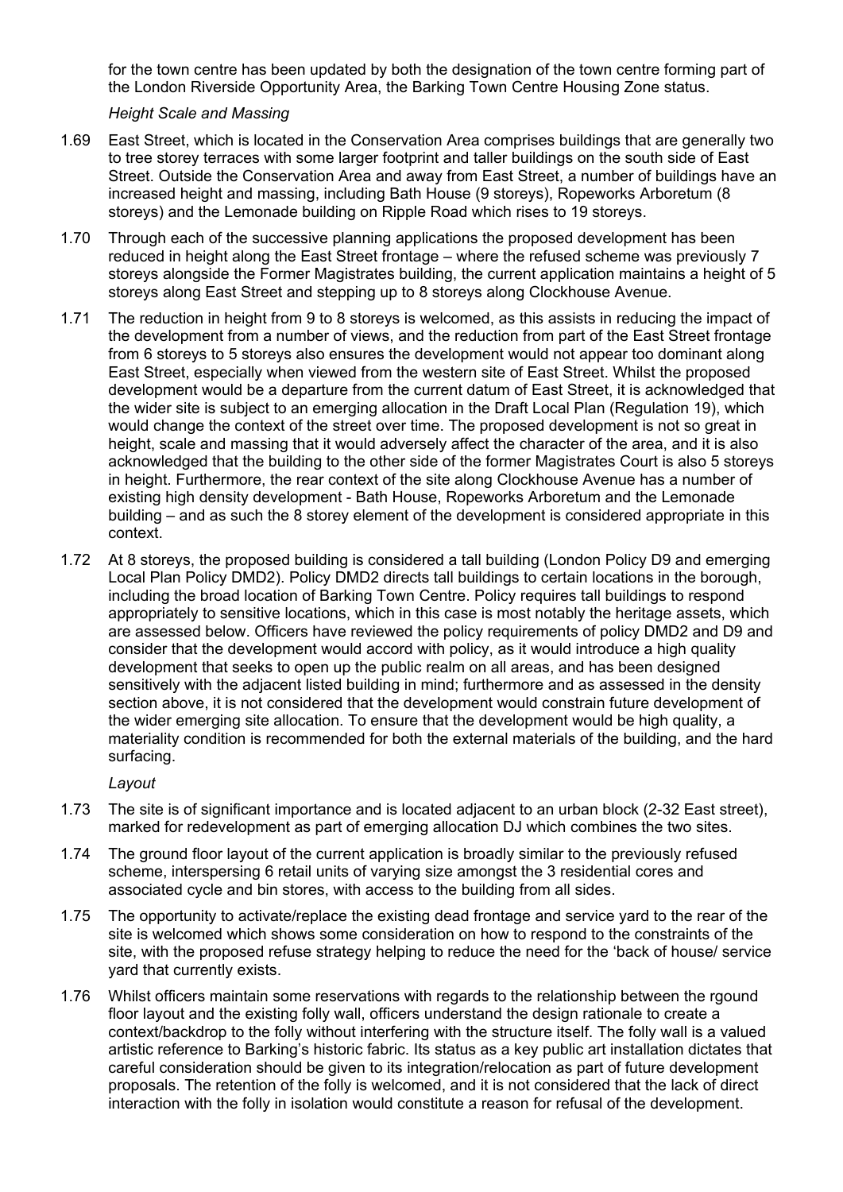for the town centre has been updated by both the designation of the town centre forming part of the London Riverside Opportunity Area, the Barking Town Centre Housing Zone status.

*Height Scale and Massing*

1.69 East Street, which is located in the Conservation Area comprises buildings that are generally two to tree storey terraces with some larger footprint and taller buildings on the south side of East Street. Outside the Conservation Area and away from East Street, a number of buildings have an increased height and massing, including Bath House (9 storeys), Ropeworks Arboretum (8 storeys) and the Lemonade building on Ripple Road which rises to 19 storeys.

1.70 Through each of the successive planning applications the proposed development has been reduced in height along the East Street frontage – where the refused scheme was previously 7 storeys alongside the Former Magistrates building, the current application maintains a height of 5 storeys along East Street and stepping up to 8 storeys along Clockhouse Avenue.

1.71 The reduction in height from 9 to 8 storeys is welcomed, as this assists in reducing the impact of the development from a number of views, and the reduction from part of the East Street frontage from 6 storeys to 5 storeys also ensures the development would not appear too dominant along East Street, especially when viewed from the western site of East Street. Whilst the proposed development would be a departure from the current datum of East Street, it is acknowledged that the wider site is subject to an emerging allocation in the Draft Local Plan (Regulation 19), which would change the context of the street over time. The proposed development is not so great in height, scale and massing that it would adversely affect the character of the area, and it is also acknowledged that the building to the other side of the former Magistrates Court is also 5 storeys in height. Furthermore, the rear context of the site along Clockhouse Avenue has a number of existing high density development - Bath House, Ropeworks Arboretum and the Lemonade building – and as such the 8 storey element of the development is considered appropriate in this context.

1.72 At 8 storeys, the proposed building is considered a tall building (London Policy D9 and emerging Local Plan Policy DMD2). Policy DMD2 directs tall buildings to certain locations in the borough, including the broad location of Barking Town Centre. Policy requires tall buildings to respond appropriately to sensitive locations, which in this case is most notably the heritage assets, which are assessed below. Officers have reviewed the policy requirements of policy DMD2 and D9 and consider that the development would accord with policy, as it would introduce a high quality development that seeks to open up the public realm on all areas, and has been designed sensitively with the adjacent listed building in mind; furthermore and as assessed in the density section above, it is not considered that the development would constrain future development of the wider emerging site allocation. To ensure that the development would be high quality, a materiality condition is recommended for both the external materials of the building, and the hard surfacing.

*Layout*

1.73 The site is of significant importance and is located adjacent to an urban block (2-32 East street), marked for redevelopment as part of emerging allocation DJ which combines the two sites.

1.74 The ground floor layout of the current application is broadly similar to the previously refused scheme, interspersing 6 retail units of varying size amongst the 3 residential cores and associated cycle and bin stores, with access to the building from all sides.

1.75 The opportunity to activate/replace the existing dead frontage and service yard to the rear of the site is welcomed which shows some consideration on how to respond to the constraints of the site, with the proposed refuse strategy helping to reduce the need for the 'back of house/ service yard that currently exists.

1.76 Whilst officers maintain some reservations with regards to the relationship between the rgound floor layout and the existing folly wall, officers understand the design rationale to create a context/backdrop to the folly without interfering with the structure itself. The folly wall is a valued artistic reference to Barking's historic fabric. Its status as a key public art installation dictates that careful consideration should be given to its integration/relocation as part of future development proposals. The retention of the folly is welcomed, and it is not considered that the lack of direct interaction with the folly in isolation would constitute a reason for refusal of the development.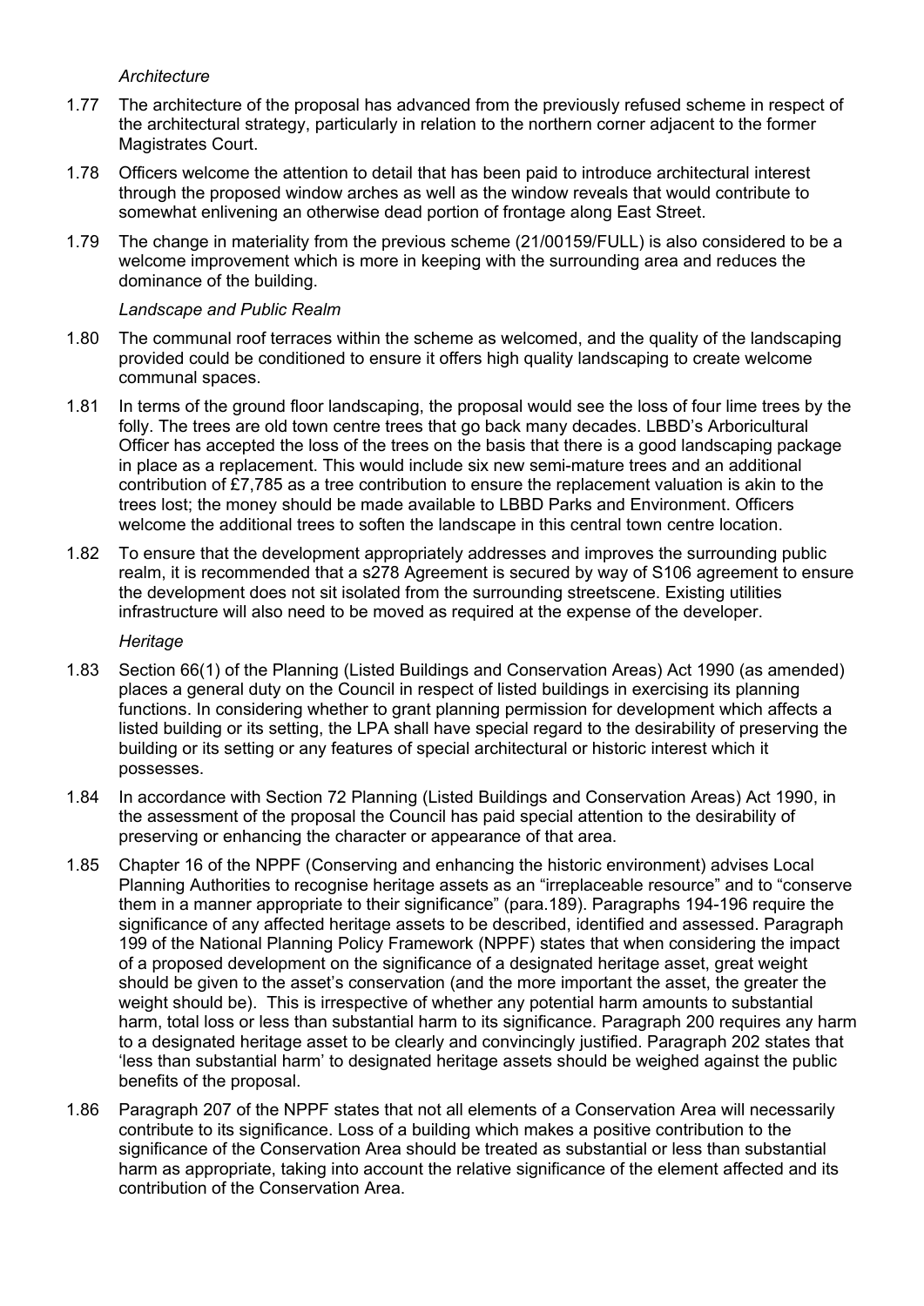*Architecture*

1.77 The architecture of the proposal has advanced from the previously refused scheme in respect of the architectural strategy, particularly in relation to the northern corner adjacent to the former Magistrates Court.

1.78 Officers welcome the attention to detail that has been paid to introduce architectural interest through the proposed window arches as well as the window reveals that would contribute to somewhat enlivening an otherwise dead portion of frontage along East Street.

1.79 The change in materiality from the previous scheme (21/00159/FULL) is also considered to be a welcome improvement which is more in keeping with the surrounding area and reduces the dominance of the building.

*Landscape and Public Realm*

1.80 The communal roof terraces within the scheme as welcomed, and the quality of the landscaping provided could be conditioned to ensure it offers high quality landscaping to create welcome communal spaces.

1.81 In terms of the ground floor landscaping, the proposal would see the loss of four lime trees by the folly. The trees are old town centre trees that go back many decades. LBBD's Arboricultural Officer has accepted the loss of the trees on the basis that there is a good landscaping package in place as a replacement. This would include six new semi-mature trees and an additional contribution of £7,785 as a tree contribution to ensure the replacement valuation is akin to the trees lost; the money should be made available to LBBD Parks and Environment. Officers welcome the additional trees to soften the landscape in this central town centre location.

1.82 To ensure that the development appropriately addresses and improves the surrounding public realm, it is recommended that a s278 Agreement is secured by way of S106 agreement to ensure the development does not sit isolated from the surrounding streetscene. Existing utilities infrastructure will also need to be moved as required at the expense of the developer.

*Heritage*

1.83 Section 66(1) of the Planning (Listed Buildings and Conservation Areas) Act 1990 (as amended) places a general duty on the Council in respect of listed buildings in exercising its planning functions. In considering whether to grant planning permission for development which affects a listed building or its setting, the LPA shall have special regard to the desirability of preserving the building or its setting or any features of special architectural or historic interest which it possesses.

1.84 In accordance with Section 72 Planning (Listed Buildings and Conservation Areas) Act 1990, in the assessment of the proposal the Council has paid special attention to the desirability of preserving or enhancing the character or appearance of that area.

1.85 Chapter 16 of the NPPF (Conserving and enhancing the historic environment) advises Local Planning Authorities to recognise heritage assets as an "irreplaceable resource" and to "conserve them in a manner appropriate to their significance" (para.189). Paragraphs 194-196 require the significance of any affected heritage assets to be described, identified and assessed. Paragraph 199 of the National Planning Policy Framework (NPPF) states that when considering the impact of a proposed development on the significance of a designated heritage asset, great weight should be given to the asset's conservation (and the more important the asset, the greater the weight should be). This is irrespective of whether any potential harm amounts to substantial harm, total loss or less than substantial harm to its significance. Paragraph 200 requires any harm to a designated heritage asset to be clearly and convincingly justified. Paragraph 202 states that 'less than substantial harm' to designated heritage assets should be weighed against the public benefits of the proposal.

1.86 Paragraph 207 of the NPPF states that not all elements of a Conservation Area will necessarily contribute to its significance. Loss of a building which makes a positive contribution to the significance of the Conservation Area should be treated as substantial or less than substantial harm as appropriate, taking into account the relative significance of the element affected and its contribution of the Conservation Area.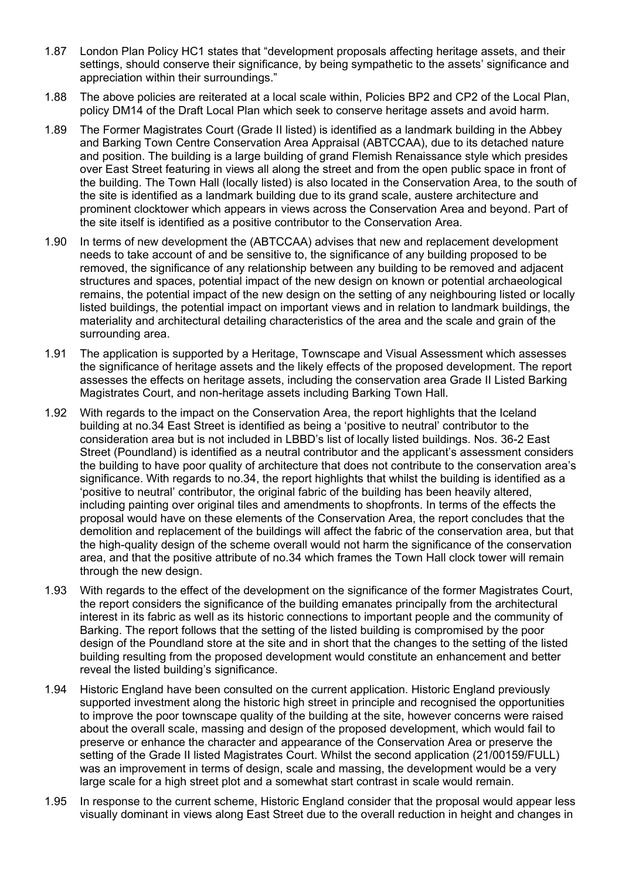1.87 London Plan Policy HC1 states that "development proposals affecting heritage assets, and their settings, should conserve their significance, by being sympathetic to the assets' significance and appreciation within their surroundings."

1.88 The above policies are reiterated at a local scale within, Policies BP2 and CP2 of the Local Plan, policy DM14 of the Draft Local Plan which seek to conserve heritage assets and avoid harm.

1.89 The Former Magistrates Court (Grade II listed) is identified as a landmark building in the Abbey and Barking Town Centre Conservation Area Appraisal (ABTCCAA), due to its detached nature and position. The building is a large building of grand Flemish Renaissance style which presides over East Street featuring in views all along the street and from the open public space in front of the building. The Town Hall (locally listed) is also located in the Conservation Area, to the south of the site is identified as a landmark building due to its grand scale, austere architecture and prominent clocktower which appears in views across the Conservation Area and beyond. Part of the site itself is identified as a positive contributor to the Conservation Area.

1.90 In terms of new development the (ABTCCAA) advises that new and replacement development needs to take account of and be sensitive to, the significance of any building proposed to be removed, the significance of any relationship between any building to be removed and adjacent structures and spaces, potential impact of the new design on known or potential archaeological remains, the potential impact of the new design on the setting of any neighbouring listed or locally listed buildings, the potential impact on important views and in relation to landmark buildings, the materiality and architectural detailing characteristics of the area and the scale and grain of the surrounding area.

1.91 The application is supported by a Heritage, Townscape and Visual Assessment which assesses the significance of heritage assets and the likely effects of the proposed development. The report assesses the effects on heritage assets, including the conservation area Grade II Listed Barking Magistrates Court, and non-heritage assets including Barking Town Hall.

1.92 With regards to the impact on the Conservation Area, the report highlights that the Iceland building at no.34 East Street is identified as being a 'positive to neutral' contributor to the consideration area but is not included in LBBD's list of locally listed buildings. Nos. 36-2 East Street (Poundland) is identified as a neutral contributor and the applicant's assessment considers the building to have poor quality of architecture that does not contribute to the conservation area's significance. With regards to no.34, the report highlights that whilst the building is identified as a 'positive to neutral' contributor, the original fabric of the building has been heavily altered, including painting over original tiles and amendments to shopfronts. In terms of the effects the proposal would have on these elements of the Conservation Area, the report concludes that the demolition and replacement of the buildings will affect the fabric of the conservation area, but that the high-quality design of the scheme overall would not harm the significance of the conservation area, and that the positive attribute of no.34 which frames the Town Hall clock tower will remain through the new design.

1.93 With regards to the effect of the development on the significance of the former Magistrates Court, the report considers the significance of the building emanates principally from the architectural interest in its fabric as well as its historic connections to important people and the community of Barking. The report follows that the setting of the listed building is compromised by the poor design of the Poundland store at the site and in short that the changes to the setting of the listed building resulting from the proposed development would constitute an enhancement and better reveal the listed building's significance.

1.94 Historic England have been consulted on the current application. Historic England previously supported investment along the historic high street in principle and recognised the opportunities to improve the poor townscape quality of the building at the site, however concerns were raised about the overall scale, massing and design of the proposed development, which would fail to preserve or enhance the character and appearance of the Conservation Area or preserve the setting of the Grade II listed Magistrates Court. Whilst the second application (21/00159/FULL) was an improvement in terms of design, scale and massing, the development would be a very large scale for a high street plot and a somewhat start contrast in scale would remain.

1.95 In response to the current scheme, Historic England consider that the proposal would appear less visually dominant in views along East Street due to the overall reduction in height and changes in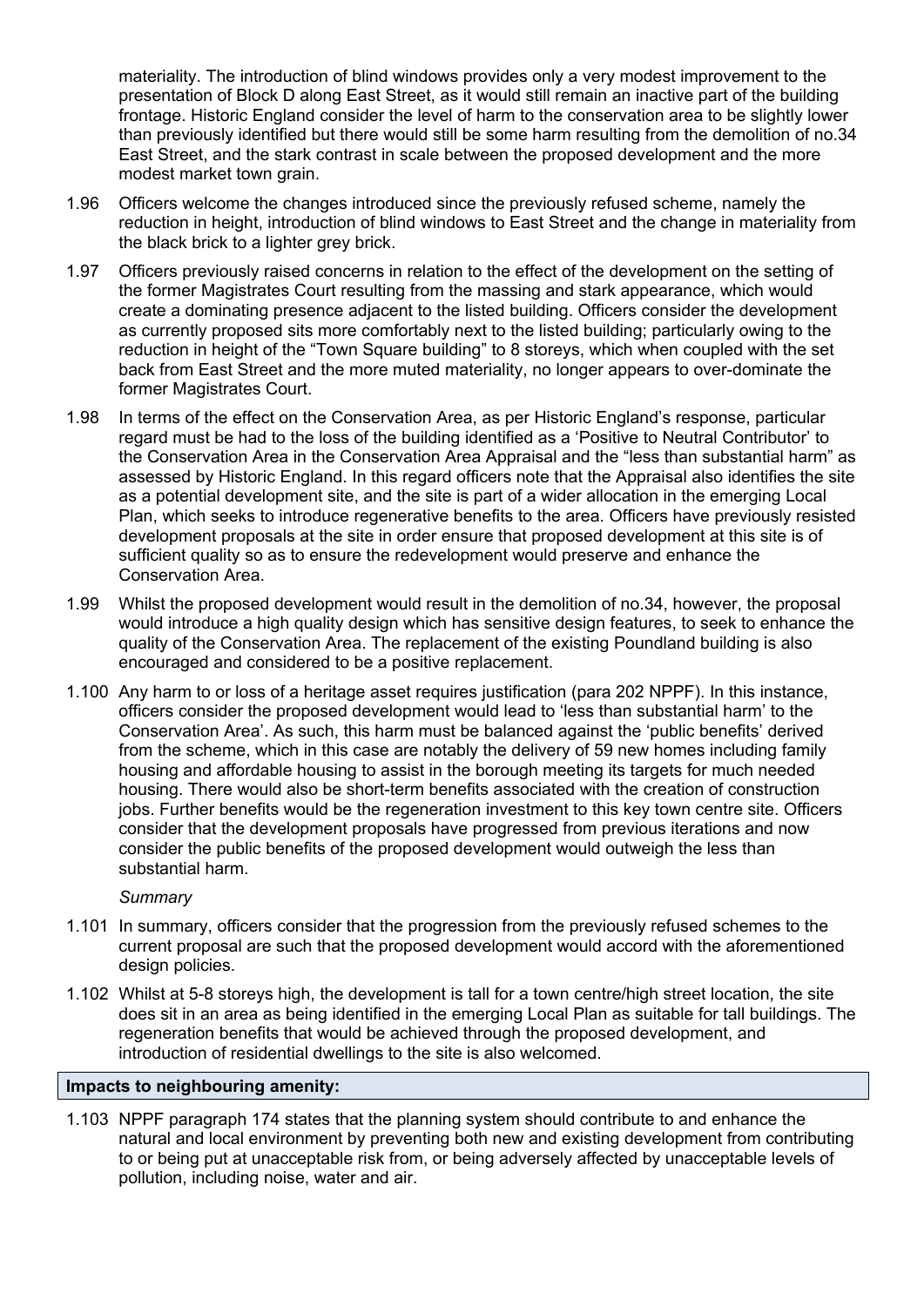materiality. The introduction of blind windows provides only a very modest improvement to the presentation of Block D along East Street, as it would still remain an inactive part of the building frontage. Historic England consider the level of harm to the conservation area to be slightly lower than previously identified but there would still be some harm resulting from the demolition of no.34 East Street, and the stark contrast in scale between the proposed development and the more modest market town grain.

1.96 Officers welcome the changes introduced since the previously refused scheme, namely the reduction in height, introduction of blind windows to East Street and the change in materiality from the black brick to a lighter grey brick.

1.97 Officers previously raised concerns in relation to the effect of the development on the setting of the former Magistrates Court resulting from the massing and stark appearance, which would create a dominating presence adjacent to the listed building. Officers consider the development as currently proposed sits more comfortably next to the listed building; particularly owing to the reduction in height of the "Town Square building" to 8 storeys, which when coupled with the set back from East Street and the more muted materiality, no longer appears to over-dominate the former Magistrates Court.

1.98 In terms of the effect on the Conservation Area, as per Historic England's response, particular regard must be had to the loss of the building identified as a 'Positive to Neutral Contributor' to the Conservation Area in the Conservation Area Appraisal and the "less than substantial harm" as assessed by Historic England. In this regard officers note that the Appraisal also identifies the site as a potential development site, and the site is part of a wider allocation in the emerging Local Plan, which seeks to introduce regenerative benefits to the area. Officers have previously resisted development proposals at the site in order ensure that proposed development at this site is of sufficient quality so as to ensure the redevelopment would preserve and enhance the Conservation Area.

1.99 Whilst the proposed development would result in the demolition of no.34, however, the proposal would introduce a high quality design which has sensitive design features, to seek to enhance the quality of the Conservation Area. The replacement of the existing Poundland building is also encouraged and considered to be a positive replacement.

1.100 Any harm to or loss of a heritage asset requires justification (para 202 NPPF). In this instance, officers consider the proposed development would lead to 'less than substantial harm' to the Conservation Area'. As such, this harm must be balanced against the 'public benefits' derived from the scheme, which in this case are notably the delivery of 59 new homes including family housing and affordable housing to assist in the borough meeting its targets for much needed housing. There would also be short-term benefits associated with the creation of construction jobs. Further benefits would be the regeneration investment to this key town centre site. Officers consider that the development proposals have progressed from previous iterations and now consider the public benefits of the proposed development would outweigh the less than substantial harm.

*Summary*

1.101 In summary, officers consider that the progression from the previously refused schemes to the current proposal are such that the proposed development would accord with the aforementioned design policies.

1.102 Whilst at 5-8 storeys high, the development is tall for a town centre/high street location, the site does sit in an area as being identified in the emerging Local Plan as suitable for tall buildings. The regeneration benefits that would be achieved through the proposed development, and introduction of residential dwellings to the site is also welcomed.

**Impacts to neighbouring amenity:**

1.103 NPPF paragraph 174 states that the planning system should contribute to and enhance the natural and local environment by preventing both new and existing development from contributing to or being put at unacceptable risk from, or being adversely affected by unacceptable levels of pollution, including noise, water and air.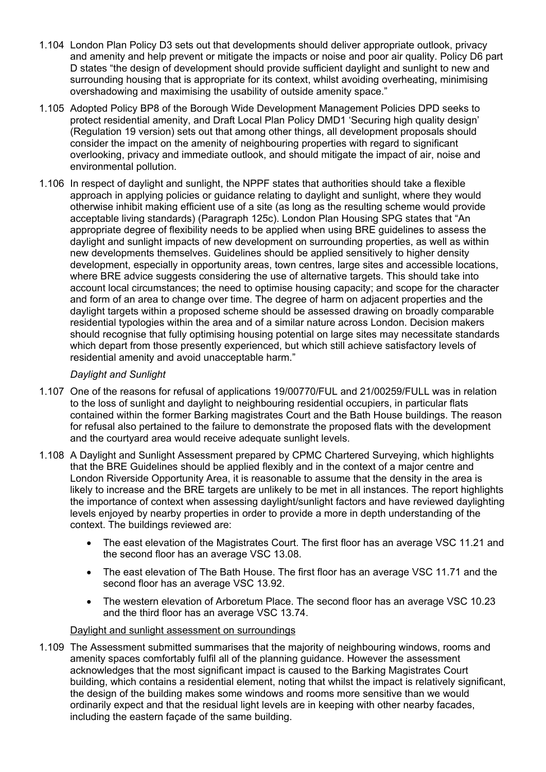1.104 London Plan Policy D3 sets out that developments should deliver appropriate outlook, privacy and amenity and help prevent or mitigate the impacts or noise and poor air quality. Policy D6 part D states "the design of development should provide sufficient daylight and sunlight to new and surrounding housing that is appropriate for its context, whilst avoiding overheating, minimising overshadowing and maximising the usability of outside amenity space."

1.105 Adopted Policy BP8 of the Borough Wide Development Management Policies DPD seeks to protect residential amenity, and Draft Local Plan Policy DMD1 'Securing high quality design' (Regulation 19 version) sets out that among other things, all development proposals should consider the impact on the amenity of neighbouring properties with regard to significant overlooking, privacy and immediate outlook, and should mitigate the impact of air, noise and environmental pollution.

1.106 In respect of daylight and sunlight, the NPPF states that authorities should take a flexible approach in applying policies or guidance relating to daylight and sunlight, where they would otherwise inhibit making efficient use of a site (as long as the resulting scheme would provide acceptable living standards) (Paragraph 125c). London Plan Housing SPG states that "An appropriate degree of flexibility needs to be applied when using BRE guidelines to assess the daylight and sunlight impacts of new development on surrounding properties, as well as within new developments themselves. Guidelines should be applied sensitively to higher density development, especially in opportunity areas, town centres, large sites and accessible locations, where BRE advice suggests considering the use of alternative targets. This should take into account local circumstances; the need to optimise housing capacity; and scope for the character and form of an area to change over time. The degree of harm on adjacent properties and the daylight targets within a proposed scheme should be assessed drawing on broadly comparable residential typologies within the area and of a similar nature across London. Decision makers should recognise that fully optimising housing potential on large sites may necessitate standards which depart from those presently experienced, but which still achieve satisfactory levels of residential amenity and avoid unacceptable harm."

*Daylight and Sunlight*

1.107 One of the reasons for refusal of applications 19/00770/FUL and 21/00259/FULL was in relation to the loss of sunlight and daylight to neighbouring residential occupiers, in particular flats contained within the former Barking magistrates Court and the Bath House buildings. The reason for refusal also pertained to the failure to demonstrate the proposed flats with the development and the courtyard area would receive adequate sunlight levels.

1.108 A Daylight and Sunlight Assessment prepared by CPMC Chartered Surveying, which highlights that the BRE Guidelines should be applied flexibly and in the context of a major centre and London Riverside Opportunity Area, it is reasonable to assume that the density in the area is likely to increase and the BRE targets are unlikely to be met in all instances. The report highlights the importance of context when assessing daylight/sunlight factors and have reviewed daylighting levels enjoyed by nearby properties in order to provide a more in depth understanding of the context. The buildings reviewed are:

- The east elevation of the Magistrates Court. The first floor has an average VSC 11.21 and the second floor has an average VSC 13.08.
- The east elevation of The Bath House. The first floor has an average VSC 11.71 and the second floor has an average VSC 13.92.
- The western elevation of Arboretum Place. The second floor has an average VSC 10.23 and the third floor has an average VSC 13.74.

<u>Daylight and sunlight assessment on surroundings</u>

1.109 The Assessment submitted summarises that the majority of neighbouring windows, rooms and amenity spaces comfortably fulfil all of the planning guidance. However the assessment acknowledges that the most significant impact is caused to the Barking Magistrates Court building, which contains a residential element, noting that whilst the impact is relatively significant, the design of the building makes some windows and rooms more sensitive than we would ordinarily expect and that the residual light levels are in keeping with other nearby facades, including the eastern façade of the same building.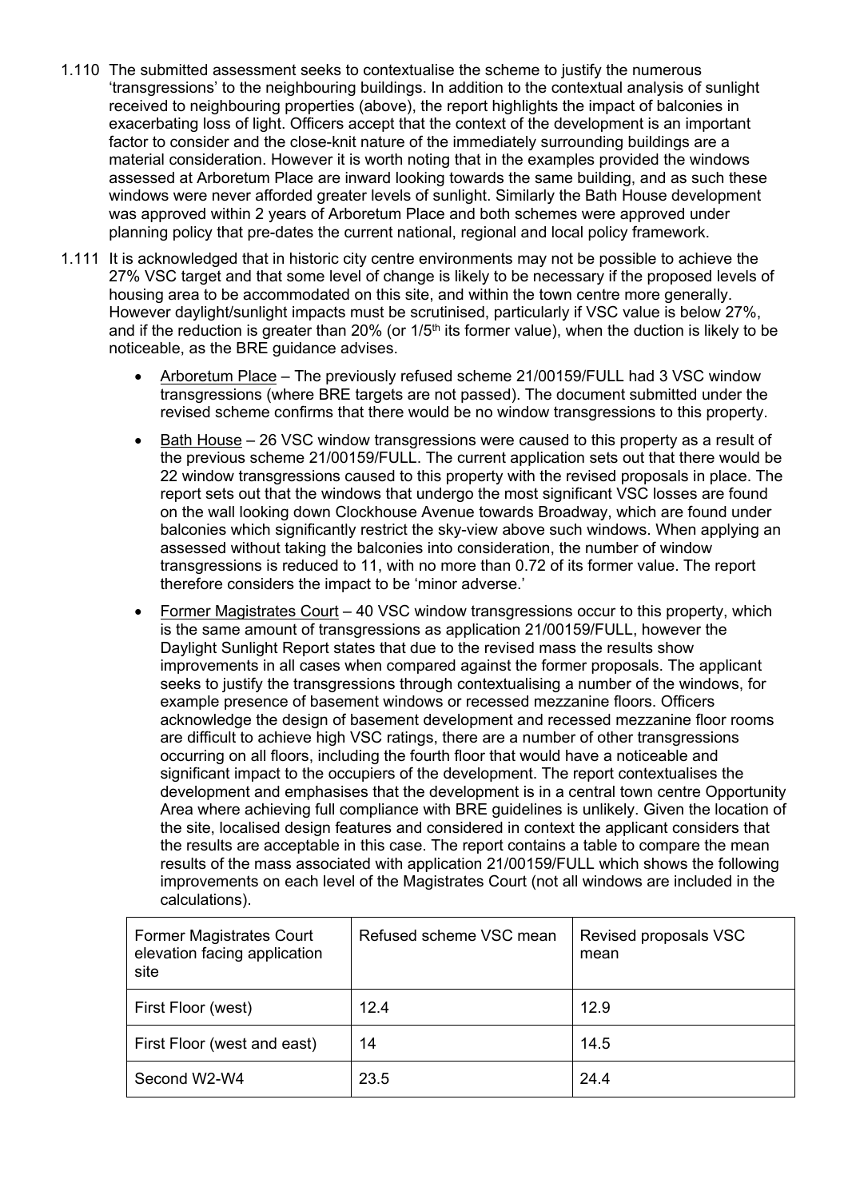1.110 The submitted assessment seeks to contextualise the scheme to justify the numerous 'transgressions' to the neighbouring buildings. In addition to the contextual analysis of sunlight received to neighbouring properties (above), the report highlights the impact of balconies in exacerbating loss of light. Officers accept that the context of the development is an important factor to consider and the close-knit nature of the immediately surrounding buildings are a material consideration. However it is worth noting that in the examples provided the windows assessed at Arboretum Place are inward looking towards the same building, and as such these windows were never afforded greater levels of sunlight. Similarly the Bath House development was approved within 2 years of Arboretum Place and both schemes were approved under planning policy that pre-dates the current national, regional and local policy framework.

1.111 It is acknowledged that in historic city centre environments may not be possible to achieve the 27% VSC target and that some level of change is likely to be necessary if the proposed levels of housing area to be accommodated on this site, and within the town centre more generally. However daylight/sunlight impacts must be scrutinised, particularly if VSC value is below 27%, and if the reduction is greater than 20% (or 1/5th its former value), when the duction is likely to be noticeable, as the BRE guidance advises.

- Arboretum Place – The previously refused scheme 21/00159/FULL had 3 VSC window transgressions (where BRE targets are not passed). The document submitted under the revised scheme confirms that there would be no window transgressions to this property.
- Bath House – 26 VSC window transgressions were caused to this property as a result of the previous scheme 21/00159/FULL. The current application sets out that there would be 22 window transgressions caused to this property with the revised proposals in place. The report sets out that the windows that undergo the most significant VSC losses are found on the wall looking down Clockhouse Avenue towards Broadway, which are found under balconies which significantly restrict the sky-view above such windows. When applying an assessed without taking the balconies into consideration, the number of window transgressions is reduced to 11, with no more than 0.72 of its former value. The report therefore considers the impact to be 'minor adverse.'
- Former Magistrates Court – 40 VSC window transgressions occur to this property, which is the same amount of transgressions as application 21/00159/FULL, however the Daylight Sunlight Report states that due to the revised mass the results show improvements in all cases when compared against the former proposals. The applicant seeks to justify the transgressions through contextualising a number of the windows, for example presence of basement windows or recessed mezzanine floors. Officers acknowledge the design of basement development and recessed mezzanine floor rooms are difficult to achieve high VSC ratings, there are a number of other transgressions occurring on all floors, including the fourth floor that would have a noticeable and significant impact to the occupiers of the development. The report contextualises the development and emphasises that the development is in a central town centre Opportunity Area where achieving full compliance with BRE guidelines is unlikely. Given the location of the site, localised design features and considered in context the applicant considers that the results are acceptable in this case. The report contains a table to compare the mean results of the mass associated with application 21/00159/FULL which shows the following improvements on each level of the Magistrates Court (not all windows are included in the calculations).

| Former Magistrates Court elevation facing application site | Refused scheme VSC mean | Revised proposals VSC mean |
|---|---|---|
| First Floor (west) | 12.4 | 12.9 |
| First Floor (west and east) | 14 | 14.5 |
| Second W2-W4 | 23.5 | 24.4 |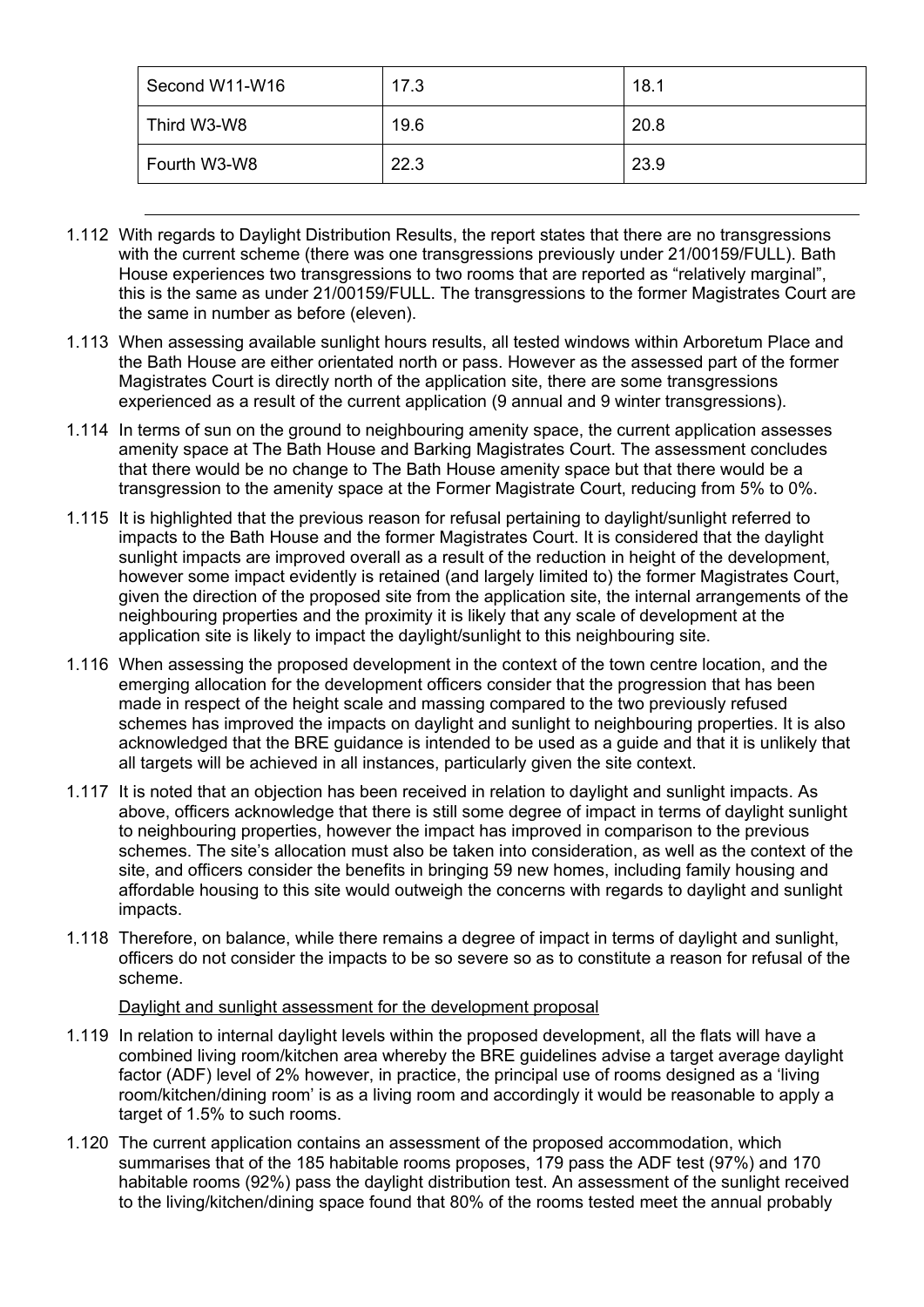| Second W11-W16 | 17.3 | 18.1 |
|---|---|---|
| Third W3-W8 | 19.6 | 20.8 |
| Fourth W3-W8 | 22.3 | 23.9 |

1.112 With regards to Daylight Distribution Results, the report states that there are no transgressions with the current scheme (there was one transgressions previously under 21/00159/FULL). Bath House experiences two transgressions to two rooms that are reported as “relatively marginal”, this is the same as under 21/00159/FULL. The transgressions to the former Magistrates Court are the same in number as before (eleven).

1.113 When assessing available sunlight hours results, all tested windows within Arboretum Place and the Bath House are either orientated north or pass. However as the assessed part of the former Magistrates Court is directly north of the application site, there are some transgressions experienced as a result of the current application (9 annual and 9 winter transgressions).

1.114 In terms of sun on the ground to neighbouring amenity space, the current application assesses amenity space at The Bath House and Barking Magistrates Court. The assessment concludes that there would be no change to The Bath House amenity space but that there would be a transgression to the amenity space at the Former Magistrate Court, reducing from 5% to 0%.

1.115 It is highlighted that the previous reason for refusal pertaining to daylight/sunlight referred to impacts to the Bath House and the former Magistrates Court. It is considered that the daylight sunlight impacts are improved overall as a result of the reduction in height of the development, however some impact evidently is retained (and largely limited to) the former Magistrates Court, given the direction of the proposed site from the application site, the internal arrangements of the neighbouring properties and the proximity it is likely that any scale of development at the application site is likely to impact the daylight/sunlight to this neighbouring site.

1.116 When assessing the proposed development in the context of the town centre location, and the emerging allocation for the development officers consider that the progression that has been made in respect of the height scale and massing compared to the two previously refused schemes has improved the impacts on daylight and sunlight to neighbouring properties. It is also acknowledged that the BRE guidance is intended to be used as a guide and that it is unlikely that all targets will be achieved in all instances, particularly given the site context.

1.117 It is noted that an objection has been received in relation to daylight and sunlight impacts. As above, officers acknowledge that there is still some degree of impact in terms of daylight sunlight to neighbouring properties, however the impact has improved in comparison to the previous schemes. The site’s allocation must also be taken into consideration, as well as the context of the site, and officers consider the benefits in bringing 59 new homes, including family housing and affordable housing to this site would outweigh the concerns with regards to daylight and sunlight impacts.

1.118 Therefore, on balance, while there remains a degree of impact in terms of daylight and sunlight, officers do not consider the impacts to be so severe so as to constitute a reason for refusal of the scheme.

Daylight and sunlight assessment for the development proposal

1.119 In relation to internal daylight levels within the proposed development, all the flats will have a combined living room/kitchen area whereby the BRE guidelines advise a target average daylight factor (ADF) level of 2% however, in practice, the principal use of rooms designed as a ‘living room/kitchen/dining room’ is as a living room and accordingly it would be reasonable to apply a target of 1.5% to such rooms.

1.120 The current application contains an assessment of the proposed accommodation, which summarises that of the 185 habitable rooms proposes, 179 pass the ADF test (97%) and 170 habitable rooms (92%) pass the daylight distribution test. An assessment of the sunlight received to the living/kitchen/dining space found that 80% of the rooms tested meet the annual probably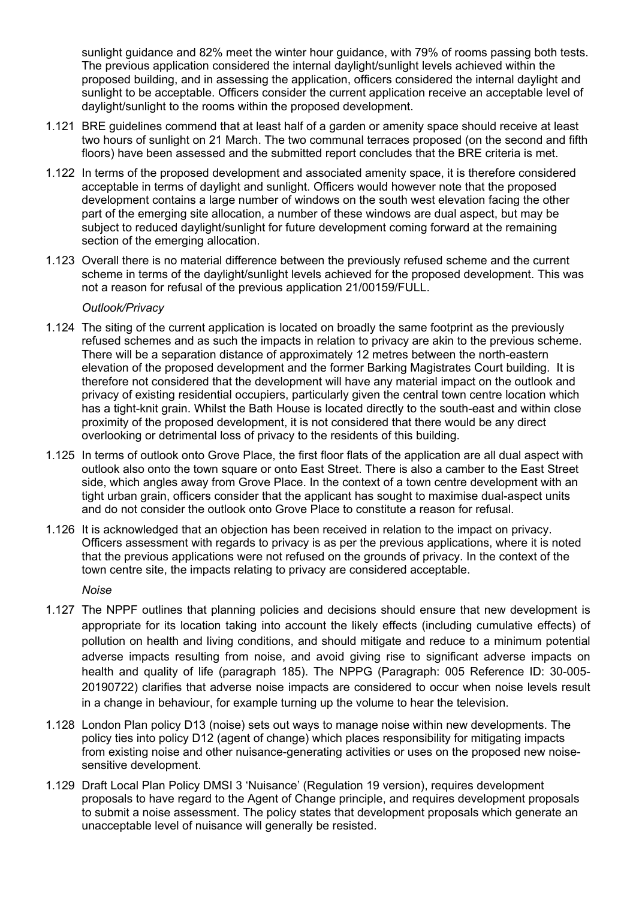sunlight guidance and 82% meet the winter hour guidance, with 79% of rooms passing both tests. The previous application considered the internal daylight/sunlight levels achieved within the proposed building, and in assessing the application, officers considered the internal daylight and sunlight to be acceptable. Officers consider the current application receive an acceptable level of daylight/sunlight to the rooms within the proposed development.

1.121 BRE guidelines commend that at least half of a garden or amenity space should receive at least two hours of sunlight on 21 March. The two communal terraces proposed (on the second and fifth floors) have been assessed and the submitted report concludes that the BRE criteria is met.

1.122 In terms of the proposed development and associated amenity space, it is therefore considered acceptable in terms of daylight and sunlight. Officers would however note that the proposed development contains a large number of windows on the south west elevation facing the other part of the emerging site allocation, a number of these windows are dual aspect, but may be subject to reduced daylight/sunlight for future development coming forward at the remaining section of the emerging allocation.

1.123 Overall there is no material difference between the previously refused scheme and the current scheme in terms of the daylight/sunlight levels achieved for the proposed development. This was not a reason for refusal of the previous application 21/00159/FULL.

*Outlook/Privacy*

1.124 The siting of the current application is located on broadly the same footprint as the previously refused schemes and as such the impacts in relation to privacy are akin to the previous scheme. There will be a separation distance of approximately 12 metres between the north-eastern elevation of the proposed development and the former Barking Magistrates Court building. It is therefore not considered that the development will have any material impact on the outlook and privacy of existing residential occupiers, particularly given the central town centre location which has a tight-knit grain. Whilst the Bath House is located directly to the south-east and within close proximity of the proposed development, it is not considered that there would be any direct overlooking or detrimental loss of privacy to the residents of this building.

1.125 In terms of outlook onto Grove Place, the first floor flats of the application are all dual aspect with outlook also onto the town square or onto East Street. There is also a camber to the East Street side, which angles away from Grove Place. In the context of a town centre development with an tight urban grain, officers consider that the applicant has sought to maximise dual-aspect units and do not consider the outlook onto Grove Place to constitute a reason for refusal.

1.126 It is acknowledged that an objection has been received in relation to the impact on privacy. Officers assessment with regards to privacy is as per the previous applications, where it is noted that the previous applications were not refused on the grounds of privacy. In the context of the town centre site, the impacts relating to privacy are considered acceptable.

*Noise*

1.127 The NPPF outlines that planning policies and decisions should ensure that new development is appropriate for its location taking into account the likely effects (including cumulative effects) of pollution on health and living conditions, and should mitigate and reduce to a minimum potential adverse impacts resulting from noise, and avoid giving rise to significant adverse impacts on health and quality of life (paragraph 185). The NPPG (Paragraph: 005 Reference ID: 30-005-20190722) clarifies that adverse noise impacts are considered to occur when noise levels result in a change in behaviour, for example turning up the volume to hear the television.

1.128 London Plan policy D13 (noise) sets out ways to manage noise within new developments. The policy ties into policy D12 (agent of change) which places responsibility for mitigating impacts from existing noise and other nuisance-generating activities or uses on the proposed new noise-sensitive development.

1.129 Draft Local Plan Policy DMSI 3 'Nuisance' (Regulation 19 version), requires development proposals to have regard to the Agent of Change principle, and requires development proposals to submit a noise assessment. The policy states that development proposals which generate an unacceptable level of nuisance will generally be resisted.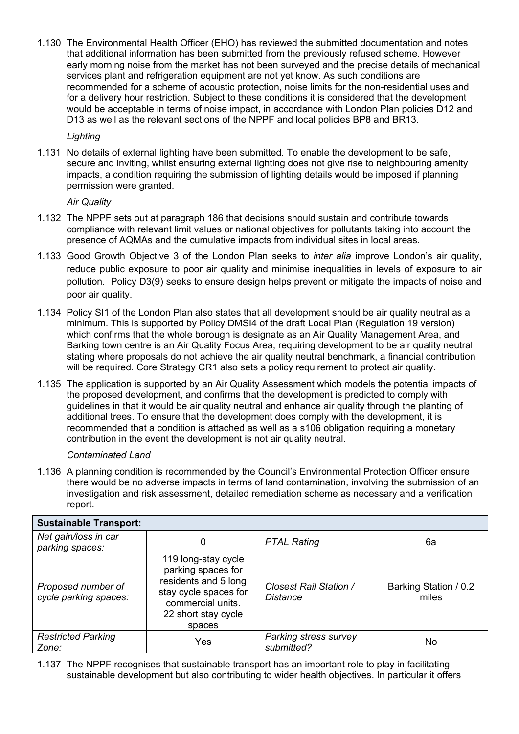1.130 The Environmental Health Officer (EHO) has reviewed the submitted documentation and notes that additional information has been submitted from the previously refused scheme. However early morning noise from the market has not been surveyed and the precise details of mechanical services plant and refrigeration equipment are not yet know. As such conditions are recommended for a scheme of acoustic protection, noise limits for the non-residential uses and for a delivery hour restriction. Subject to these conditions it is considered that the development would be acceptable in terms of noise impact, in accordance with London Plan policies D12 and D13 as well as the relevant sections of the NPPF and local policies BP8 and BR13.

*Lighting*

1.131 No details of external lighting have been submitted. To enable the development to be safe, secure and inviting, whilst ensuring external lighting does not give rise to neighbouring amenity impacts, a condition requiring the submission of lighting details would be imposed if planning permission were granted.

*Air Quality*

1.132 The NPPF sets out at paragraph 186 that decisions should sustain and contribute towards compliance with relevant limit values or national objectives for pollutants taking into account the presence of AQMAs and the cumulative impacts from individual sites in local areas.

1.133 Good Growth Objective 3 of the London Plan seeks to *inter alia* improve London's air quality, reduce public exposure to poor air quality and minimise inequalities in levels of exposure to air pollution. Policy D3(9) seeks to ensure design helps prevent or mitigate the impacts of noise and poor air quality.

1.134 Policy SI1 of the London Plan also states that all development should be air quality neutral as a minimum. This is supported by Policy DMSI4 of the draft Local Plan (Regulation 19 version) which confirms that the whole borough is designate as an Air Quality Management Area, and Barking town centre is an Air Quality Focus Area, requiring development to be air quality neutral stating where proposals do not achieve the air quality neutral benchmark, a financial contribution will be required. Core Strategy CR1 also sets a policy requirement to protect air quality.

1.135 The application is supported by an Air Quality Assessment which models the potential impacts of the proposed development, and confirms that the development is predicted to comply with guidelines in that it would be air quality neutral and enhance air quality through the planting of additional trees. To ensure that the development does comply with the development, it is recommended that a condition is attached as well as a s106 obligation requiring a monetary contribution in the event the development is not air quality neutral.

*Contaminated Land*

1.136 A planning condition is recommended by the Council's Environmental Protection Officer ensure there would be no adverse impacts in terms of land contamination, involving the submission of an investigation and risk assessment, detailed remediation scheme as necessary and a verification report.

| **Sustainable Transport:** | | | |
|---|---|---|---|
| *Net gain/loss in car parking spaces:* | 0 | *PTAL Rating* | 6a |
| *Proposed number of cycle parking spaces:* | 119 long-stay cycle parking spaces for residents and 5 long stay cycle spaces for commercial units. 22 short stay cycle spaces | *Closest Rail Station / Distance* | Barking Station / 0.2 miles |
| *Restricted Parking Zone:* | Yes | *Parking stress survey submitted?* | No |

1.137 The NPPF recognises that sustainable transport has an important role to play in facilitating sustainable development but also contributing to wider health objectives. In particular it offers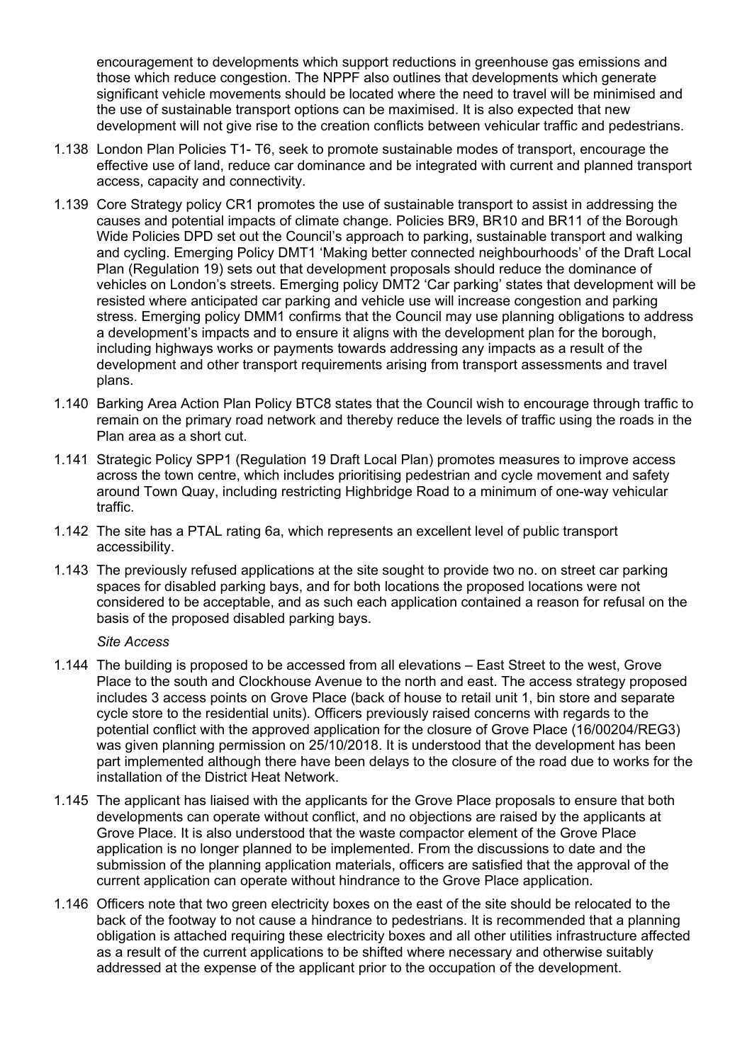encouragement to developments which support reductions in greenhouse gas emissions and those which reduce congestion. The NPPF also outlines that developments which generate significant vehicle movements should be located where the need to travel will be minimised and the use of sustainable transport options can be maximised. It is also expected that new development will not give rise to the creation conflicts between vehicular traffic and pedestrians.

1.138 London Plan Policies T1- T6, seek to promote sustainable modes of transport, encourage the effective use of land, reduce car dominance and be integrated with current and planned transport access, capacity and connectivity.

1.139 Core Strategy policy CR1 promotes the use of sustainable transport to assist in addressing the causes and potential impacts of climate change. Policies BR9, BR10 and BR11 of the Borough Wide Policies DPD set out the Council's approach to parking, sustainable transport and walking and cycling. Emerging Policy DMT1 'Making better connected neighbourhoods' of the Draft Local Plan (Regulation 19) sets out that development proposals should reduce the dominance of vehicles on London's streets. Emerging policy DMT2 'Car parking' states that development will be resisted where anticipated car parking and vehicle use will increase congestion and parking stress. Emerging policy DMM1 confirms that the Council may use planning obligations to address a development's impacts and to ensure it aligns with the development plan for the borough, including highways works or payments towards addressing any impacts as a result of the development and other transport requirements arising from transport assessments and travel plans.

1.140 Barking Area Action Plan Policy BTC8 states that the Council wish to encourage through traffic to remain on the primary road network and thereby reduce the levels of traffic using the roads in the Plan area as a short cut.

1.141 Strategic Policy SPP1 (Regulation 19 Draft Local Plan) promotes measures to improve access across the town centre, which includes prioritising pedestrian and cycle movement and safety around Town Quay, including restricting Highbridge Road to a minimum of one-way vehicular traffic.

1.142 The site has a PTAL rating 6a, which represents an excellent level of public transport accessibility.

1.143 The previously refused applications at the site sought to provide two no. on street car parking spaces for disabled parking bays, and for both locations the proposed locations were not considered to be acceptable, and as such each application contained a reason for refusal on the basis of the proposed disabled parking bays.

*Site Access*

1.144 The building is proposed to be accessed from all elevations – East Street to the west, Grove Place to the south and Clockhouse Avenue to the north and east. The access strategy proposed includes 3 access points on Grove Place (back of house to retail unit 1, bin store and separate cycle store to the residential units). Officers previously raised concerns with regards to the potential conflict with the approved application for the closure of Grove Place (16/00204/REG3) was given planning permission on 25/10/2018. It is understood that the development has been part implemented although there have been delays to the closure of the road due to works for the installation of the District Heat Network.

1.145 The applicant has liaised with the applicants for the Grove Place proposals to ensure that both developments can operate without conflict, and no objections are raised by the applicants at Grove Place. It is also understood that the waste compactor element of the Grove Place application is no longer planned to be implemented. From the discussions to date and the submission of the planning application materials, officers are satisfied that the approval of the current application can operate without hindrance to the Grove Place application.

1.146 Officers note that two green electricity boxes on the east of the site should be relocated to the back of the footway to not cause a hindrance to pedestrians. It is recommended that a planning obligation is attached requiring these electricity boxes and all other utilities infrastructure affected as a result of the current applications to be shifted where necessary and otherwise suitably addressed at the expense of the applicant prior to the occupation of the development.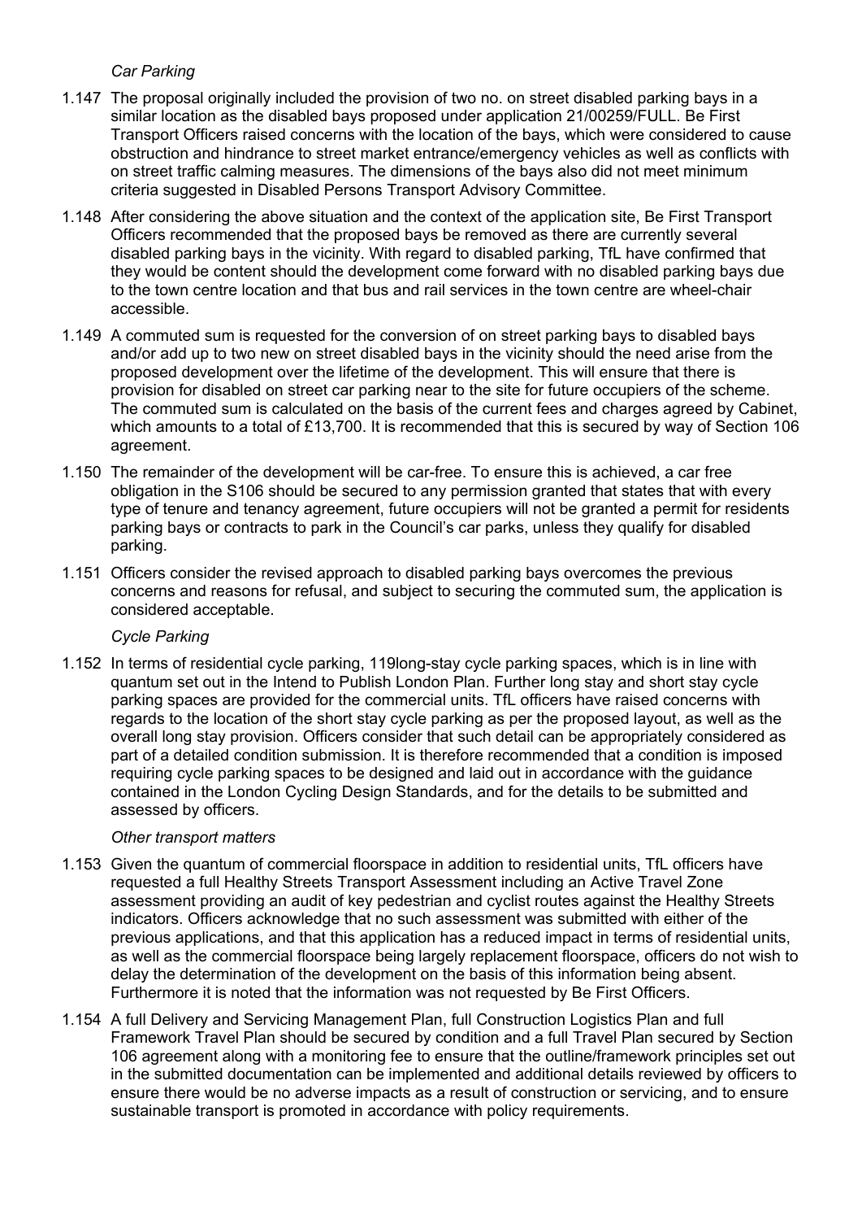*Car Parking*

1.147 The proposal originally included the provision of two no. on street disabled parking bays in a similar location as the disabled bays proposed under application 21/00259/FULL. Be First Transport Officers raised concerns with the location of the bays, which were considered to cause obstruction and hindrance to street market entrance/emergency vehicles as well as conflicts with on street traffic calming measures. The dimensions of the bays also did not meet minimum criteria suggested in Disabled Persons Transport Advisory Committee.

1.148 After considering the above situation and the context of the application site, Be First Transport Officers recommended that the proposed bays be removed as there are currently several disabled parking bays in the vicinity. With regard to disabled parking, TfL have confirmed that they would be content should the development come forward with no disabled parking bays due to the town centre location and that bus and rail services in the town centre are wheel-chair accessible.

1.149 A commuted sum is requested for the conversion of on street parking bays to disabled bays and/or add up to two new on street disabled bays in the vicinity should the need arise from the proposed development over the lifetime of the development. This will ensure that there is provision for disabled on street car parking near to the site for future occupiers of the scheme. The commuted sum is calculated on the basis of the current fees and charges agreed by Cabinet, which amounts to a total of £13,700. It is recommended that this is secured by way of Section 106 agreement.

1.150 The remainder of the development will be car-free. To ensure this is achieved, a car free obligation in the S106 should be secured to any permission granted that states that with every type of tenure and tenancy agreement, future occupiers will not be granted a permit for residents parking bays or contracts to park in the Council's car parks, unless they qualify for disabled parking.

1.151 Officers consider the revised approach to disabled parking bays overcomes the previous concerns and reasons for refusal, and subject to securing the commuted sum, the application is considered acceptable.

*Cycle Parking*

1.152 In terms of residential cycle parking, 119long-stay cycle parking spaces, which is in line with quantum set out in the Intend to Publish London Plan. Further long stay and short stay cycle parking spaces are provided for the commercial units. TfL officers have raised concerns with regards to the location of the short stay cycle parking as per the proposed layout, as well as the overall long stay provision. Officers consider that such detail can be appropriately considered as part of a detailed condition submission. It is therefore recommended that a condition is imposed requiring cycle parking spaces to be designed and laid out in accordance with the guidance contained in the London Cycling Design Standards, and for the details to be submitted and assessed by officers.

*Other transport matters*

1.153 Given the quantum of commercial floorspace in addition to residential units, TfL officers have requested a full Healthy Streets Transport Assessment including an Active Travel Zone assessment providing an audit of key pedestrian and cyclist routes against the Healthy Streets indicators. Officers acknowledge that no such assessment was submitted with either of the previous applications, and that this application has a reduced impact in terms of residential units, as well as the commercial floorspace being largely replacement floorspace, officers do not wish to delay the determination of the development on the basis of this information being absent. Furthermore it is noted that the information was not requested by Be First Officers.

1.154 A full Delivery and Servicing Management Plan, full Construction Logistics Plan and full Framework Travel Plan should be secured by condition and a full Travel Plan secured by Section 106 agreement along with a monitoring fee to ensure that the outline/framework principles set out in the submitted documentation can be implemented and additional details reviewed by officers to ensure there would be no adverse impacts as a result of construction or servicing, and to ensure sustainable transport is promoted in accordance with policy requirements.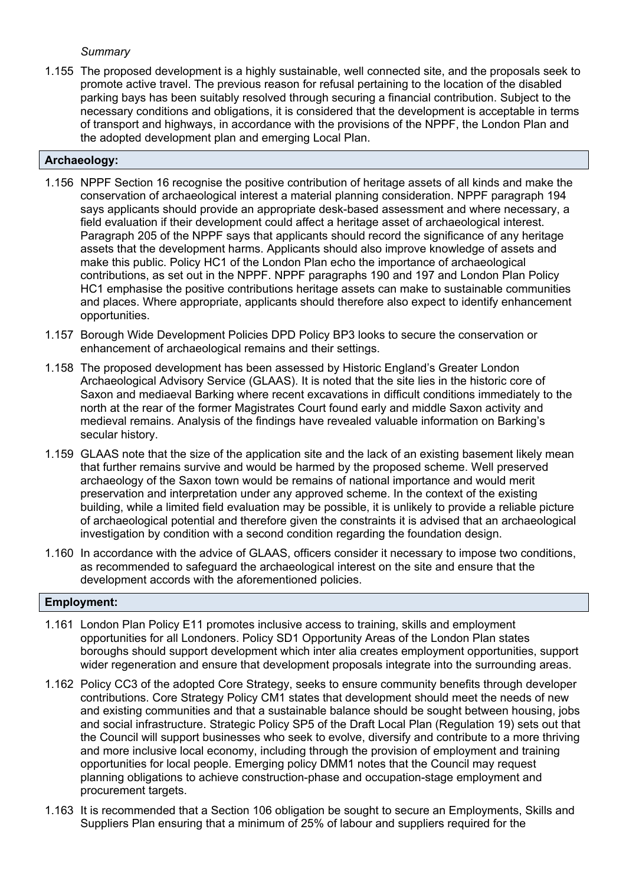*Summary*

1.155 The proposed development is a highly sustainable, well connected site, and the proposals seek to promote active travel. The previous reason for refusal pertaining to the location of the disabled parking bays has been suitably resolved through securing a financial contribution. Subject to the necessary conditions and obligations, it is considered that the development is acceptable in terms of transport and highways, in accordance with the provisions of the NPPF, the London Plan and the adopted development plan and emerging Local Plan.

**Archaeology:**

1.156 NPPF Section 16 recognise the positive contribution of heritage assets of all kinds and make the conservation of archaeological interest a material planning consideration. NPPF paragraph 194 says applicants should provide an appropriate desk-based assessment and where necessary, a field evaluation if their development could affect a heritage asset of archaeological interest. Paragraph 205 of the NPPF says that applicants should record the significance of any heritage assets that the development harms. Applicants should also improve knowledge of assets and make this public. Policy HC1 of the London Plan echo the importance of archaeological contributions, as set out in the NPPF. NPPF paragraphs 190 and 197 and London Plan Policy HC1 emphasise the positive contributions heritage assets can make to sustainable communities and places. Where appropriate, applicants should therefore also expect to identify enhancement opportunities.

1.157 Borough Wide Development Policies DPD Policy BP3 looks to secure the conservation or enhancement of archaeological remains and their settings.

1.158 The proposed development has been assessed by Historic England's Greater London Archaeological Advisory Service (GLAAS). It is noted that the site lies in the historic core of Saxon and mediaeval Barking where recent excavations in difficult conditions immediately to the north at the rear of the former Magistrates Court found early and middle Saxon activity and medieval remains. Analysis of the findings have revealed valuable information on Barking's secular history.

1.159 GLAAS note that the size of the application site and the lack of an existing basement likely mean that further remains survive and would be harmed by the proposed scheme. Well preserved archaeology of the Saxon town would be remains of national importance and would merit preservation and interpretation under any approved scheme. In the context of the existing building, while a limited field evaluation may be possible, it is unlikely to provide a reliable picture of archaeological potential and therefore given the constraints it is advised that an archaeological investigation by condition with a second condition regarding the foundation design.

1.160 In accordance with the advice of GLAAS, officers consider it necessary to impose two conditions, as recommended to safeguard the archaeological interest on the site and ensure that the development accords with the aforementioned policies.

**Employment:**

1.161 London Plan Policy E11 promotes inclusive access to training, skills and employment opportunities for all Londoners. Policy SD1 Opportunity Areas of the London Plan states boroughs should support development which inter alia creates employment opportunities, support wider regeneration and ensure that development proposals integrate into the surrounding areas.

1.162 Policy CC3 of the adopted Core Strategy, seeks to ensure community benefits through developer contributions. Core Strategy Policy CM1 states that development should meet the needs of new and existing communities and that a sustainable balance should be sought between housing, jobs and social infrastructure. Strategic Policy SP5 of the Draft Local Plan (Regulation 19) sets out that the Council will support businesses who seek to evolve, diversify and contribute to a more thriving and more inclusive local economy, including through the provision of employment and training opportunities for local people. Emerging policy DMM1 notes that the Council may request planning obligations to achieve construction-phase and occupation-stage employment and procurement targets.

1.163 It is recommended that a Section 106 obligation be sought to secure an Employments, Skills and Suppliers Plan ensuring that a minimum of 25% of labour and suppliers required for the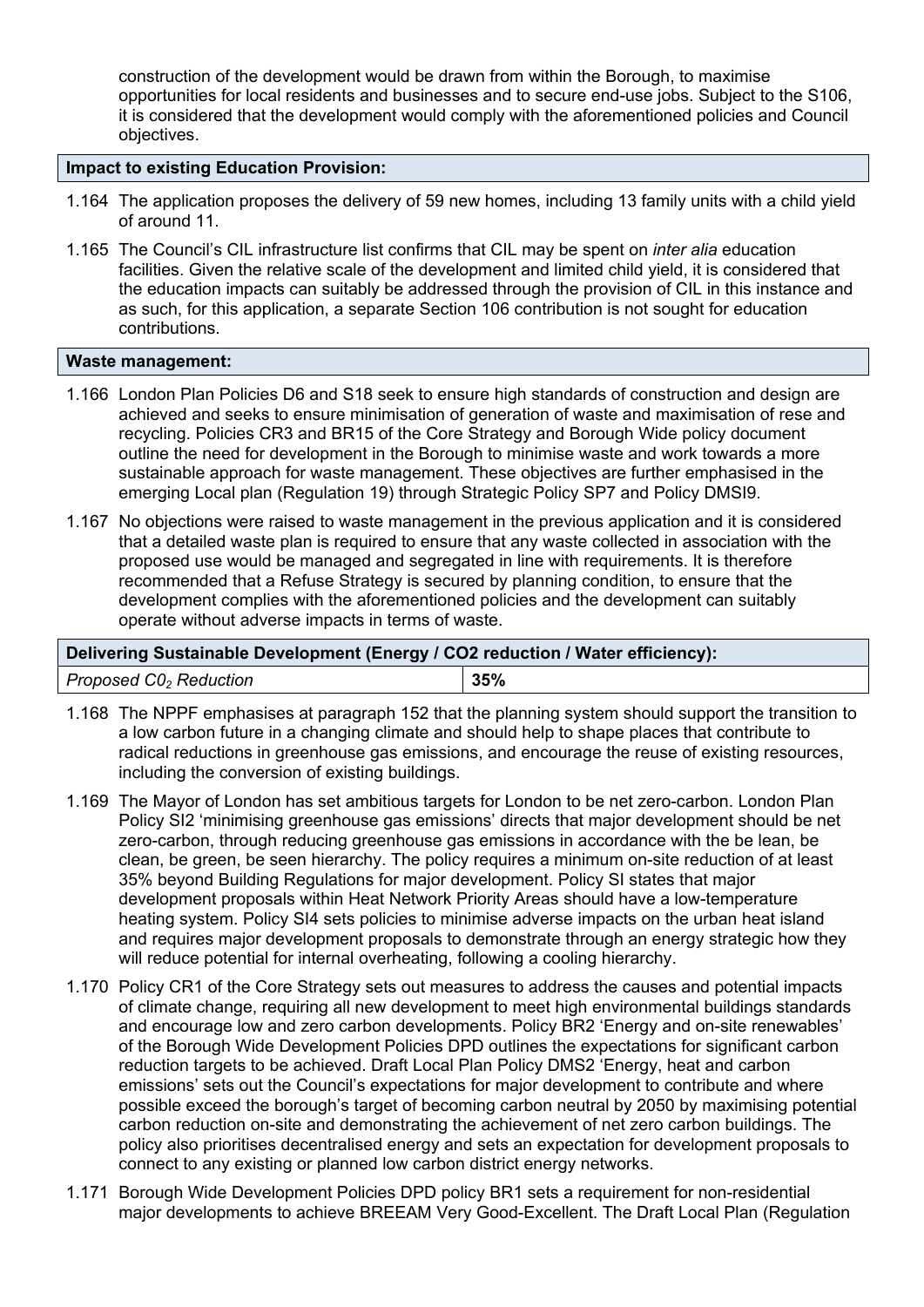construction of the development would be drawn from within the Borough, to maximise opportunities for local residents and businesses and to secure end-use jobs. Subject to the S106, it is considered that the development would comply with the aforementioned policies and Council objectives.

**Impact to existing Education Provision:**

1.164 The application proposes the delivery of 59 new homes, including 13 family units with a child yield of around 11.

1.165 The Council's CIL infrastructure list confirms that CIL may be spent on *inter alia* education facilities. Given the relative scale of the development and limited child yield, it is considered that the education impacts can suitably be addressed through the provision of CIL in this instance and as such, for this application, a separate Section 106 contribution is not sought for education contributions.

**Waste management:**

1.166 London Plan Policies D6 and S18 seek to ensure high standards of construction and design are achieved and seeks to ensure minimisation of generation of waste and maximisation of rese and recycling. Policies CR3 and BR15 of the Core Strategy and Borough Wide policy document outline the need for development in the Borough to minimise waste and work towards a more sustainable approach for waste management. These objectives are further emphasised in the emerging Local plan (Regulation 19) through Strategic Policy SP7 and Policy DMSI9.

1.167 No objections were raised to waste management in the previous application and it is considered that a detailed waste plan is required to ensure that any waste collected in association with the proposed use would be managed and segregated in line with requirements. It is therefore recommended that a Refuse Strategy is secured by planning condition, to ensure that the development complies with the aforementioned policies and the development can suitably operate without adverse impacts in terms of waste.

| **Delivering Sustainable Development (Energy / CO2 reduction / Water efficiency):** | |
|---|---|
| *Proposed $C0_2$ Reduction* | **35%** |

1.168 The NPPF emphasises at paragraph 152 that the planning system should support the transition to a low carbon future in a changing climate and should help to shape places that contribute to radical reductions in greenhouse gas emissions, and encourage the reuse of existing resources, including the conversion of existing buildings.

1.169 The Mayor of London has set ambitious targets for London to be net zero-carbon. London Plan Policy SI2 'minimising greenhouse gas emissions' directs that major development should be net zero-carbon, through reducing greenhouse gas emissions in accordance with the be lean, be clean, be green, be seen hierarchy. The policy requires a minimum on-site reduction of at least 35% beyond Building Regulations for major development. Policy SI states that major development proposals within Heat Network Priority Areas should have a low-temperature heating system. Policy SI4 sets policies to minimise adverse impacts on the urban heat island and requires major development proposals to demonstrate through an energy strategic how they will reduce potential for internal overheating, following a cooling hierarchy.

1.170 Policy CR1 of the Core Strategy sets out measures to address the causes and potential impacts of climate change, requiring all new development to meet high environmental buildings standards and encourage low and zero carbon developments. Policy BR2 'Energy and on-site renewables' of the Borough Wide Development Policies DPD outlines the expectations for significant carbon reduction targets to be achieved. Draft Local Plan Policy DMS2 'Energy, heat and carbon emissions' sets out the Council's expectations for major development to contribute and where possible exceed the borough's target of becoming carbon neutral by 2050 by maximising potential carbon reduction on-site and demonstrating the achievement of net zero carbon buildings. The policy also prioritises decentralised energy and sets an expectation for development proposals to connect to any existing or planned low carbon district energy networks.

1.171 Borough Wide Development Policies DPD policy BR1 sets a requirement for non-residential major developments to achieve BREEAM Very Good-Excellent. The Draft Local Plan (Regulation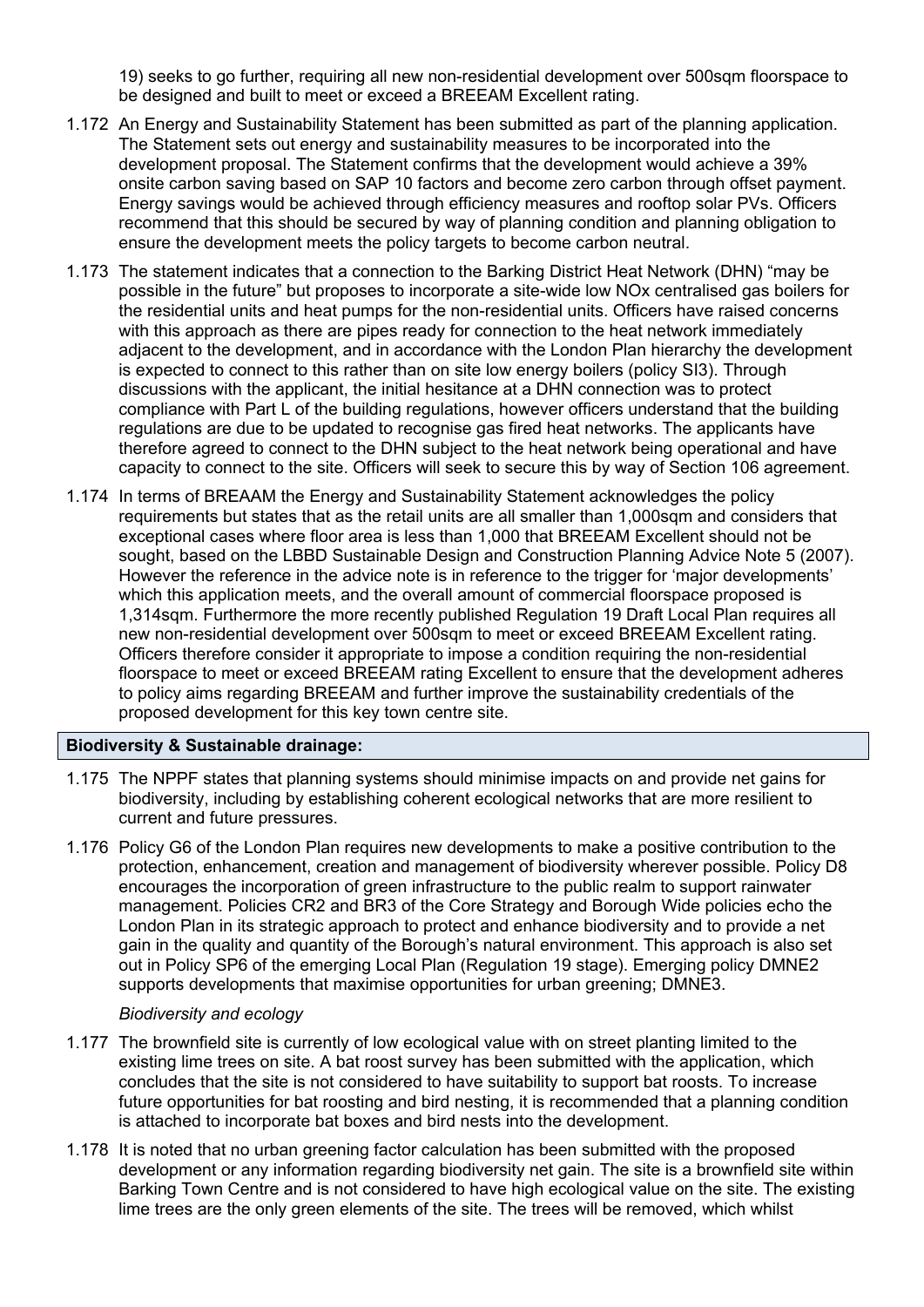19) seeks to go further, requiring all new non-residential development over 500sqm floorspace to be designed and built to meet or exceed a BREEAM Excellent rating.

1.172 An Energy and Sustainability Statement has been submitted as part of the planning application. The Statement sets out energy and sustainability measures to be incorporated into the development proposal. The Statement confirms that the development would achieve a 39% onsite carbon saving based on SAP 10 factors and become zero carbon through offset payment. Energy savings would be achieved through efficiency measures and rooftop solar PVs. Officers recommend that this should be secured by way of planning condition and planning obligation to ensure the development meets the policy targets to become carbon neutral.

1.173 The statement indicates that a connection to the Barking District Heat Network (DHN) "may be possible in the future" but proposes to incorporate a site-wide low NOx centralised gas boilers for the residential units and heat pumps for the non-residential units. Officers have raised concerns with this approach as there are pipes ready for connection to the heat network immediately adjacent to the development, and in accordance with the London Plan hierarchy the development is expected to connect to this rather than on site low energy boilers (policy SI3). Through discussions with the applicant, the initial hesitance at a DHN connection was to protect compliance with Part L of the building regulations, however officers understand that the building regulations are due to be updated to recognise gas fired heat networks. The applicants have therefore agreed to connect to the DHN subject to the heat network being operational and have capacity to connect to the site. Officers will seek to secure this by way of Section 106 agreement.

1.174 In terms of BREAAM the Energy and Sustainability Statement acknowledges the policy requirements but states that as the retail units are all smaller than 1,000sqm and considers that exceptional cases where floor area is less than 1,000 that BREEAM Excellent should not be sought, based on the LBBD Sustainable Design and Construction Planning Advice Note 5 (2007). However the reference in the advice note is in reference to the trigger for 'major developments' which this application meets, and the overall amount of commercial floorspace proposed is 1,314sqm. Furthermore the more recently published Regulation 19 Draft Local Plan requires all new non-residential development over 500sqm to meet or exceed BREEAM Excellent rating. Officers therefore consider it appropriate to impose a condition requiring the non-residential floorspace to meet or exceed BREEAM rating Excellent to ensure that the development adheres to policy aims regarding BREEAM and further improve the sustainability credentials of the proposed development for this key town centre site.

**Biodiversity & Sustainable drainage:**

1.175 The NPPF states that planning systems should minimise impacts on and provide net gains for biodiversity, including by establishing coherent ecological networks that are more resilient to current and future pressures.

1.176 Policy G6 of the London Plan requires new developments to make a positive contribution to the protection, enhancement, creation and management of biodiversity wherever possible. Policy D8 encourages the incorporation of green infrastructure to the public realm to support rainwater management. Policies CR2 and BR3 of the Core Strategy and Borough Wide policies echo the London Plan in its strategic approach to protect and enhance biodiversity and to provide a net gain in the quality and quantity of the Borough's natural environment. This approach is also set out in Policy SP6 of the emerging Local Plan (Regulation 19 stage). Emerging policy DMNE2 supports developments that maximise opportunities for urban greening; DMNE3.

*Biodiversity and ecology*

1.177 The brownfield site is currently of low ecological value with on street planting limited to the existing lime trees on site. A bat roost survey has been submitted with the application, which concludes that the site is not considered to have suitability to support bat roosts. To increase future opportunities for bat roosting and bird nesting, it is recommended that a planning condition is attached to incorporate bat boxes and bird nests into the development.

1.178 It is noted that no urban greening factor calculation has been submitted with the proposed development or any information regarding biodiversity net gain. The site is a brownfield site within Barking Town Centre and is not considered to have high ecological value on the site. The existing lime trees are the only green elements of the site. The trees will be removed, which whilst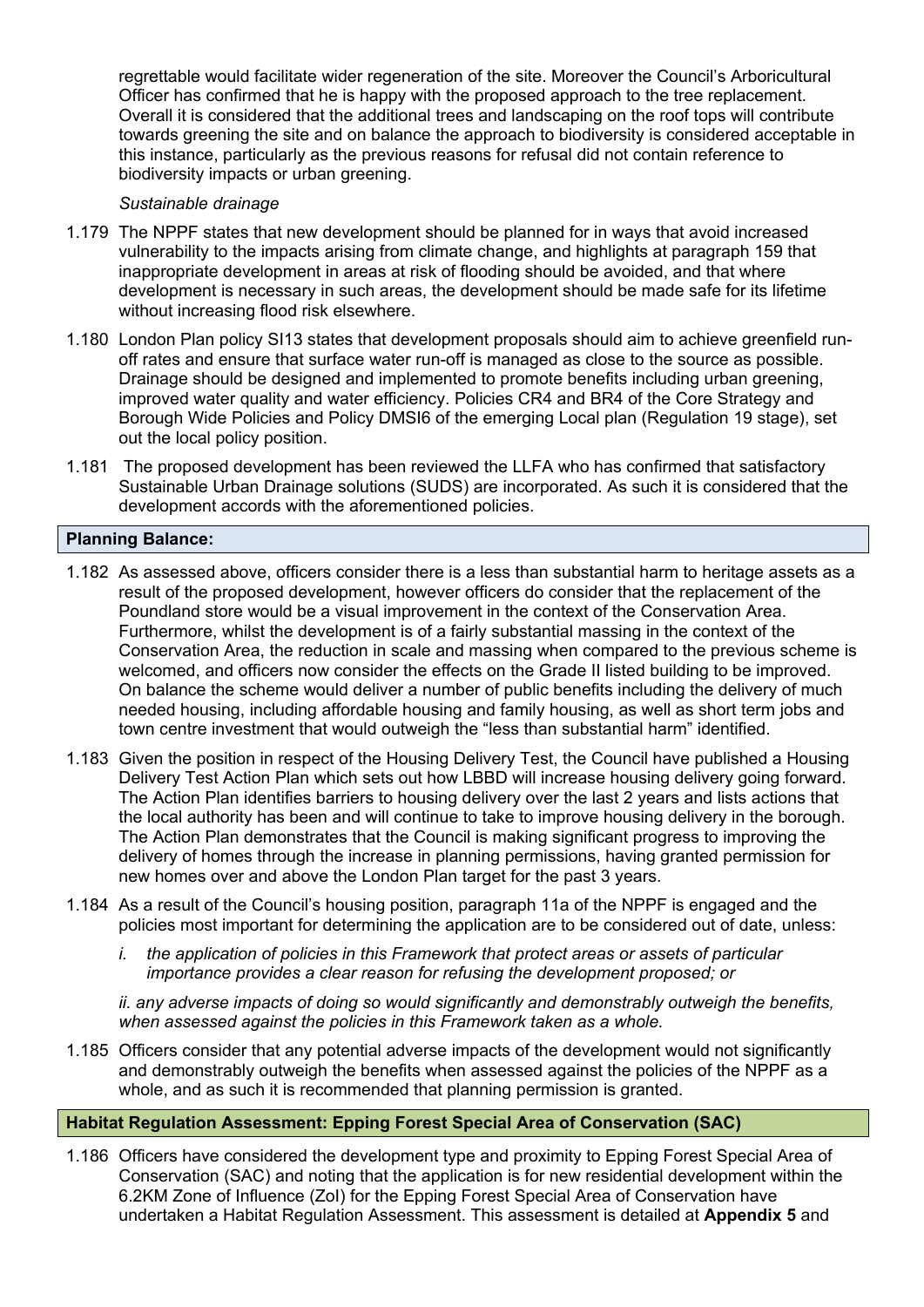regrettable would facilitate wider regeneration of the site. Moreover the Council's Arboricultural Officer has confirmed that he is happy with the proposed approach to the tree replacement. Overall it is considered that the additional trees and landscaping on the roof tops will contribute towards greening the site and on balance the approach to biodiversity is considered acceptable in this instance, particularly as the previous reasons for refusal did not contain reference to biodiversity impacts or urban greening.

*Sustainable drainage*

1.179 The NPPF states that new development should be planned for in ways that avoid increased vulnerability to the impacts arising from climate change, and highlights at paragraph 159 that inappropriate development in areas at risk of flooding should be avoided, and that where development is necessary in such areas, the development should be made safe for its lifetime without increasing flood risk elsewhere.

1.180 London Plan policy SI13 states that development proposals should aim to achieve greenfield run-off rates and ensure that surface water run-off is managed as close to the source as possible. Drainage should be designed and implemented to promote benefits including urban greening, improved water quality and water efficiency. Policies CR4 and BR4 of the Core Strategy and Borough Wide Policies and Policy DMSI6 of the emerging Local plan (Regulation 19 stage), set out the local policy position.

1.181 The proposed development has been reviewed the LLFA who has confirmed that satisfactory Sustainable Urban Drainage solutions (SUDS) are incorporated. As such it is considered that the development accords with the aforementioned policies.

**Planning Balance:**

1.182 As assessed above, officers consider there is a less than substantial harm to heritage assets as a result of the proposed development, however officers do consider that the replacement of the Poundland store would be a visual improvement in the context of the Conservation Area. Furthermore, whilst the development is of a fairly substantial massing in the context of the Conservation Area, the reduction in scale and massing when compared to the previous scheme is welcomed, and officers now consider the effects on the Grade II listed building to be improved. On balance the scheme would deliver a number of public benefits including the delivery of much needed housing, including affordable housing and family housing, as well as short term jobs and town centre investment that would outweigh the "less than substantial harm" identified.

1.183 Given the position in respect of the Housing Delivery Test, the Council have published a Housing Delivery Test Action Plan which sets out how LBBD will increase housing delivery going forward. The Action Plan identifies barriers to housing delivery over the last 2 years and lists actions that the local authority has been and will continue to take to improve housing delivery in the borough. The Action Plan demonstrates that the Council is making significant progress to improving the delivery of homes through the increase in planning permissions, having granted permission for new homes over and above the London Plan target for the past 3 years.

1.184 As a result of the Council's housing position, paragraph 11a of the NPPF is engaged and the policies most important for determining the application are to be considered out of date, unless:

*i. the application of policies in this Framework that protect areas or assets of particular importance provides a clear reason for refusing the development proposed; or*

*ii. any adverse impacts of doing so would significantly and demonstrably outweigh the benefits, when assessed against the policies in this Framework taken as a whole.*

1.185 Officers consider that any potential adverse impacts of the development would not significantly and demonstrably outweigh the benefits when assessed against the policies of the NPPF as a whole, and as such it is recommended that planning permission is granted.

**Habitat Regulation Assessment: Epping Forest Special Area of Conservation (SAC)**

1.186 Officers have considered the development type and proximity to Epping Forest Special Area of Conservation (SAC) and noting that the application is for new residential development within the 6.2KM Zone of Influence (ZoI) for the Epping Forest Special Area of Conservation have undertaken a Habitat Regulation Assessment. This assessment is detailed at **Appendix 5** and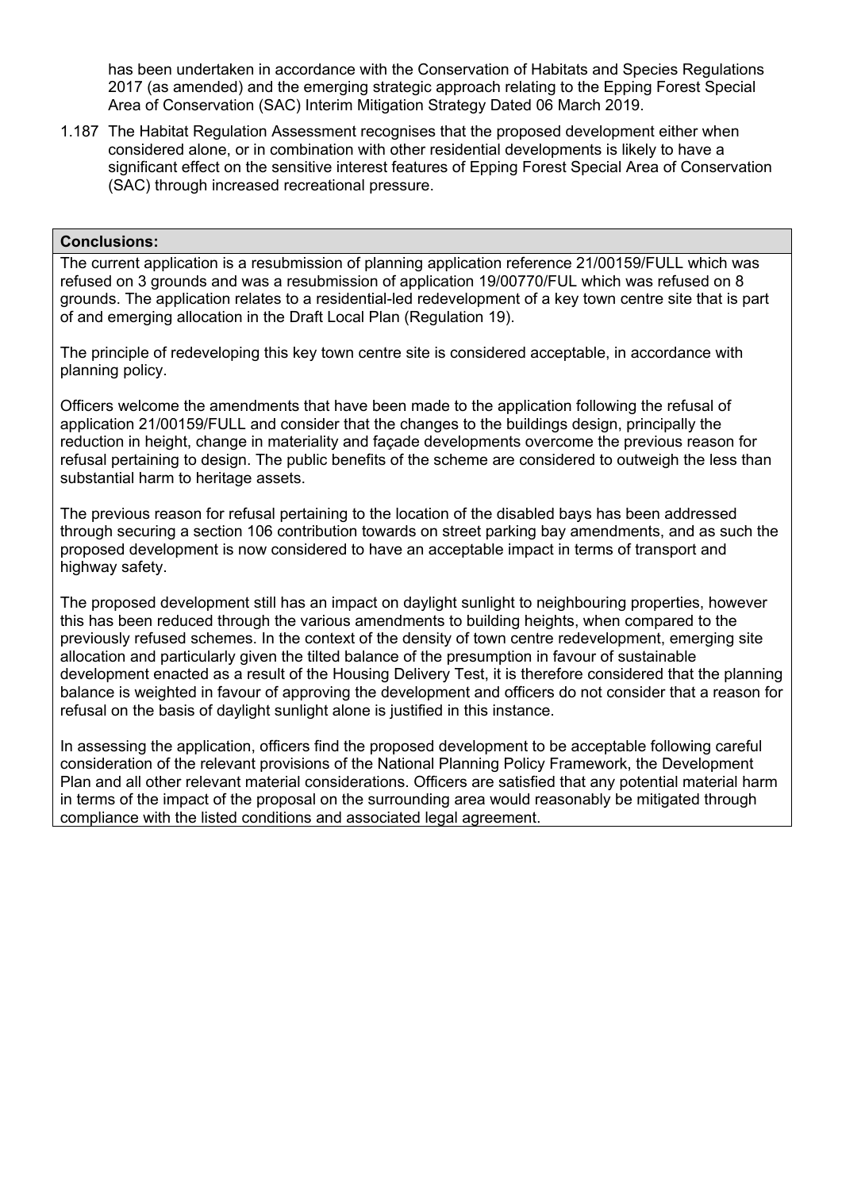has been undertaken in accordance with the Conservation of Habitats and Species Regulations 2017 (as amended) and the emerging strategic approach relating to the Epping Forest Special Area of Conservation (SAC) Interim Mitigation Strategy Dated 06 March 2019.

1.187 The Habitat Regulation Assessment recognises that the proposed development either when considered alone, or in combination with other residential developments is likely to have a significant effect on the sensitive interest features of Epping Forest Special Area of Conservation (SAC) through increased recreational pressure.

**Conclusions:**

The current application is a resubmission of planning application reference 21/00159/FULL which was refused on 3 grounds and was a resubmission of application 19/00770/FUL which was refused on 8 grounds. The application relates to a residential-led redevelopment of a key town centre site that is part of and emerging allocation in the Draft Local Plan (Regulation 19).

The principle of redeveloping this key town centre site is considered acceptable, in accordance with planning policy.

Officers welcome the amendments that have been made to the application following the refusal of application 21/00159/FULL and consider that the changes to the buildings design, principally the reduction in height, change in materiality and façade developments overcome the previous reason for refusal pertaining to design. The public benefits of the scheme are considered to outweigh the less than substantial harm to heritage assets.

The previous reason for refusal pertaining to the location of the disabled bays has been addressed through securing a section 106 contribution towards on street parking bay amendments, and as such the proposed development is now considered to have an acceptable impact in terms of transport and highway safety.

The proposed development still has an impact on daylight sunlight to neighbouring properties, however this has been reduced through the various amendments to building heights, when compared to the previously refused schemes. In the context of the density of town centre redevelopment, emerging site allocation and particularly given the tilted balance of the presumption in favour of sustainable development enacted as a result of the Housing Delivery Test, it is therefore considered that the planning balance is weighted in favour of approving the development and officers do not consider that a reason for refusal on the basis of daylight sunlight alone is justified in this instance.

In assessing the application, officers find the proposed development to be acceptable following careful consideration of the relevant provisions of the National Planning Policy Framework, the Development Plan and all other relevant material considerations. Officers are satisfied that any potential material harm in terms of the impact of the proposal on the surrounding area would reasonably be mitigated through compliance with the listed conditions and associated legal agreement.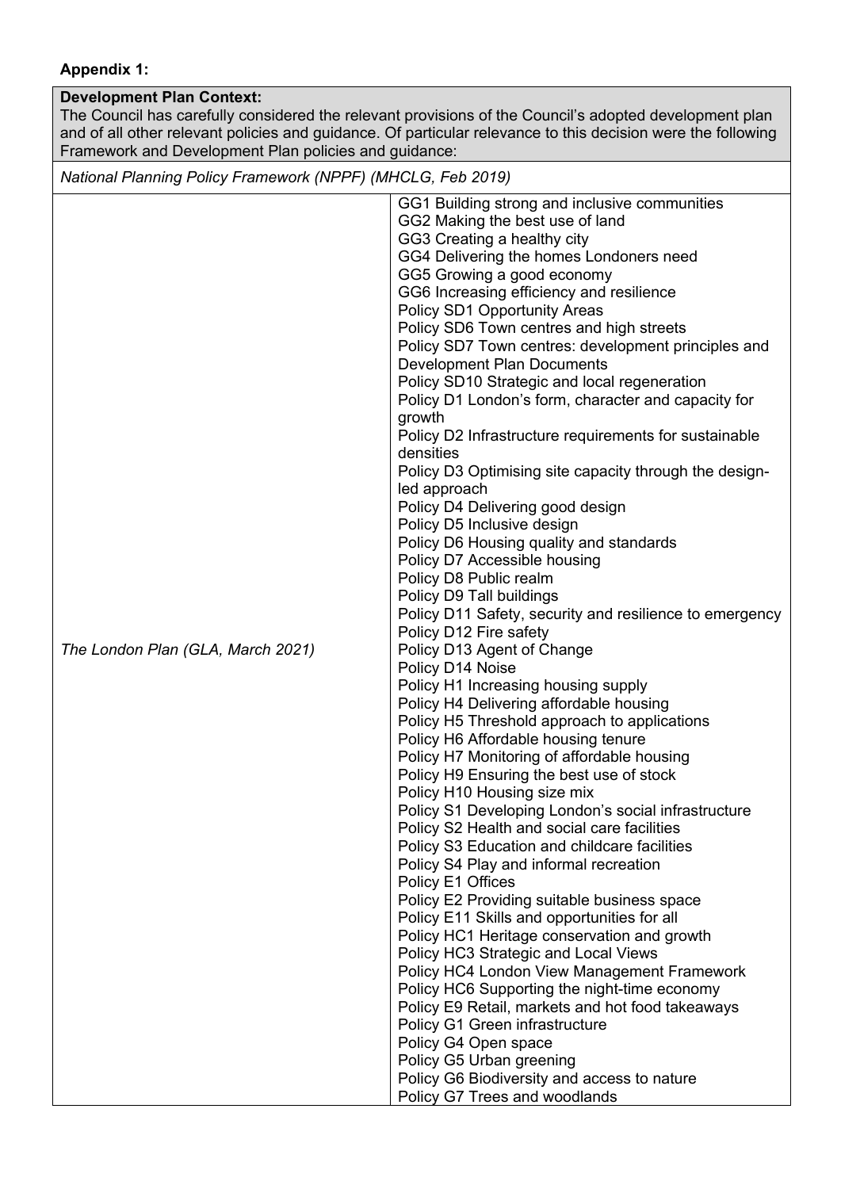**Appendix 1:**

| **Development Plan Context:** The Council has carefully considered the relevant provisions of the Council's adopted development plan and of all other relevant policies and guidance. Of particular relevance to this decision were the following Framework and Development Plan policies and guidance: | |
|---|---|
| *National Planning Policy Framework (NPPF) (MHCLG, Feb 2019)* | |
| *The London Plan (GLA, March 2021)* | GG1 Building strong and inclusive communities<br>GG2 Making the best use of land<br>GG3 Creating a healthy city<br>GG4 Delivering the homes Londoners need<br>GG5 Growing a good economy<br>GG6 Increasing efficiency and resilience<br>Policy SD1 Opportunity Areas<br>Policy SD6 Town centres and high streets<br>Policy SD7 Town centres: development principles and Development Plan Documents<br>Policy SD10 Strategic and local regeneration<br>Policy D1 London's form, character and capacity for growth<br>Policy D2 Infrastructure requirements for sustainable densities<br>Policy D3 Optimising site capacity through the design-led approach<br>Policy D4 Delivering good design<br>Policy D5 Inclusive design<br>Policy D6 Housing quality and standards<br>Policy D7 Accessible housing<br>Policy D8 Public realm<br>Policy D9 Tall buildings<br>Policy D11 Safety, security and resilience to emergency<br>Policy D12 Fire safety<br>Policy D13 Agent of Change<br>Policy D14 Noise<br>Policy H1 Increasing housing supply<br>Policy H4 Delivering affordable housing<br>Policy H5 Threshold approach to applications<br>Policy H6 Affordable housing tenure<br>Policy H7 Monitoring of affordable housing<br>Policy H9 Ensuring the best use of stock<br>Policy H10 Housing size mix<br>Policy S1 Developing London's social infrastructure<br>Policy S2 Health and social care facilities<br>Policy S3 Education and childcare facilities<br>Policy S4 Play and informal recreation<br>Policy E1 Offices<br>Policy E2 Providing suitable business space<br>Policy E11 Skills and opportunities for all<br>Policy HC1 Heritage conservation and growth<br>Policy HC3 Strategic and Local Views<br>Policy HC4 London View Management Framework<br>Policy HC6 Supporting the night-time economy<br>Policy E9 Retail, markets and hot food takeaways<br>Policy G1 Green infrastructure<br>Policy G4 Open space<br>Policy G5 Urban greening<br>Policy G6 Biodiversity and access to nature<br>Policy G7 Trees and woodlands |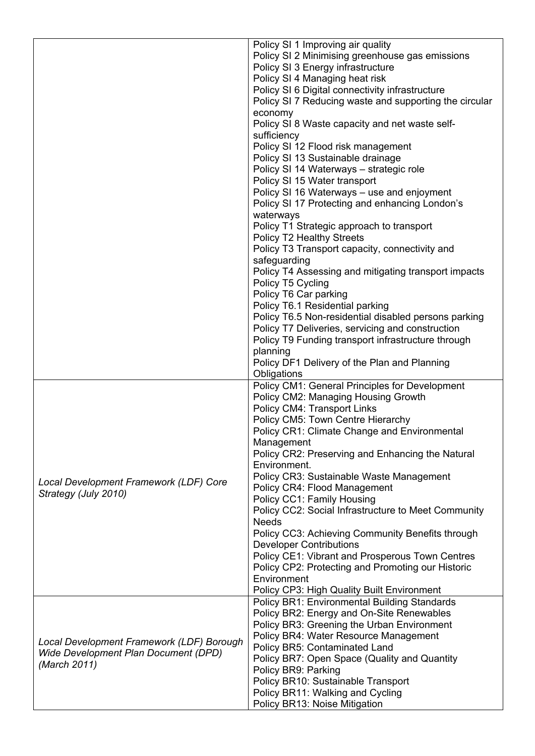|  |  |
|---|---|
|  | Policy SI 1 Improving air quality<br>Policy SI 2 Minimising greenhouse gas emissions<br>Policy SI 3 Energy infrastructure<br>Policy SI 4 Managing heat risk<br>Policy SI 6 Digital connectivity infrastructure<br>Policy SI 7 Reducing waste and supporting the circular economy<br>Policy SI 8 Waste capacity and net waste self-sufficiency<br>Policy SI 12 Flood risk management<br>Policy SI 13 Sustainable drainage<br>Policy SI 14 Waterways – strategic role<br>Policy SI 15 Water transport<br>Policy SI 16 Waterways – use and enjoyment<br>Policy SI 17 Protecting and enhancing London's waterways<br>Policy T1 Strategic approach to transport<br>Policy T2 Healthy Streets<br>Policy T3 Transport capacity, connectivity and safeguarding<br>Policy T4 Assessing and mitigating transport impacts<br>Policy T5 Cycling<br>Policy T6 Car parking<br>Policy T6.1 Residential parking<br>Policy T6.5 Non-residential disabled persons parking<br>Policy T7 Deliveries, servicing and construction<br>Policy T9 Funding transport infrastructure through planning<br>Policy DF1 Delivery of the Plan and Planning Obligations |
| *Local Development Framework (LDF) Core Strategy (July 2010)* | Policy CM1: General Principles for Development<br>Policy CM2: Managing Housing Growth<br>Policy CM4: Transport Links<br>Policy CM5: Town Centre Hierarchy<br>Policy CR1: Climate Change and Environmental Management<br>Policy CR2: Preserving and Enhancing the Natural Environment.<br>Policy CR3: Sustainable Waste Management<br>Policy CR4: Flood Management<br>Policy CC1: Family Housing<br>Policy CC2: Social Infrastructure to Meet Community Needs<br>Policy CC3: Achieving Community Benefits through Developer Contributions<br>Policy CE1: Vibrant and Prosperous Town Centres<br>Policy CP2: Protecting and Promoting our Historic Environment<br>Policy CP3: High Quality Built Environment |
| *Local Development Framework (LDF) Borough Wide Development Plan Document (DPD) (March 2011)* | Policy BR1: Environmental Building Standards<br>Policy BR2: Energy and On-Site Renewables<br>Policy BR3: Greening the Urban Environment<br>Policy BR4: Water Resource Management<br>Policy BR5: Contaminated Land<br>Policy BR7: Open Space (Quality and Quantity<br>Policy BR9: Parking<br>Policy BR10: Sustainable Transport<br>Policy BR11: Walking and Cycling<br>Policy BR13: Noise Mitigation |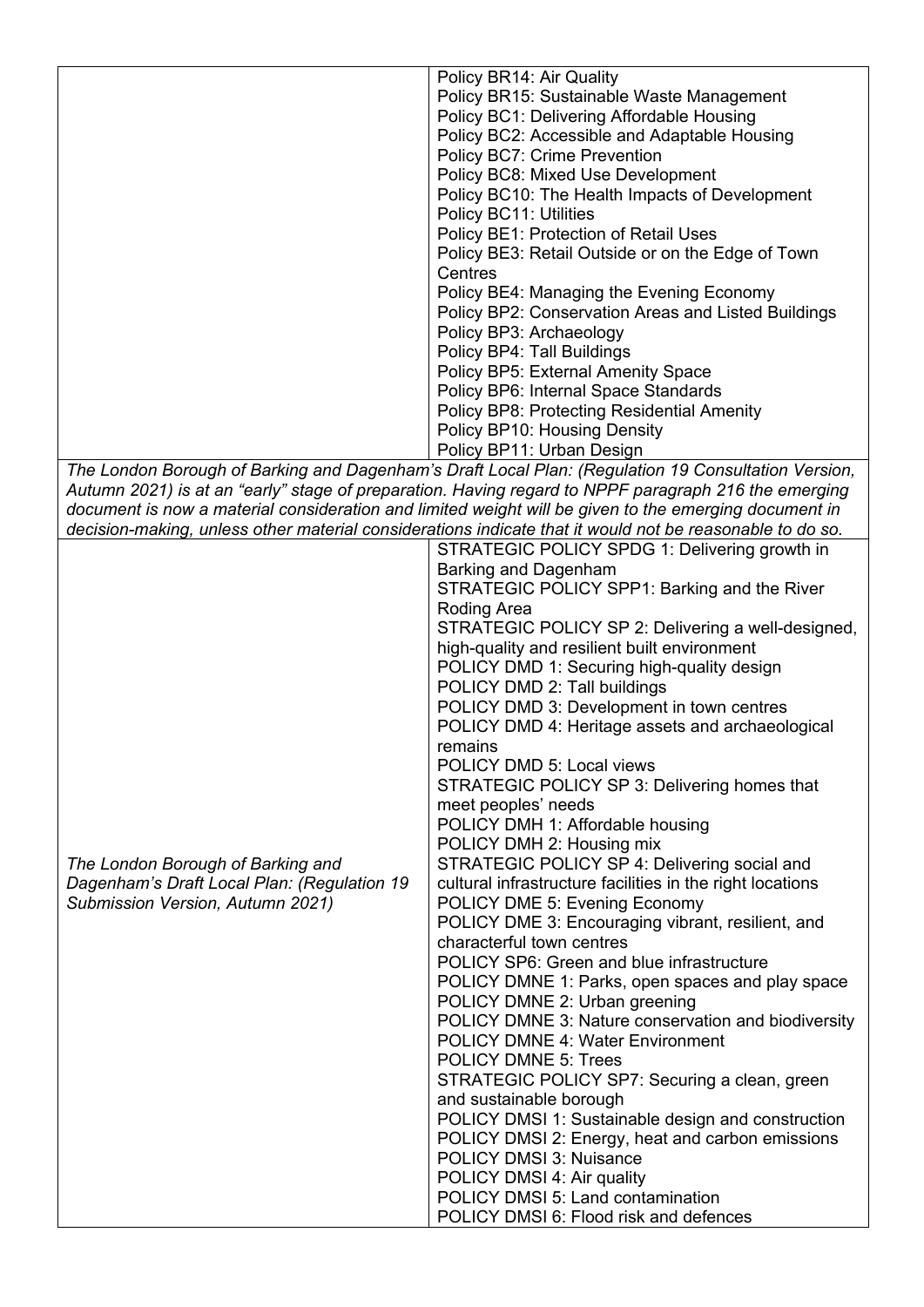| | |
|---|---|
| | Policy BR14: Air Quality<br>Policy BR15: Sustainable Waste Management<br>Policy BC1: Delivering Affordable Housing<br>Policy BC2: Accessible and Adaptable Housing<br>Policy BC7: Crime Prevention<br>Policy BC8: Mixed Use Development<br>Policy BC10: The Health Impacts of Development<br>Policy BC11: Utilities<br>Policy BE1: Protection of Retail Uses<br>Policy BE3: Retail Outside or on the Edge of Town Centres<br>Policy BE4: Managing the Evening Economy<br>Policy BP2: Conservation Areas and Listed Buildings<br>Policy BP3: Archaeology<br>Policy BP4: Tall Buildings<br>Policy BP5: External Amenity Space<br>Policy BP6: Internal Space Standards<br>Policy BP8: Protecting Residential Amenity<br>Policy BP10: Housing Density<br>Policy BP11: Urban Design |
| *The London Borough of Barking and Dagenham's Draft Local Plan: (Regulation 19 Consultation Version, Autumn 2021) is at an "early" stage of preparation. Having regard to NPPF paragraph 216 the emerging document is now a material consideration and limited weight will be given to the emerging document in decision-making, unless other material considerations indicate that it would not be reasonable to do so.* | |
| *The London Borough of Barking and Dagenham's Draft Local Plan: (Regulation 19 Submission Version, Autumn 2021)* | STRATEGIC POLICY SPDG 1: Delivering growth in Barking and Dagenham<br>STRATEGIC POLICY SPP1: Barking and the River Roding Area<br>STRATEGIC POLICY SP 2: Delivering a well-designed, high-quality and resilient built environment<br>POLICY DMD 1: Securing high-quality design<br>POLICY DMD 2: Tall buildings<br>POLICY DMD 3: Development in town centres<br>POLICY DMD 4: Heritage assets and archaeological remains<br>POLICY DMD 5: Local views<br>STRATEGIC POLICY SP 3: Delivering homes that meet peoples' needs<br>POLICY DMH 1: Affordable housing<br>POLICY DMH 2: Housing mix<br>STRATEGIC POLICY SP 4: Delivering social and cultural infrastructure facilities in the right locations<br>POLICY DME 5: Evening Economy<br>POLICY DME 3: Encouraging vibrant, resilient, and characterful town centres<br>POLICY SP6: Green and blue infrastructure<br>POLICY DMNE 1: Parks, open spaces and play space<br>POLICY DMNE 2: Urban greening<br>POLICY DMNE 3: Nature conservation and biodiversity<br>POLICY DMNE 4: Water Environment<br>POLICY DMNE 5: Trees<br>STRATEGIC POLICY SP7: Securing a clean, green and sustainable borough<br>POLICY DMSI 1: Sustainable design and construction<br>POLICY DMSI 2: Energy, heat and carbon emissions<br>POLICY DMSI 3: Nuisance<br>POLICY DMSI 4: Air quality<br>POLICY DMSI 5: Land contamination<br>POLICY DMSI 6: Flood risk and defences |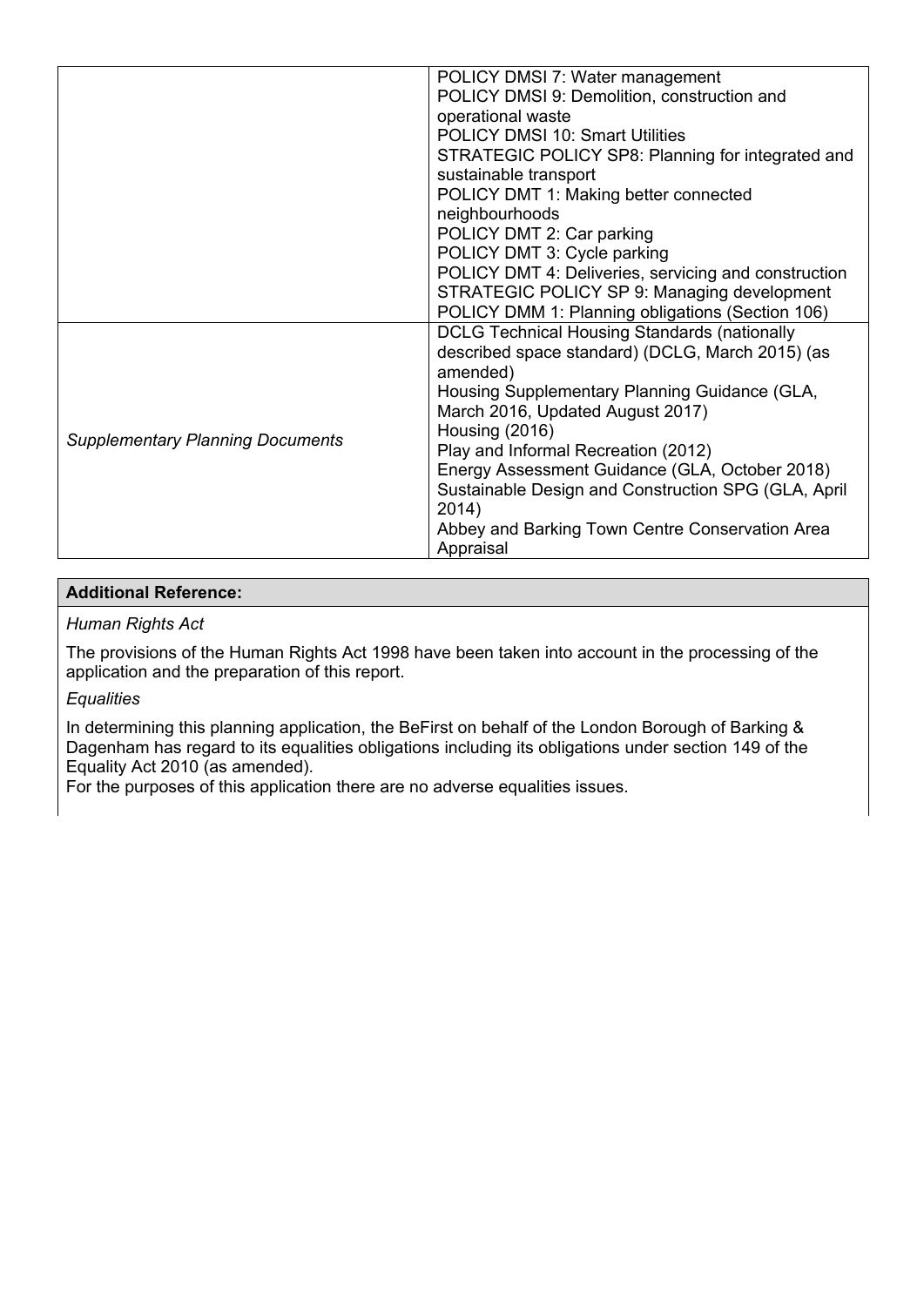| | |
|---|---|
| | POLICY DMSI 7: Water management<br>POLICY DMSI 9: Demolition, construction and operational waste<br>POLICY DMSI 10: Smart Utilities<br>STRATEGIC POLICY SP8: Planning for integrated and sustainable transport<br>POLICY DMT 1: Making better connected neighbourhoods<br>POLICY DMT 2: Car parking<br>POLICY DMT 3: Cycle parking<br>POLICY DMT 4: Deliveries, servicing and construction<br>STRATEGIC POLICY SP 9: Managing development<br>POLICY DMM 1: Planning obligations (Section 106) |
| *Supplementary Planning Documents* | DCLG Technical Housing Standards (nationally described space standard) (DCLG, March 2015) (as amended)<br>Housing Supplementary Planning Guidance (GLA, March 2016, Updated August 2017)<br>Housing (2016)<br>Play and Informal Recreation (2012)<br>Energy Assessment Guidance (GLA, October 2018)<br>Sustainable Design and Construction SPG (GLA, April 2014)<br>Abbey and Barking Town Centre Conservation Area Appraisal |

**Additional Reference:**

*Human Rights Act*

The provisions of the Human Rights Act 1998 have been taken into account in the processing of the application and the preparation of this report.

*Equalities*

In determining this planning application, the BeFirst on behalf of the London Borough of Barking & Dagenham has regard to its equalities obligations including its obligations under section 149 of the Equality Act 2010 (as amended).
For the purposes of this application there are no adverse equalities issues.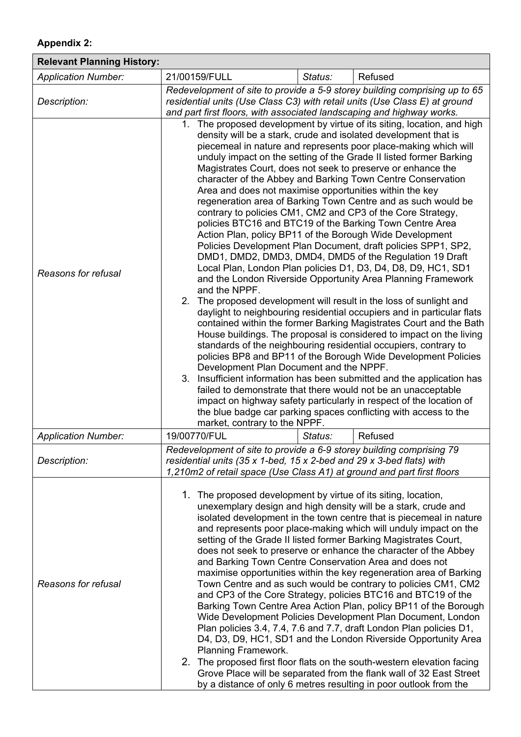**Appendix 2:**

| **Relevant Planning History:** | | | |
|---|---|---|---|
| *Application Number:* | 21/00159/FULL | *Status:* | Refused |
| *Description:* | *Redevelopment of site to provide a 5-9 storey building comprising up to 65 residential units (Use Class C3) with retail units (Use Class E) at ground and part first floors, with associated landscaping and highway works.* | | |
| *Reasons for refusal* | 1. The proposed development by virtue of its siting, location, and high density will be a stark, crude and isolated development that is piecemeal in nature and represents poor place-making which will unduly impact on the setting of the Grade II listed former Barking Magistrates Court, does not seek to preserve or enhance the character of the Abbey and Barking Town Centre Conservation Area and does not maximise opportunities within the key regeneration area of Barking Town Centre and as such would be contrary to policies CM1, CM2 and CP3 of the Core Strategy, policies BTC16 and BTC19 of the Barking Town Centre Area Action Plan, policy BP11 of the Borough Wide Development Policies Development Plan Document, draft policies SPP1, SP2, DMD1, DMD2, DMD3, DMD4, DMD5 of the Regulation 19 Draft Local Plan, London Plan policies D1, D3, D4, D8, D9, HC1, SD1 and the London Riverside Opportunity Area Planning Framework and the NPPF.<br>2. The proposed development will result in the loss of sunlight and daylight to neighbouring residential occupiers and in particular flats contained within the former Barking Magistrates Court and the Bath House buildings. The proposal is considered to impact on the living standards of the neighbouring residential occupiers, contrary to policies BP8 and BP11 of the Borough Wide Development Policies Development Plan Document and the NPPF.<br>3. Insufficient information has been submitted and the application has failed to demonstrate that there would not be an unacceptable impact on highway safety particularly in respect of the location of the blue badge car parking spaces conflicting with access to the market, contrary to the NPPF. | | |
| *Application Number:* | 19/00770/FUL | *Status:* | Refused |
| *Description:* | *Redevelopment of site to provide a 6-9 storey building comprising 79 residential units (35 x 1-bed, 15 x 2-bed and 29 x 3-bed flats) with 1,210m2 of retail space (Use Class A1) at ground and part first floors* | | |
| *Reasons for refusal* | 1. The proposed development by virtue of its siting, location, unexemplary design and high density will be a stark, crude and isolated development in the town centre that is piecemeal in nature and represents poor place-making which will unduly impact on the setting of the Grade II listed former Barking Magistrates Court, does not seek to preserve or enhance the character of the Abbey and Barking Town Centre Conservation Area and does not maximise opportunities within the key regeneration area of Barking Town Centre and as such would be contrary to policies CM1, CM2 and CP3 of the Core Strategy, policies BTC16 and BTC19 of the Barking Town Centre Area Action Plan, policy BP11 of the Borough Wide Development Policies Development Plan Document, London Plan policies 3.4, 7.4, 7.6 and 7.7, draft London Plan policies D1, D4, D3, D9, HC1, SD1 and the London Riverside Opportunity Area Planning Framework.<br>2. The proposed first floor flats on the south-western elevation facing Grove Place will be separated from the flank wall of 32 East Street by a distance of only 6 metres resulting in poor outlook from the | | |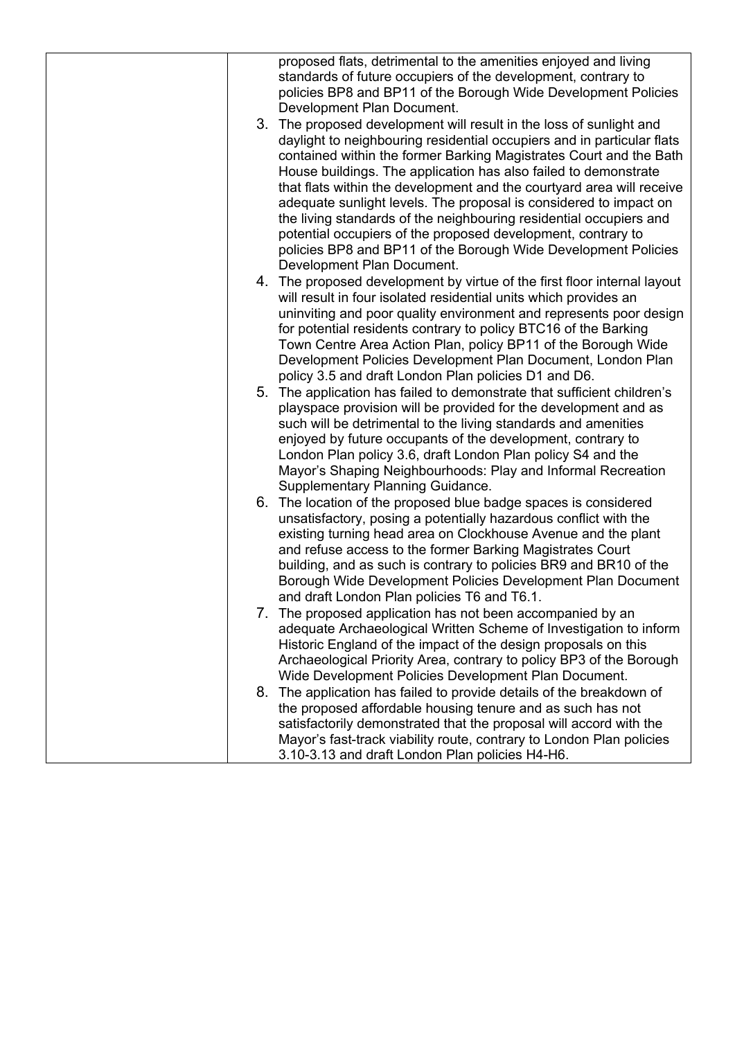|  | proposed flats, detrimental to the amenities enjoyed and living standards of future occupiers of the development, contrary to policies BP8 and BP11 of the Borough Wide Development Policies Development Plan Document.<br>3. The proposed development will result in the loss of sunlight and daylight to neighbouring residential occupiers and in particular flats contained within the former Barking Magistrates Court and the Bath House buildings. The application has also failed to demonstrate that flats within the development and the courtyard area will receive adequate sunlight levels. The proposal is considered to impact on the living standards of the neighbouring residential occupiers and potential occupiers of the proposed development, contrary to policies BP8 and BP11 of the Borough Wide Development Policies Development Plan Document.<br>4. The proposed development by virtue of the first floor internal layout will result in four isolated residential units which provides an uninviting and poor quality environment and represents poor design for potential residents contrary to policy BTC16 of the Barking Town Centre Area Action Plan, policy BP11 of the Borough Wide Development Policies Development Plan Document, London Plan policy 3.5 and draft London Plan policies D1 and D6.<br>5. The application has failed to demonstrate that sufficient children's playspace provision will be provided for the development and as such will be detrimental to the living standards and amenities enjoyed by future occupants of the development, contrary to London Plan policy 3.6, draft London Plan policy S4 and the Mayor's Shaping Neighbourhoods: Play and Informal Recreation Supplementary Planning Guidance.<br>6. The location of the proposed blue badge spaces is considered unsatisfactory, posing a potentially hazardous conflict with the existing turning head area on Clockhouse Avenue and the plant and refuse access to the former Barking Magistrates Court building, and as such is contrary to policies BR9 and BR10 of the Borough Wide Development Policies Development Plan Document and draft London Plan policies T6 and T6.1.<br>7. The proposed application has not been accompanied by an adequate Archaeological Written Scheme of Investigation to inform Historic England of the impact of the design proposals on this Archaeological Priority Area, contrary to policy BP3 of the Borough Wide Development Policies Development Plan Document.<br>8. The application has failed to provide details of the breakdown of the proposed affordable housing tenure and as such has not satisfactorily demonstrated that the proposal will accord with the Mayor's fast-track viability route, contrary to London Plan policies 3.10-3.13 and draft London Plan policies H4-H6. |
|---|---|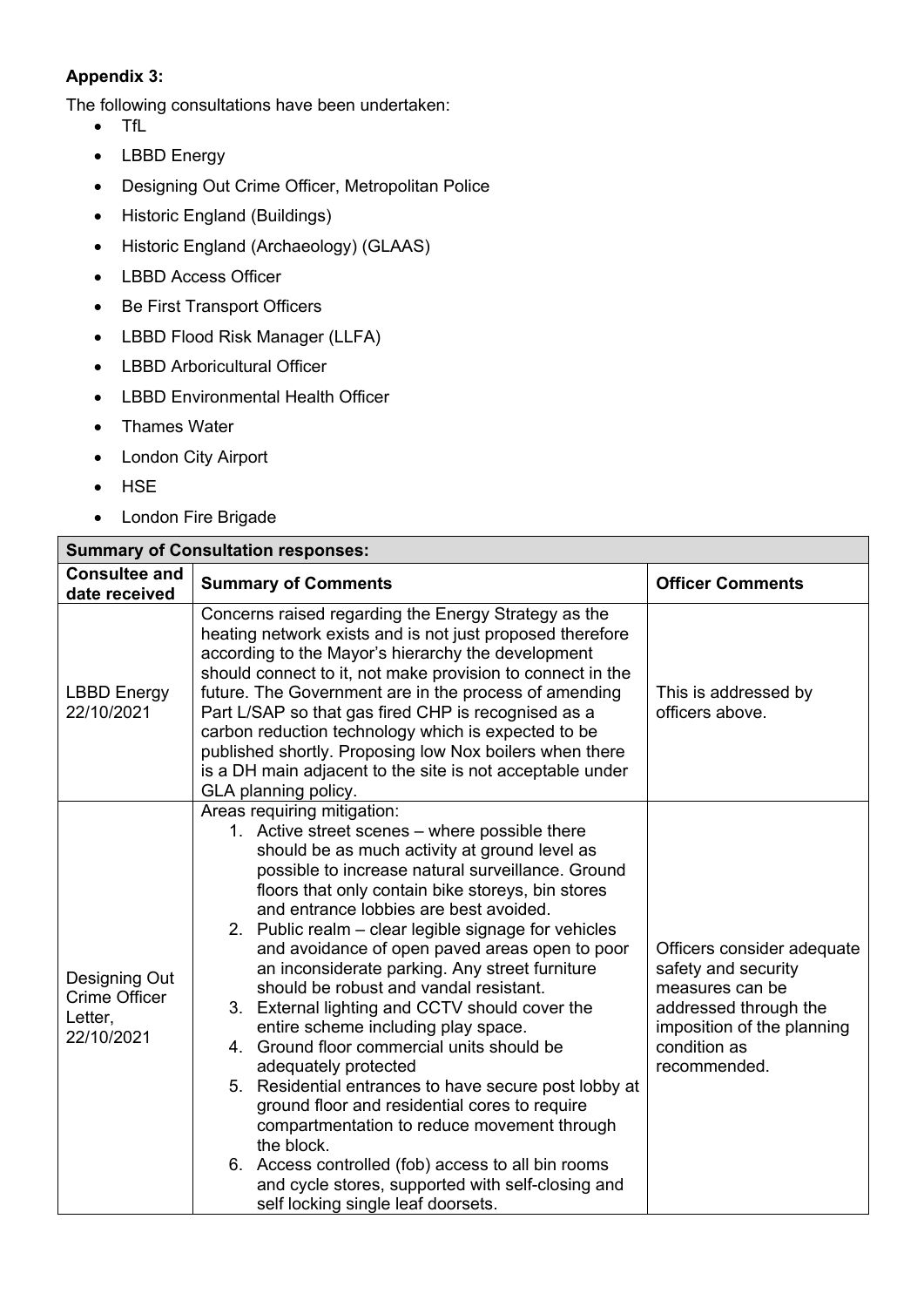**Appendix 3:**

The following consultations have been undertaken:

- TfL
- LBBD Energy
- Designing Out Crime Officer, Metropolitan Police
- Historic England (Buildings)
- Historic England (Archaeology) (GLAAS)
- LBBD Access Officer
- Be First Transport Officers
- LBBD Flood Risk Manager (LLFA)
- LBBD Arboricultural Officer
- LBBD Environmental Health Officer
- Thames Water
- London City Airport
- HSE
- London Fire Brigade

| **Summary of Consultation responses:** | | |
|---|---|---|
| **Consultee and date received** | **Summary of Comments** | **Officer Comments** |
| LBBD Energy 22/10/2021 | Concerns raised regarding the Energy Strategy as the heating network exists and is not just proposed therefore according to the Mayor's hierarchy the development should connect to it, not make provision to connect in the future. The Government are in the process of amending Part L/SAP so that gas fired CHP is recognised as a carbon reduction technology which is expected to be published shortly. Proposing low Nox boilers when there is a DH main adjacent to the site is not acceptable under GLA planning policy. | This is addressed by officers above. |
| Designing Out Crime Officer Letter, 22/10/2021 | Areas requiring mitigation:<br>1. Active street scenes – where possible there should be as much activity at ground level as possible to increase natural surveillance. Ground floors that only contain bike storeys, bin stores and entrance lobbies are best avoided.<br>2. Public realm – clear legible signage for vehicles and avoidance of open paved areas open to poor an inconsiderate parking. Any street furniture should be robust and vandal resistant.<br>3. External lighting and CCTV should cover the entire scheme including play space.<br>4. Ground floor commercial units should be adequately protected<br>5. Residential entrances to have secure post lobby at ground floor and residential cores to require compartmentation to reduce movement through the block.<br>6. Access controlled (fob) access to all bin rooms and cycle stores, supported with self-closing and self locking single leaf doorsets. | Officers consider adequate safety and security measures can be addressed through the imposition of the planning condition as recommended. |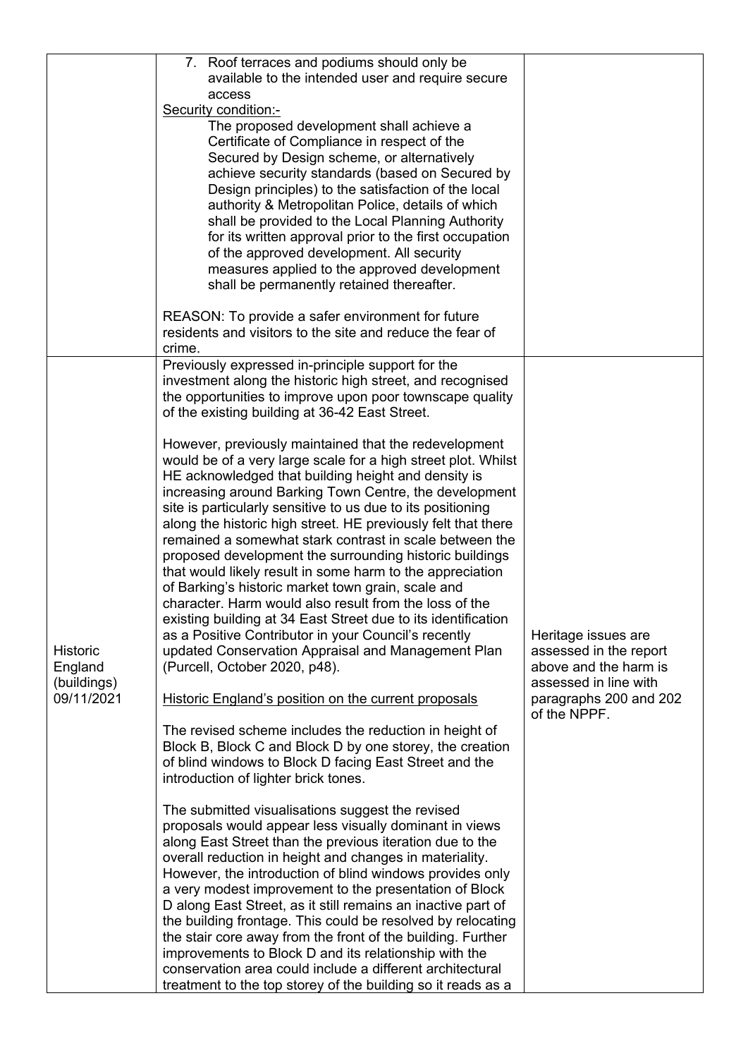| | | |
|---|---|---|
| | 7. Roof terraces and podiums should only be available to the intended user and require secure access<br><br>Security condition:-<br><br>The proposed development shall achieve a Certificate of Compliance in respect of the Secured by Design scheme, or alternatively achieve security standards (based on Secured by Design principles) to the satisfaction of the local authority & Metropolitan Police, details of which shall be provided to the Local Planning Authority for its written approval prior to the first occupation of the approved development. All security measures applied to the approved development shall be permanently retained thereafter.<br><br>REASON: To provide a safer environment for future residents and visitors to the site and reduce the fear of crime. | |
| Historic England (buildings) 09/11/2021 | Previously expressed in-principle support for the investment along the historic high street, and recognised the opportunities to improve upon poor townscape quality of the existing building at 36-42 East Street.<br><br>However, previously maintained that the redevelopment would be of a very large scale for a high street plot. Whilst HE acknowledged that building height and density is increasing around Barking Town Centre, the development site is particularly sensitive to us due to its positioning along the historic high street. HE previously felt that there remained a somewhat stark contrast in scale between the proposed development the surrounding historic buildings that would likely result in some harm to the appreciation of Barking's historic market town grain, scale and character. Harm would also result from the loss of the existing building at 34 East Street due to its identification as a Positive Contributor in your Council's recently updated Conservation Appraisal and Management Plan (Purcell, October 2020, p48).<br><br>Historic England's position on the current proposals<br><br>The revised scheme includes the reduction in height of Block B, Block C and Block D by one storey, the creation of blind windows to Block D facing East Street and the introduction of lighter brick tones.<br><br>The submitted visualisations suggest the revised proposals would appear less visually dominant in views along East Street than the previous iteration due to the overall reduction in height and changes in materiality. However, the introduction of blind windows provides only a very modest improvement to the presentation of Block D along East Street, as it still remains an inactive part of the building frontage. This could be resolved by relocating the stair core away from the front of the building. Further improvements to Block D and its relationship with the conservation area could include a different architectural treatment to the top storey of the building so it reads as a | Heritage issues are assessed in the report above and the harm is assessed in line with paragraphs 200 and 202 of the NPPF. |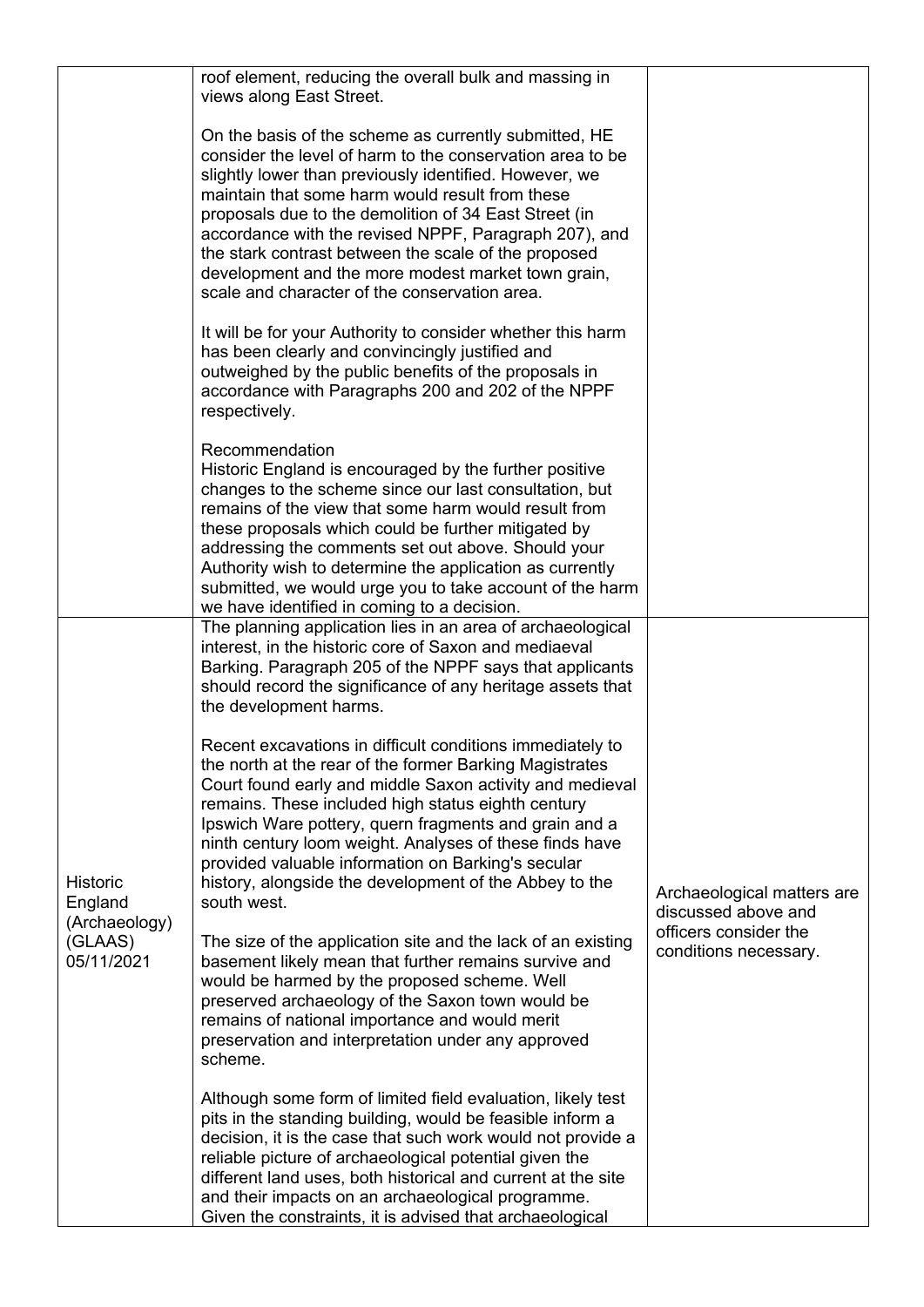| | | |
|---|---|---|
| | roof element, reducing the overall bulk and massing in views along East Street.<br><br>On the basis of the scheme as currently submitted, HE consider the level of harm to the conservation area to be slightly lower than previously identified. However, we maintain that some harm would result from these proposals due to the demolition of 34 East Street (in accordance with the revised NPPF, Paragraph 207), and the stark contrast between the scale of the proposed development and the more modest market town grain, scale and character of the conservation area.<br><br>It will be for your Authority to consider whether this harm has been clearly and convincingly justified and outweighed by the public benefits of the proposals in accordance with Paragraphs 200 and 202 of the NPPF respectively.<br><br>Recommendation<br>Historic England is encouraged by the further positive changes to the scheme since our last consultation, but remains of the view that some harm would result from these proposals which could be further mitigated by addressing the comments set out above. Should your Authority wish to determine the application as currently submitted, we would urge you to take account of the harm we have identified in coming to a decision. | |
| Historic England (Archaeology) (GLAAS) 05/11/2021 | The planning application lies in an area of archaeological interest, in the historic core of Saxon and mediaeval Barking. Paragraph 205 of the NPPF says that applicants should record the significance of any heritage assets that the development harms.<br><br>Recent excavations in difficult conditions immediately to the north at the rear of the former Barking Magistrates Court found early and middle Saxon activity and medieval remains. These included high status eighth century Ipswich Ware pottery, quern fragments and grain and a ninth century loom weight. Analyses of these finds have provided valuable information on Barking's secular history, alongside the development of the Abbey to the south west.<br><br>The size of the application site and the lack of an existing basement likely mean that further remains survive and would be harmed by the proposed scheme. Well preserved archaeology of the Saxon town would be remains of national importance and would merit preservation and interpretation under any approved scheme.<br><br>Although some form of limited field evaluation, likely test pits in the standing building, would be feasible inform a decision, it is the case that such work would not provide a reliable picture of archaeological potential given the different land uses, both historical and current at the site and their impacts on an archaeological programme. Given the constraints, it is advised that archaeological | Archaeological matters are discussed above and officers consider the conditions necessary. |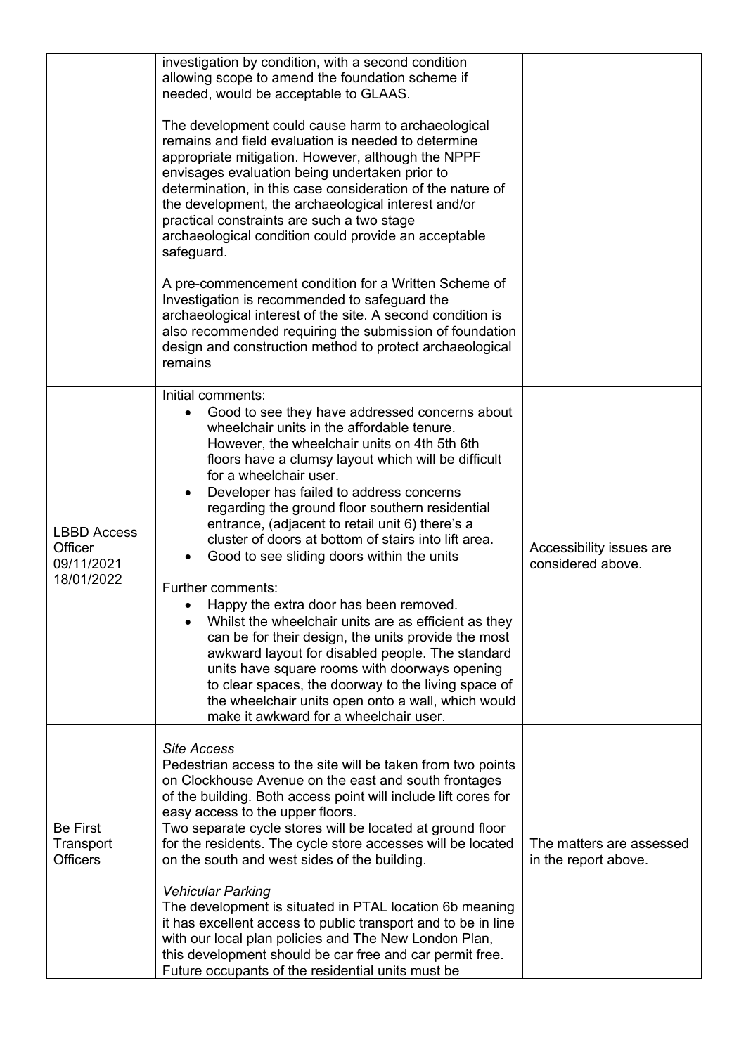| | | |
|---|---|---|
| | investigation by condition, with a second condition allowing scope to amend the foundation scheme if needed, would be acceptable to GLAAS.<br><br>The development could cause harm to archaeological remains and field evaluation is needed to determine appropriate mitigation. However, although the NPPF envisages evaluation being undertaken prior to determination, in this case consideration of the nature of the development, the archaeological interest and/or practical constraints are such a two stage archaeological condition could provide an acceptable safeguard.<br><br>A pre-commencement condition for a Written Scheme of Investigation is recommended to safeguard the archaeological interest of the site. A second condition is also recommended requiring the submission of foundation design and construction method to protect archaeological remains | |
| LBBD Access Officer<br>09/11/2021<br>18/01/2022 | Initial comments:<br>• Good to see they have addressed concerns about wheelchair units in the affordable tenure. However, the wheelchair units on 4th 5th 6th floors have a clumsy layout which will be difficult for a wheelchair user.<br>• Developer has failed to address concerns regarding the ground floor southern residential entrance, (adjacent to retail unit 6) there's a cluster of doors at bottom of stairs into lift area.<br>• Good to see sliding doors within the units<br><br>Further comments:<br>• Happy the extra door has been removed.<br>• Whilst the wheelchair units are as efficient as they can be for their design, the units provide the most awkward layout for disabled people. The standard units have square rooms with doorways opening to clear spaces, the doorway to the living space of the wheelchair units open onto a wall, which would make it awkward for a wheelchair user. | Accessibility issues are considered above. |
| Be First Transport Officers | *Site Access*<br>Pedestrian access to the site will be taken from two points on Clockhouse Avenue on the east and south frontages of the building. Both access point will include lift cores for easy access to the upper floors.<br>Two separate cycle stores will be located at ground floor for the residents. The cycle store accesses will be located on the south and west sides of the building.<br><br>*Vehicular Parking*<br>The development is situated in PTAL location 6b meaning it has excellent access to public transport and to be in line with our local plan policies and The New London Plan, this development should be car free and car permit free. Future occupants of the residential units must be | The matters are assessed in the report above. |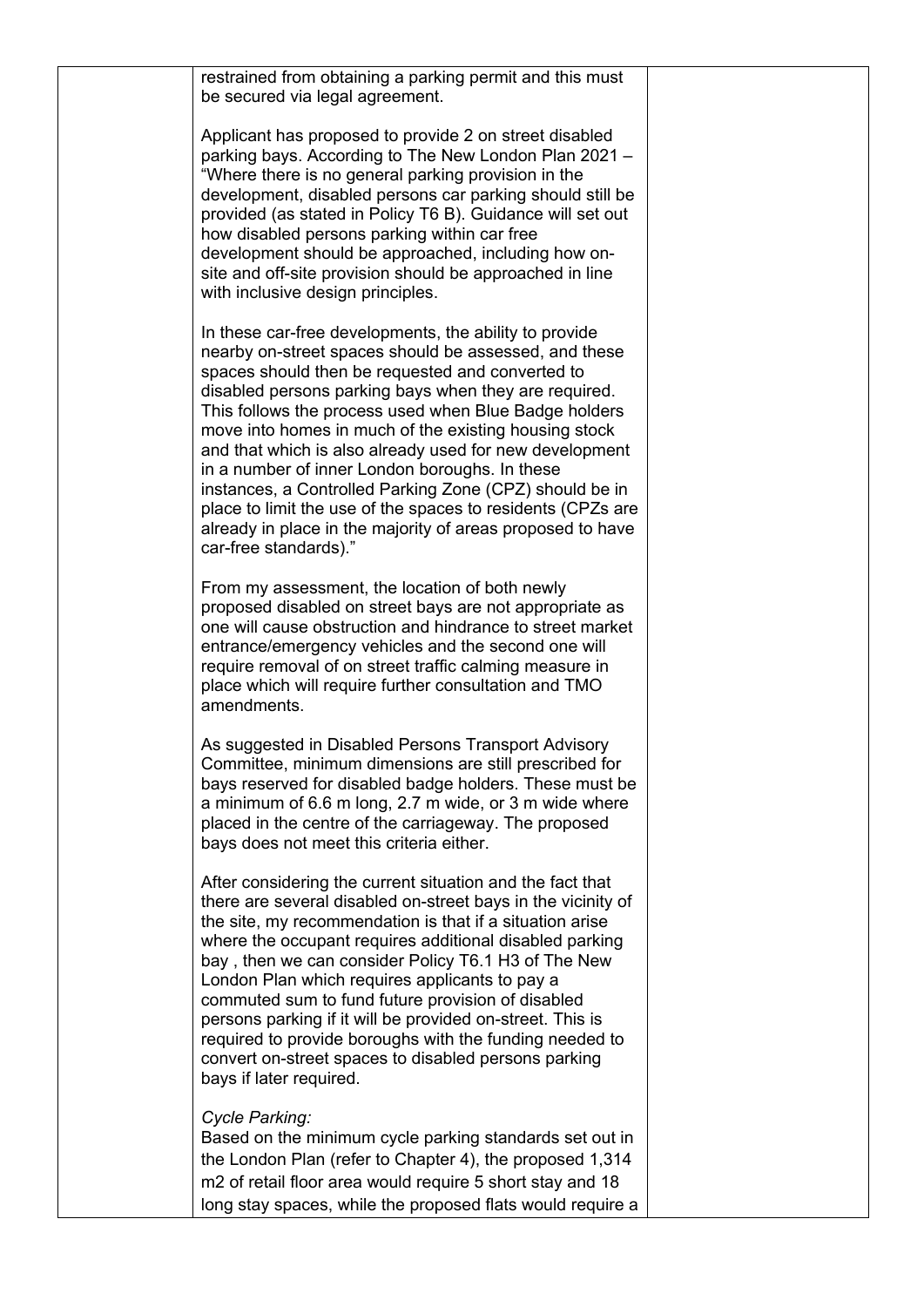restrained from obtaining a parking permit and this must be secured via legal agreement.

Applicant has proposed to provide 2 on street disabled parking bays. According to The New London Plan 2021 – "Where there is no general parking provision in the development, disabled persons car parking should still be provided (as stated in Policy T6 B). Guidance will set out how disabled persons parking within car free development should be approached, including how on-site and off-site provision should be approached in line with inclusive design principles.

In these car-free developments, the ability to provide nearby on-street spaces should be assessed, and these spaces should then be requested and converted to disabled persons parking bays when they are required. This follows the process used when Blue Badge holders move into homes in much of the existing housing stock and that which is also already used for new development in a number of inner London boroughs. In these instances, a Controlled Parking Zone (CPZ) should be in place to limit the use of the spaces to residents (CPZs are already in place in the majority of areas proposed to have car-free standards)."

From my assessment, the location of both newly proposed disabled on street bays are not appropriate as one will cause obstruction and hindrance to street market entrance/emergency vehicles and the second one will require removal of on street traffic calming measure in place which will require further consultation and TMO amendments.

As suggested in Disabled Persons Transport Advisory Committee, minimum dimensions are still prescribed for bays reserved for disabled badge holders. These must be a minimum of 6.6 m long, 2.7 m wide, or 3 m wide where placed in the centre of the carriageway. The proposed bays does not meet this criteria either.

After considering the current situation and the fact that there are several disabled on-street bays in the vicinity of the site, my recommendation is that if a situation arise where the occupant requires additional disabled parking bay , then we can consider Policy T6.1 H3 of The New London Plan which requires applicants to pay a commuted sum to fund future provision of disabled persons parking if it will be provided on-street. This is required to provide boroughs with the funding needed to convert on-street spaces to disabled persons parking bays if later required.

*Cycle Parking:*
Based on the minimum cycle parking standards set out in the London Plan (refer to Chapter 4), the proposed 1,314 m2 of retail floor area would require 5 short stay and 18 long stay spaces, while the proposed flats would require a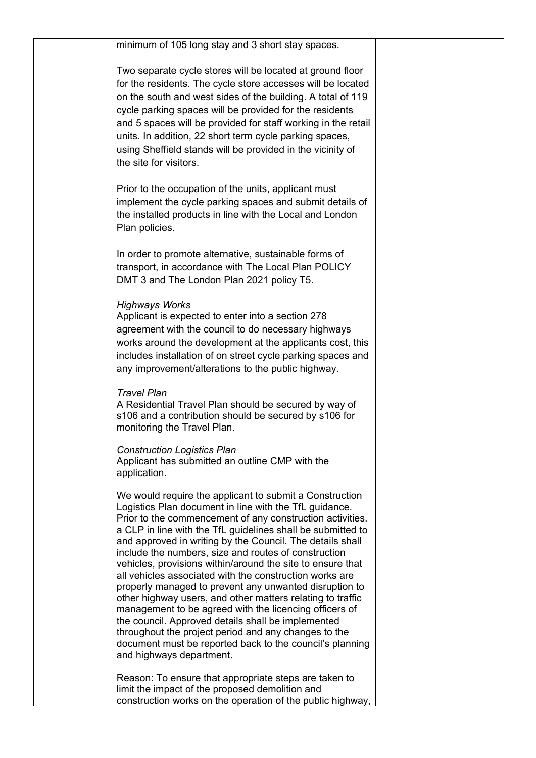| | | |
|---|---|---|
| | minimum of 105 long stay and 3 short stay spaces.<br><br>Two separate cycle stores will be located at ground floor for the residents. The cycle store accesses will be located on the south and west sides of the building. A total of 119 cycle parking spaces will be provided for the residents and 5 spaces will be provided for staff working in the retail units. In addition, 22 short term cycle parking spaces, using Sheffield stands will be provided in the vicinity of the site for visitors.<br><br>Prior to the occupation of the units, applicant must implement the cycle parking spaces and submit details of the installed products in line with the Local and London Plan policies.<br><br>In order to promote alternative, sustainable forms of transport, in accordance with The Local Plan POLICY DMT 3 and The London Plan 2021 policy T5.<br><br>*Highways Works*<br>Applicant is expected to enter into a section 278 agreement with the council to do necessary highways works around the development at the applicants cost, this includes installation of on street cycle parking spaces and any improvement/alterations to the public highway.<br><br>*Travel Plan*<br>A Residential Travel Plan should be secured by way of s106 and a contribution should be secured by s106 for monitoring the Travel Plan.<br><br>*Construction Logistics Plan*<br>Applicant has submitted an outline CMP with the application.<br><br>We would require the applicant to submit a Construction Logistics Plan document in line with the TfL guidance. Prior to the commencement of any construction activities. a CLP in line with the TfL guidelines shall be submitted to and approved in writing by the Council. The details shall include the numbers, size and routes of construction vehicles, provisions within/around the site to ensure that all vehicles associated with the construction works are properly managed to prevent any unwanted disruption to other highway users, and other matters relating to traffic management to be agreed with the licencing officers of the council. Approved details shall be implemented throughout the project period and any changes to the document must be reported back to the council's planning and highways department.<br><br>Reason: To ensure that appropriate steps are taken to limit the impact of the proposed demolition and construction works on the operation of the public highway, | |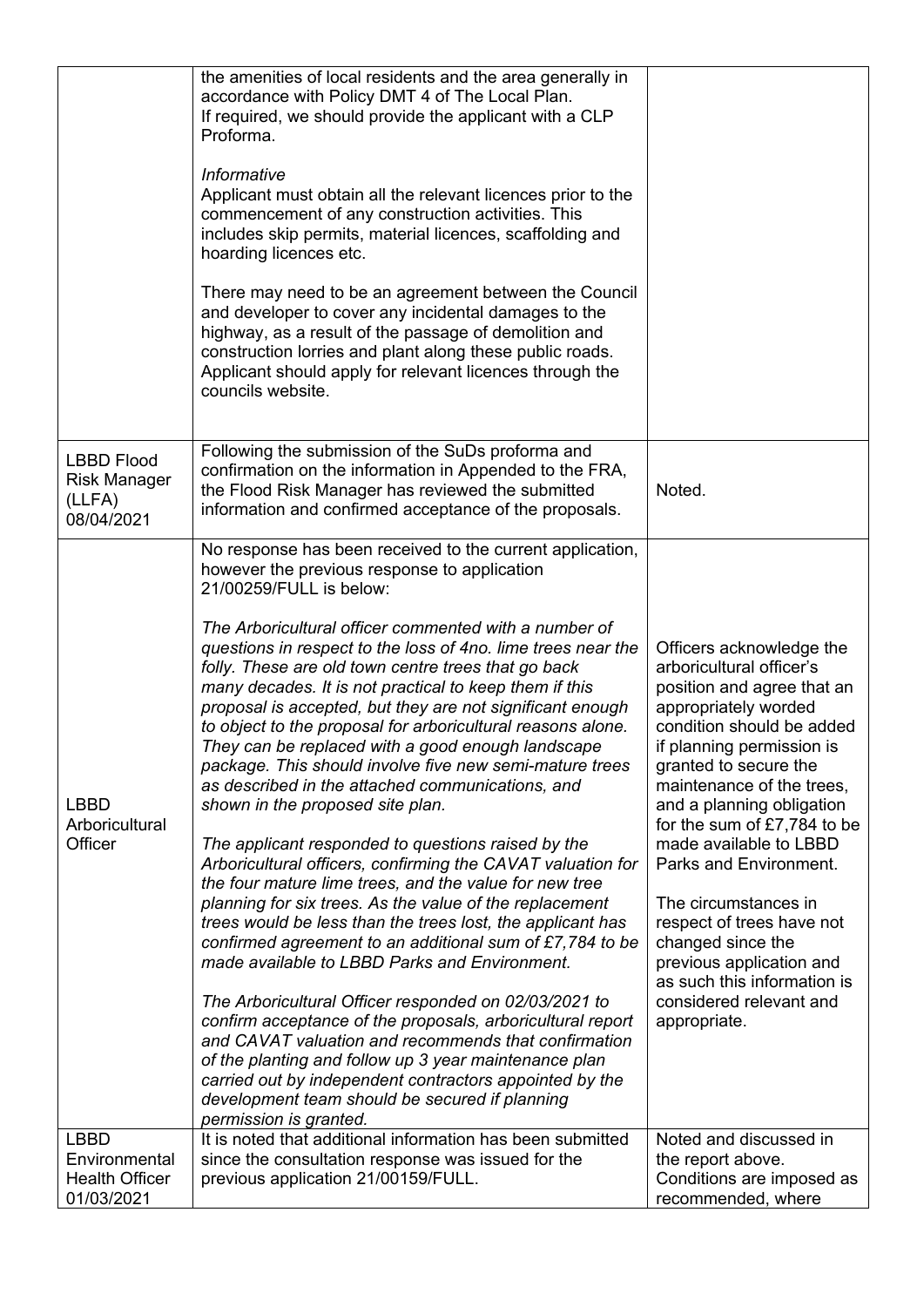| | | |
|---|---|---|
| | the amenities of local residents and the area generally in accordance with Policy DMT 4 of The Local Plan.<br>If required, we should provide the applicant with a CLP Proforma.<br><br>*Informative*<br>Applicant must obtain all the relevant licences prior to the commencement of any construction activities. This includes skip permits, material licences, scaffolding and hoarding licences etc.<br><br>There may need to be an agreement between the Council and developer to cover any incidental damages to the highway, as a result of the passage of demolition and construction lorries and plant along these public roads. Applicant should apply for relevant licences through the councils website. | |
| LBBD Flood Risk Manager (LLFA) 08/04/2021 | Following the submission of the SuDs proforma and confirmation on the information in Appended to the FRA, the Flood Risk Manager has reviewed the submitted information and confirmed acceptance of the proposals. | Noted. |
| LBBD Arboricultural Officer | No response has been received to the current application, however the previous response to application 21/00259/FULL is below:<br><br>*The Arboricultural officer commented with a number of questions in respect to the loss of 4no. lime trees near the folly. These are old town centre trees that go back many decades. It is not practical to keep them if this proposal is accepted, but they are not significant enough to object to the proposal for arboricultural reasons alone. They can be replaced with a good enough landscape package. This should involve five new semi-mature trees as described in the attached communications, and shown in the proposed site plan.*<br><br>*The applicant responded to questions raised by the Arboricultural officers, confirming the CAVAT valuation for the four mature lime trees, and the value for new tree planning for six trees. As the value of the replacement trees would be less than the trees lost, the applicant has confirmed agreement to an additional sum of £7,784 to be made available to LBBD Parks and Environment.*<br><br>*The Arboricultural Officer responded on 02/03/2021 to confirm acceptance of the proposals, arboricultural report and CAVAT valuation and recommends that confirmation of the planting and follow up 3 year maintenance plan carried out by independent contractors appointed by the development team should be secured if planning permission is granted.* | Officers acknowledge the arboricultural officer's position and agree that an appropriately worded condition should be added if planning permission is granted to secure the maintenance of the trees, and a planning obligation for the sum of £7,784 to be made available to LBBD Parks and Environment.<br><br>The circumstances in respect of trees have not changed since the previous application and as such this information is considered relevant and appropriate. |
| LBBD Environmental Health Officer 01/03/2021 | It is noted that additional information has been submitted since the consultation response was issued for the previous application 21/00159/FULL. | Noted and discussed in the report above.<br>Conditions are imposed as recommended, where |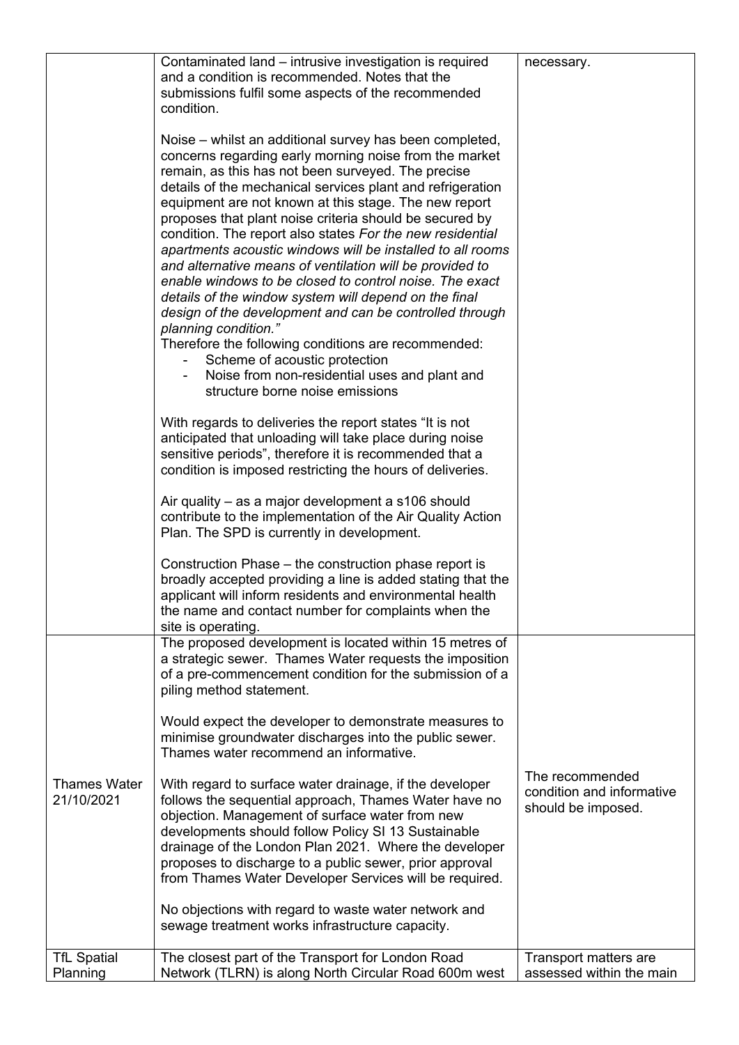| | | |
|---|---|---|
| | Contaminated land – intrusive investigation is required and a condition is recommended. Notes that the submissions fulfil some aspects of the recommended condition.<br><br>Noise – whilst an additional survey has been completed, concerns regarding early morning noise from the market remain, as this has not been surveyed. The precise details of the mechanical services plant and refrigeration equipment are not known at this stage. The new report proposes that plant noise criteria should be secured by condition. The report also states *For the new residential apartments acoustic windows will be installed to all rooms and alternative means of ventilation will be provided to enable windows to be closed to control noise. The exact details of the window system will depend on the final design of the development and can be controlled through planning condition."*<br>Therefore the following conditions are recommended:<br>- Scheme of acoustic protection<br>- Noise from non-residential uses and plant and structure borne noise emissions<br><br>With regards to deliveries the report states "It is not anticipated that unloading will take place during noise sensitive periods", therefore it is recommended that a condition is imposed restricting the hours of deliveries.<br><br>Air quality – as a major development a s106 should contribute to the implementation of the Air Quality Action Plan. The SPD is currently in development.<br><br>Construction Phase – the construction phase report is broadly accepted providing a line is added stating that the applicant will inform residents and environmental health the name and contact number for complaints when the site is operating. | necessary. |
| Thames Water 21/10/2021 | The proposed development is located within 15 metres of a strategic sewer. Thames Water requests the imposition of a pre-commencement condition for the submission of a piling method statement.<br><br>Would expect the developer to demonstrate measures to minimise groundwater discharges into the public sewer. Thames water recommend an informative.<br><br>With regard to surface water drainage, if the developer follows the sequential approach, Thames Water have no objection. Management of surface water from new developments should follow Policy SI 13 Sustainable drainage of the London Plan 2021. Where the developer proposes to discharge to a public sewer, prior approval from Thames Water Developer Services will be required.<br><br>No objections with regard to waste water network and sewage treatment works infrastructure capacity. | The recommended condition and informative should be imposed. |
| TfL Spatial Planning | The closest part of the Transport for London Road Network (TLRN) is along North Circular Road 600m west | Transport matters are assessed within the main |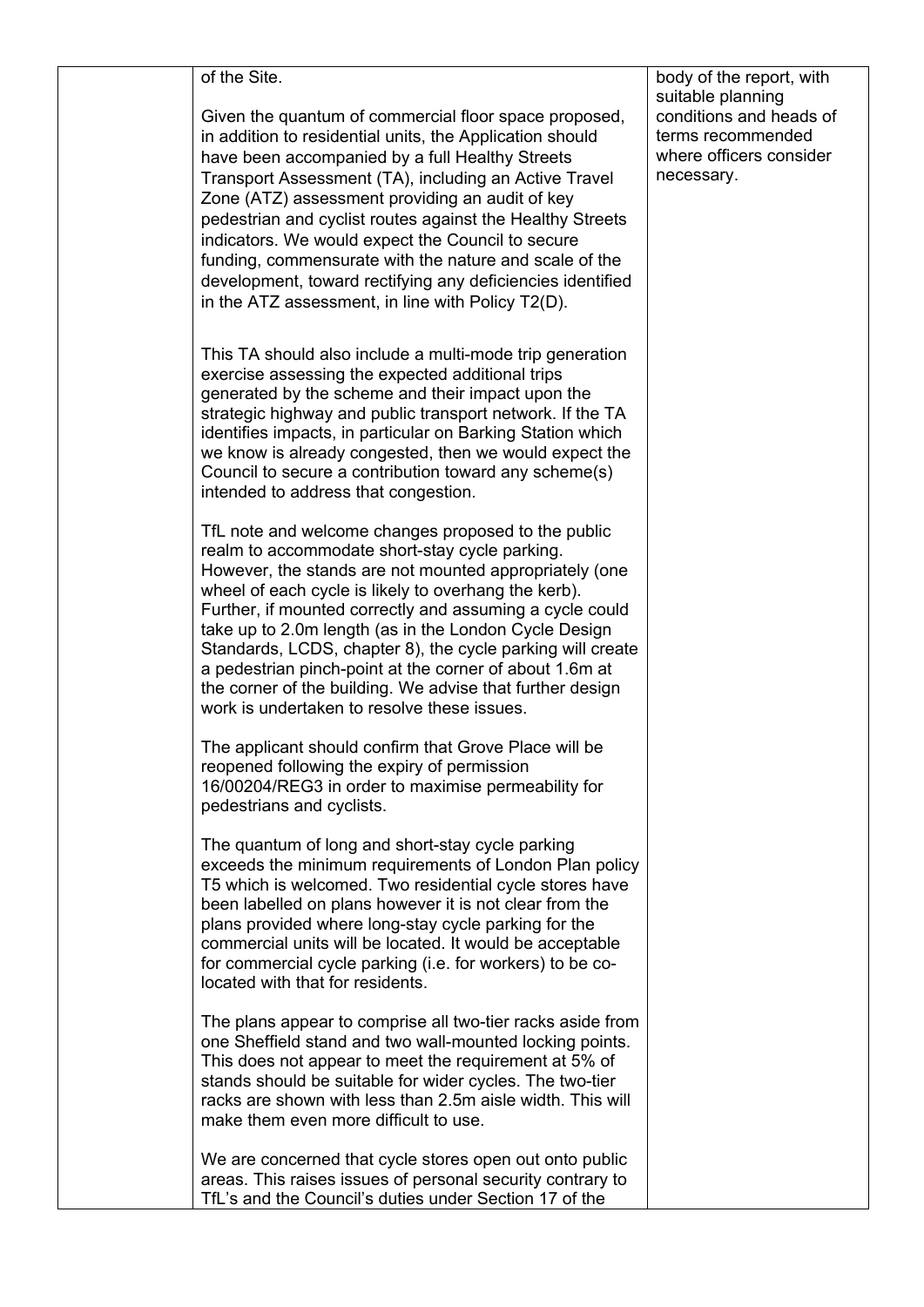|  | of the Site.<br><br>Given the quantum of commercial floor space proposed, in addition to residential units, the Application should have been accompanied by a full Healthy Streets Transport Assessment (TA), including an Active Travel Zone (ATZ) assessment providing an audit of key pedestrian and cyclist routes against the Healthy Streets indicators. We would expect the Council to secure funding, commensurate with the nature and scale of the development, toward rectifying any deficiencies identified in the ATZ assessment, in line with Policy T2(D).<br><br>This TA should also include a multi-mode trip generation exercise assessing the expected additional trips generated by the scheme and their impact upon the strategic highway and public transport network. If the TA identifies impacts, in particular on Barking Station which we know is already congested, then we would expect the Council to secure a contribution toward any scheme(s) intended to address that congestion.<br><br>TfL note and welcome changes proposed to the public realm to accommodate short-stay cycle parking. However, the stands are not mounted appropriately (one wheel of each cycle is likely to overhang the kerb). Further, if mounted correctly and assuming a cycle could take up to 2.0m length (as in the London Cycle Design Standards, LCDS, chapter 8), the cycle parking will create a pedestrian pinch-point at the corner of about 1.6m at the corner of the building. We advise that further design work is undertaken to resolve these issues.<br><br>The applicant should confirm that Grove Place will be reopened following the expiry of permission 16/00204/REG3 in order to maximise permeability for pedestrians and cyclists.<br><br>The quantum of long and short-stay cycle parking exceeds the minimum requirements of London Plan policy T5 which is welcomed. Two residential cycle stores have been labelled on plans however it is not clear from the plans provided where long-stay cycle parking for the commercial units will be located. It would be acceptable for commercial cycle parking (i.e. for workers) to be co-located with that for residents.<br><br>The plans appear to comprise all two-tier racks aside from one Sheffield stand and two wall-mounted locking points. This does not appear to meet the requirement at 5% of stands should be suitable for wider cycles. The two-tier racks are shown with less than 2.5m aisle width. This will make them even more difficult to use.<br><br>We are concerned that cycle stores open out onto public areas. This raises issues of personal security contrary to TfL's and the Council's duties under Section 17 of the | body of the report, with suitable planning conditions and heads of terms recommended where officers consider necessary. |
|---|---|---|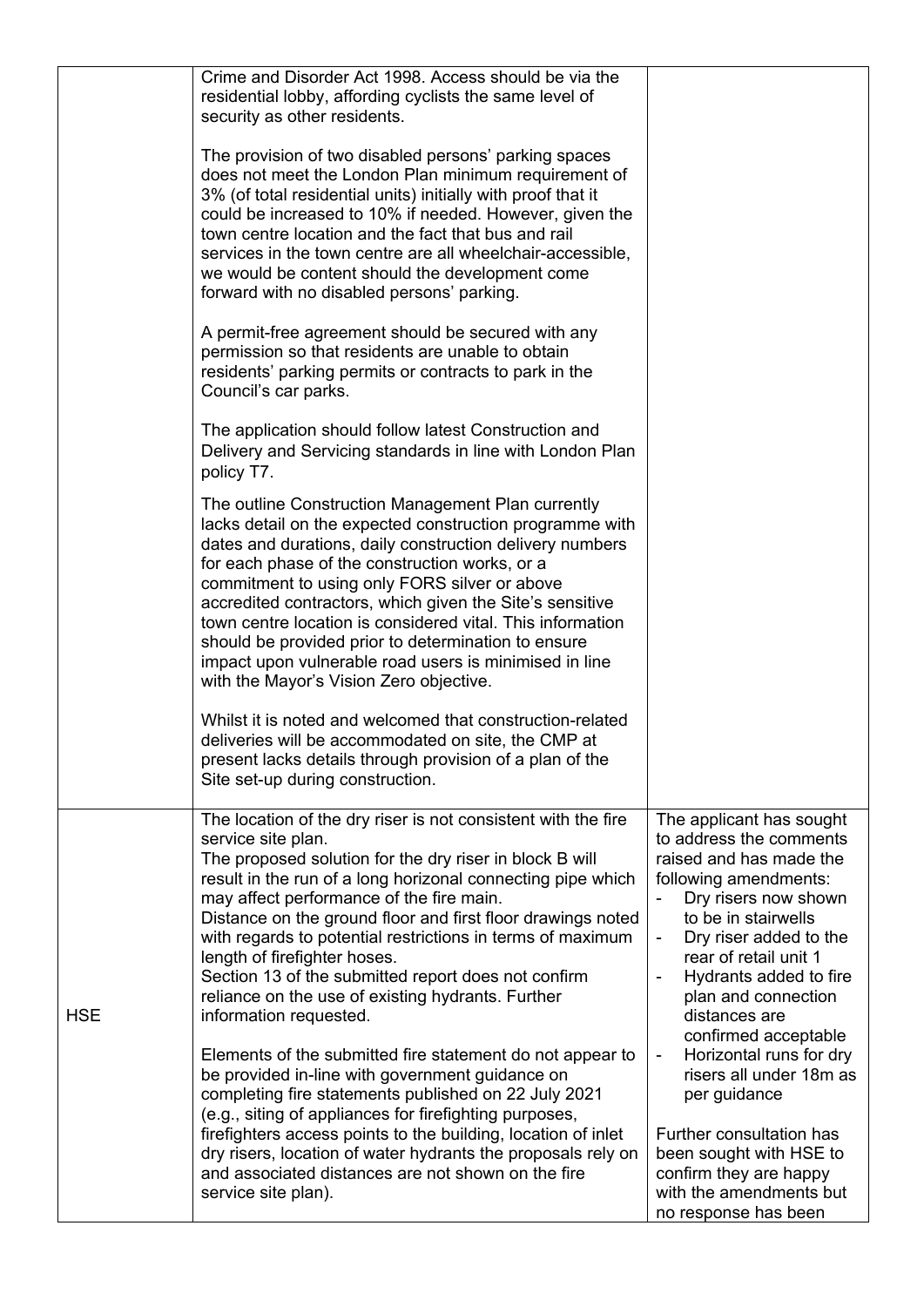| | | |
|---|---|---|
| | Crime and Disorder Act 1998. Access should be via the residential lobby, affording cyclists the same level of security as other residents.<br><br>The provision of two disabled persons' parking spaces does not meet the London Plan minimum requirement of 3% (of total residential units) initially with proof that it could be increased to 10% if needed. However, given the town centre location and the fact that bus and rail services in the town centre are all wheelchair-accessible, we would be content should the development come forward with no disabled persons' parking.<br><br>A permit-free agreement should be secured with any permission so that residents are unable to obtain residents' parking permits or contracts to park in the Council's car parks.<br><br>The application should follow latest Construction and Delivery and Servicing standards in line with London Plan policy T7.<br><br>The outline Construction Management Plan currently lacks detail on the expected construction programme with dates and durations, daily construction delivery numbers for each phase of the construction works, or a commitment to using only FORS silver or above accredited contractors, which given the Site's sensitive town centre location is considered vital. This information should be provided prior to determination to ensure impact upon vulnerable road users is minimised in line with the Mayor's Vision Zero objective.<br><br>Whilst it is noted and welcomed that construction-related deliveries will be accommodated on site, the CMP at present lacks details through provision of a plan of the Site set-up during construction. | |
| HSE | The location of the dry riser is not consistent with the fire service site plan.<br>The proposed solution for the dry riser in block B will result in the run of a long horizonal connecting pipe which may affect performance of the fire main.<br>Distance on the ground floor and first floor drawings noted with regards to potential restrictions in terms of maximum length of firefighter hoses.<br>Section 13 of the submitted report does not confirm reliance on the use of existing hydrants. Further information requested.<br><br>Elements of the submitted fire statement do not appear to be provided in-line with government guidance on completing fire statements published on 22 July 2021 (e.g., siting of appliances for firefighting purposes, firefighters access points to the building, location of inlet dry risers, location of water hydrants the proposals rely on and associated distances are not shown on the fire service site plan). | The applicant has sought to address the comments raised and has made the following amendments:<br>- Dry risers now shown to be in stairwells<br>- Dry riser added to the rear of retail unit 1<br>- Hydrants added to fire plan and connection distances are confirmed acceptable<br>- Horizontal runs for dry risers all under 18m as per guidance<br><br>Further consultation has been sought with HSE to confirm they are happy with the amendments but no response has been |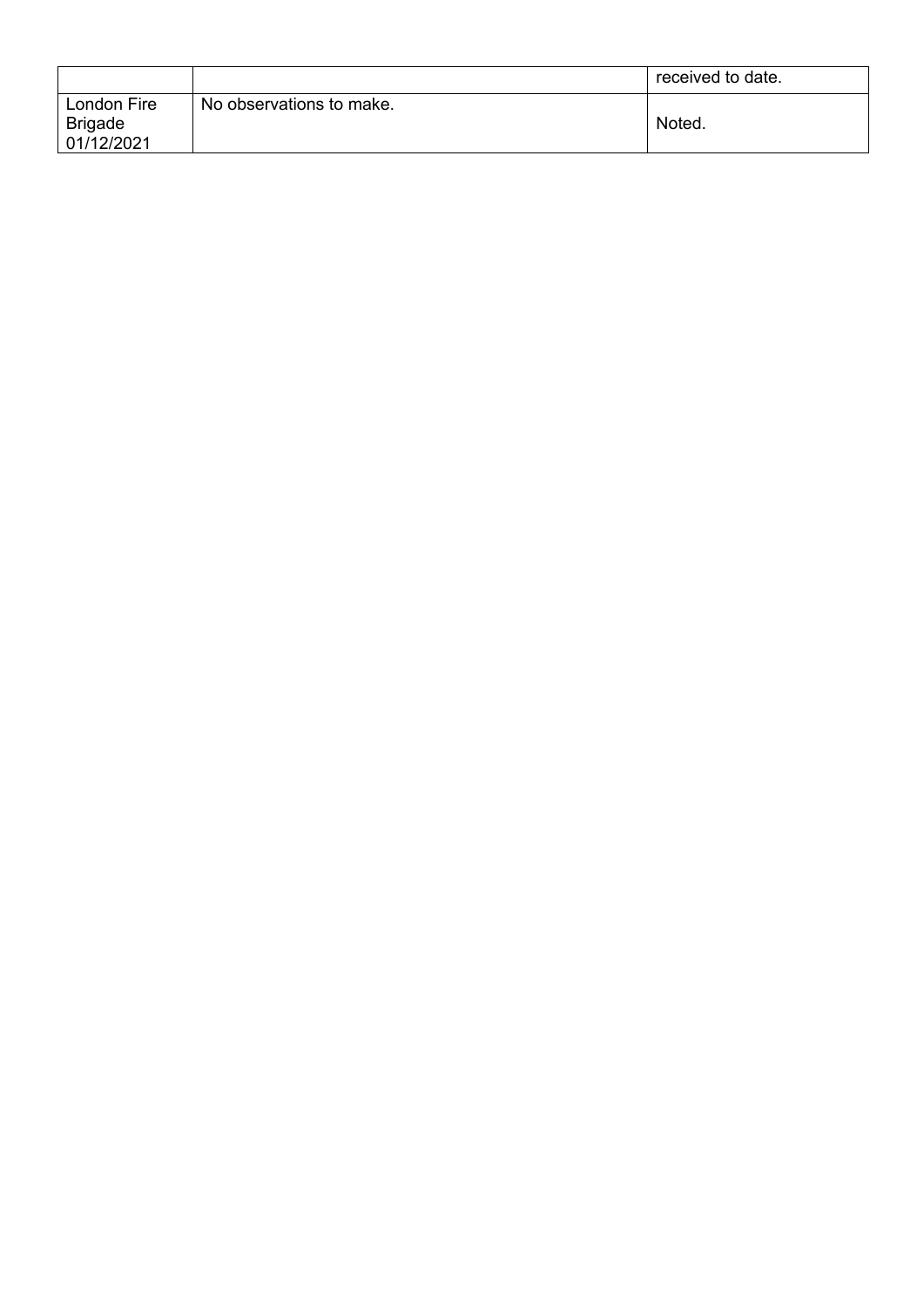| | | |
|---|---|---|
| | | received to date. |
| London Fire Brigade 01/12/2021 | No observations to make. | Noted. |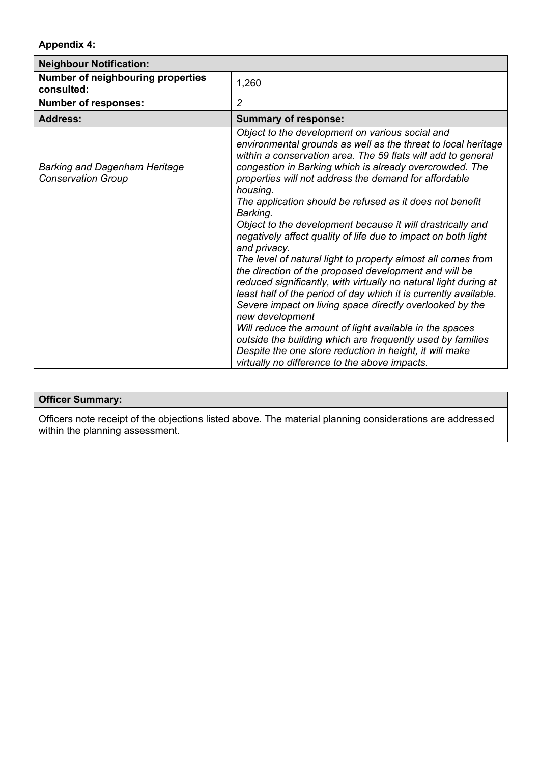**Appendix 4:**

| **Neighbour Notification:** | |
|---|---|
| **Number of neighbouring properties consulted:** | 1,260 |
| **Number of responses:** | *2* |
| **Address:** | **Summary of response:** |
| *Barking and Dagenham Heritage Conservation Group* | *Object to the development on various social and environmental grounds as well as the threat to local heritage within a conservation area. The 59 flats will add to general congestion in Barking which is already overcrowded. The properties will not address the demand for affordable housing.*<br>*The application should be refused as it does not benefit Barking.* |
| | *Object to the development because it will drastically and negatively affect quality of life due to impact on both light and privacy.*<br>*The level of natural light to property almost all comes from the direction of the proposed development and will be reduced significantly, with virtually no natural light during at least half of the period of day which it is currently available.*<br>*Severe impact on living space directly overlooked by the new development*<br>*Will reduce the amount of light available in the spaces outside the building which are frequently used by families*<br>*Despite the one store reduction in height, it will make virtually no difference to the above impacts.* |

| **Officer Summary:** |
|---|
| Officers note receipt of the objections listed above. The material planning considerations are addressed within the planning assessment. |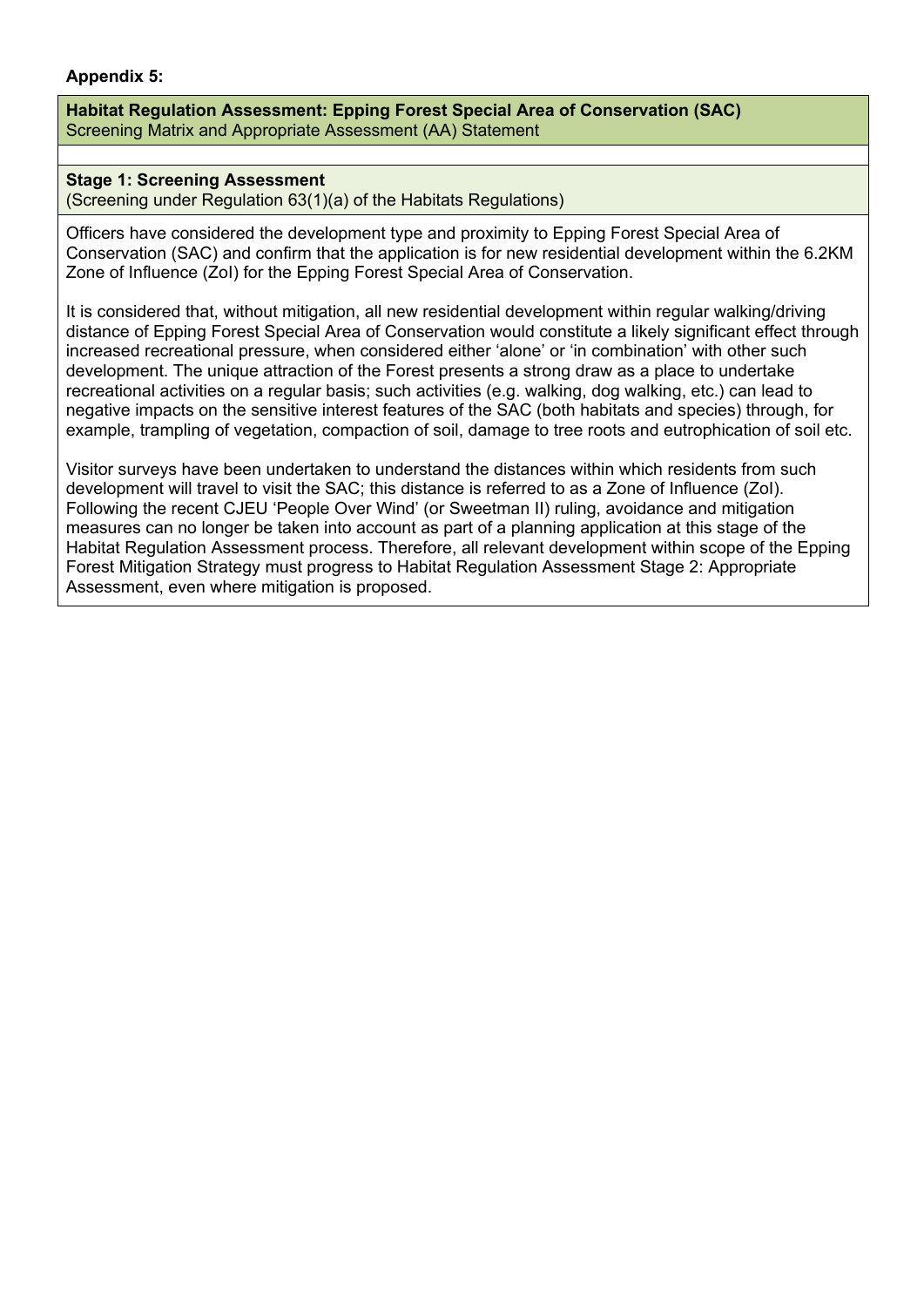**Appendix 5:**

**Habitat Regulation Assessment: Epping Forest Special Area of Conservation (SAC)**
Screening Matrix and Appropriate Assessment (AA) Statement

**Stage 1: Screening Assessment**
(Screening under Regulation 63(1)(a) of the Habitats Regulations)

Officers have considered the development type and proximity to Epping Forest Special Area of Conservation (SAC) and confirm that the application is for new residential development within the 6.2KM Zone of Influence (ZoI) for the Epping Forest Special Area of Conservation.

It is considered that, without mitigation, all new residential development within regular walking/driving distance of Epping Forest Special Area of Conservation would constitute a likely significant effect through increased recreational pressure, when considered either 'alone' or 'in combination' with other such development. The unique attraction of the Forest presents a strong draw as a place to undertake recreational activities on a regular basis; such activities (e.g. walking, dog walking, etc.) can lead to negative impacts on the sensitive interest features of the SAC (both habitats and species) through, for example, trampling of vegetation, compaction of soil, damage to tree roots and eutrophication of soil etc.

Visitor surveys have been undertaken to understand the distances within which residents from such development will travel to visit the SAC; this distance is referred to as a Zone of Influence (ZoI). Following the recent CJEU 'People Over Wind' (or Sweetman II) ruling, avoidance and mitigation measures can no longer be taken into account as part of a planning application at this stage of the Habitat Regulation Assessment process. Therefore, all relevant development within scope of the Epping Forest Mitigation Strategy must progress to Habitat Regulation Assessment Stage 2: Appropriate Assessment, even where mitigation is proposed.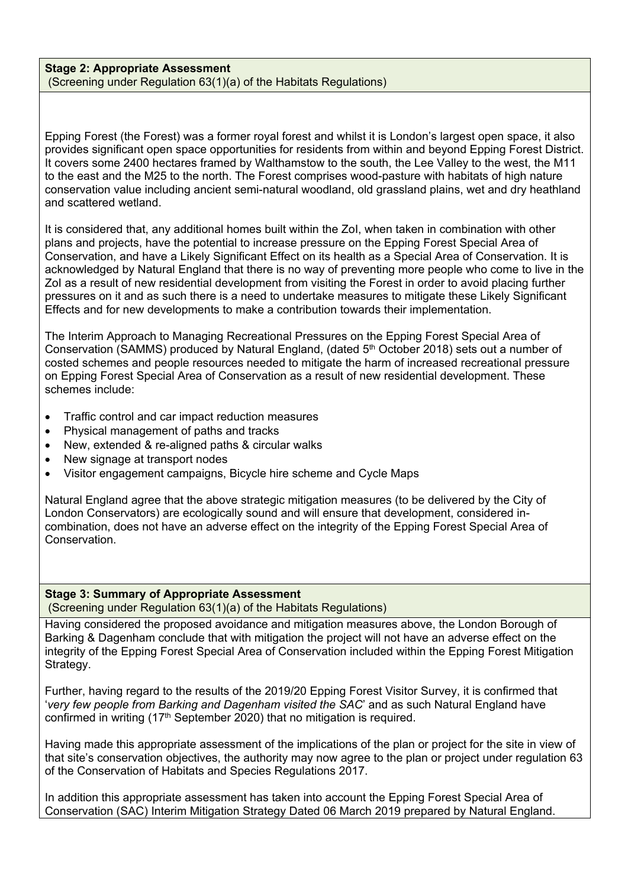**Stage 2: Appropriate Assessment**
(Screening under Regulation 63(1)(a) of the Habitats Regulations)

Epping Forest (the Forest) was a former royal forest and whilst it is London's largest open space, it also provides significant open space opportunities for residents from within and beyond Epping Forest District. It covers some 2400 hectares framed by Walthamstow to the south, the Lee Valley to the west, the M11 to the east and the M25 to the north. The Forest comprises wood-pasture with habitats of high nature conservation value including ancient semi-natural woodland, old grassland plains, wet and dry heathland and scattered wetland.

It is considered that, any additional homes built within the ZoI, when taken in combination with other plans and projects, have the potential to increase pressure on the Epping Forest Special Area of Conservation, and have a Likely Significant Effect on its health as a Special Area of Conservation. It is acknowledged by Natural England that there is no way of preventing more people who come to live in the ZoI as a result of new residential development from visiting the Forest in order to avoid placing further pressures on it and as such there is a need to undertake measures to mitigate these Likely Significant Effects and for new developments to make a contribution towards their implementation.

The Interim Approach to Managing Recreational Pressures on the Epping Forest Special Area of Conservation (SAMMS) produced by Natural England, (dated 5th October 2018) sets out a number of costed schemes and people resources needed to mitigate the harm of increased recreational pressure on Epping Forest Special Area of Conservation as a result of new residential development. These schemes include:

- Traffic control and car impact reduction measures
- Physical management of paths and tracks
- New, extended & re-aligned paths & circular walks
- New signage at transport nodes
- Visitor engagement campaigns, Bicycle hire scheme and Cycle Maps

Natural England agree that the above strategic mitigation measures (to be delivered by the City of London Conservators) are ecologically sound and will ensure that development, considered in-combination, does not have an adverse effect on the integrity of the Epping Forest Special Area of Conservation.

**Stage 3: Summary of Appropriate Assessment**
(Screening under Regulation 63(1)(a) of the Habitats Regulations)

Having considered the proposed avoidance and mitigation measures above, the London Borough of Barking & Dagenham conclude that with mitigation the project will not have an adverse effect on the integrity of the Epping Forest Special Area of Conservation included within the Epping Forest Mitigation Strategy.

Further, having regard to the results of the 2019/20 Epping Forest Visitor Survey, it is confirmed that '*very few people from Barking and Dagenham visited the SAC*' and as such Natural England have confirmed in writing (17th September 2020) that no mitigation is required.

Having made this appropriate assessment of the implications of the plan or project for the site in view of that site's conservation objectives, the authority may now agree to the plan or project under regulation 63 of the Conservation of Habitats and Species Regulations 2017.

In addition this appropriate assessment has taken into account the Epping Forest Special Area of Conservation (SAC) Interim Mitigation Strategy Dated 06 March 2019 prepared by Natural England.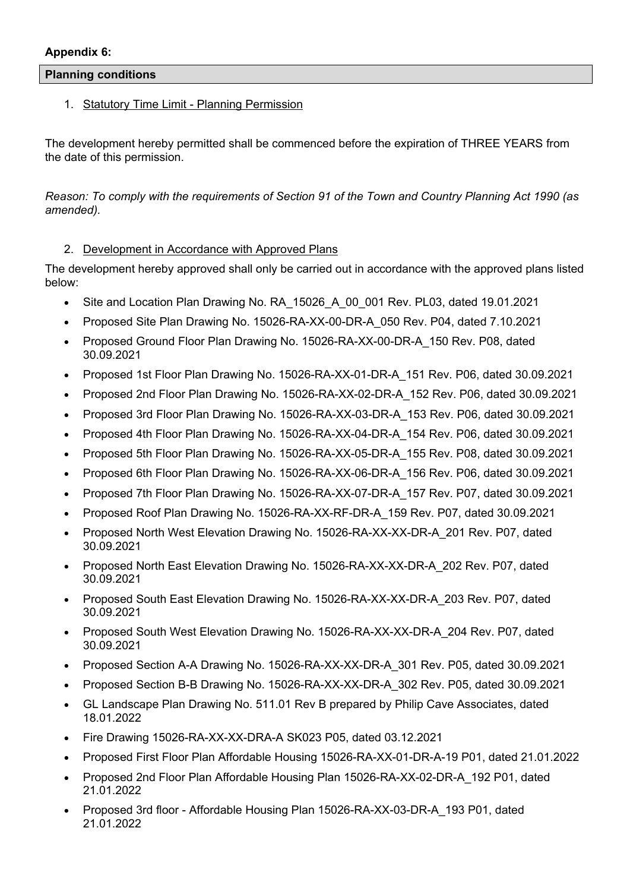**Appendix 6:**

**Planning conditions**

1. Statutory Time Limit - Planning Permission

The development hereby permitted shall be commenced before the expiration of THREE YEARS from the date of this permission.

*Reason: To comply with the requirements of Section 91 of the Town and Country Planning Act 1990 (as amended).*

2. Development in Accordance with Approved Plans

The development hereby approved shall only be carried out in accordance with the approved plans listed below:

- Site and Location Plan Drawing No. RA_15026_A_00_001 Rev. PL03, dated 19.01.2021
- Proposed Site Plan Drawing No. 15026-RA-XX-00-DR-A_050 Rev. P04, dated 7.10.2021
- Proposed Ground Floor Plan Drawing No. 15026-RA-XX-00-DR-A_150 Rev. P08, dated 30.09.2021
- Proposed 1st Floor Plan Drawing No. 15026-RA-XX-01-DR-A_151 Rev. P06, dated 30.09.2021
- Proposed 2nd Floor Plan Drawing No. 15026-RA-XX-02-DR-A_152 Rev. P06, dated 30.09.2021
- Proposed 3rd Floor Plan Drawing No. 15026-RA-XX-03-DR-A_153 Rev. P06, dated 30.09.2021
- Proposed 4th Floor Plan Drawing No. 15026-RA-XX-04-DR-A_154 Rev. P06, dated 30.09.2021
- Proposed 5th Floor Plan Drawing No. 15026-RA-XX-05-DR-A_155 Rev. P08, dated 30.09.2021
- Proposed 6th Floor Plan Drawing No. 15026-RA-XX-06-DR-A_156 Rev. P06, dated 30.09.2021
- Proposed 7th Floor Plan Drawing No. 15026-RA-XX-07-DR-A_157 Rev. P07, dated 30.09.2021
- Proposed Roof Plan Drawing No. 15026-RA-XX-RF-DR-A_159 Rev. P07, dated 30.09.2021
- Proposed North West Elevation Drawing No. 15026-RA-XX-XX-DR-A_201 Rev. P07, dated 30.09.2021
- Proposed North East Elevation Drawing No. 15026-RA-XX-XX-DR-A_202 Rev. P07, dated 30.09.2021
- Proposed South East Elevation Drawing No. 15026-RA-XX-XX-DR-A_203 Rev. P07, dated 30.09.2021
- Proposed South West Elevation Drawing No. 15026-RA-XX-XX-DR-A_204 Rev. P07, dated 30.09.2021
- Proposed Section A-A Drawing No. 15026-RA-XX-XX-DR-A_301 Rev. P05, dated 30.09.2021
- Proposed Section B-B Drawing No. 15026-RA-XX-XX-DR-A_302 Rev. P05, dated 30.09.2021
- GL Landscape Plan Drawing No. 511.01 Rev B prepared by Philip Cave Associates, dated 18.01.2022
- Fire Drawing 15026-RA-XX-XX-DRA-A SK023 P05, dated 03.12.2021
- Proposed First Floor Plan Affordable Housing 15026-RA-XX-01-DR-A-19 P01, dated 21.01.2022
- Proposed 2nd Floor Plan Affordable Housing Plan 15026-RA-XX-02-DR-A_192 P01, dated 21.01.2022
- Proposed 3rd floor - Affordable Housing Plan 15026-RA-XX-03-DR-A_193 P01, dated 21.01.2022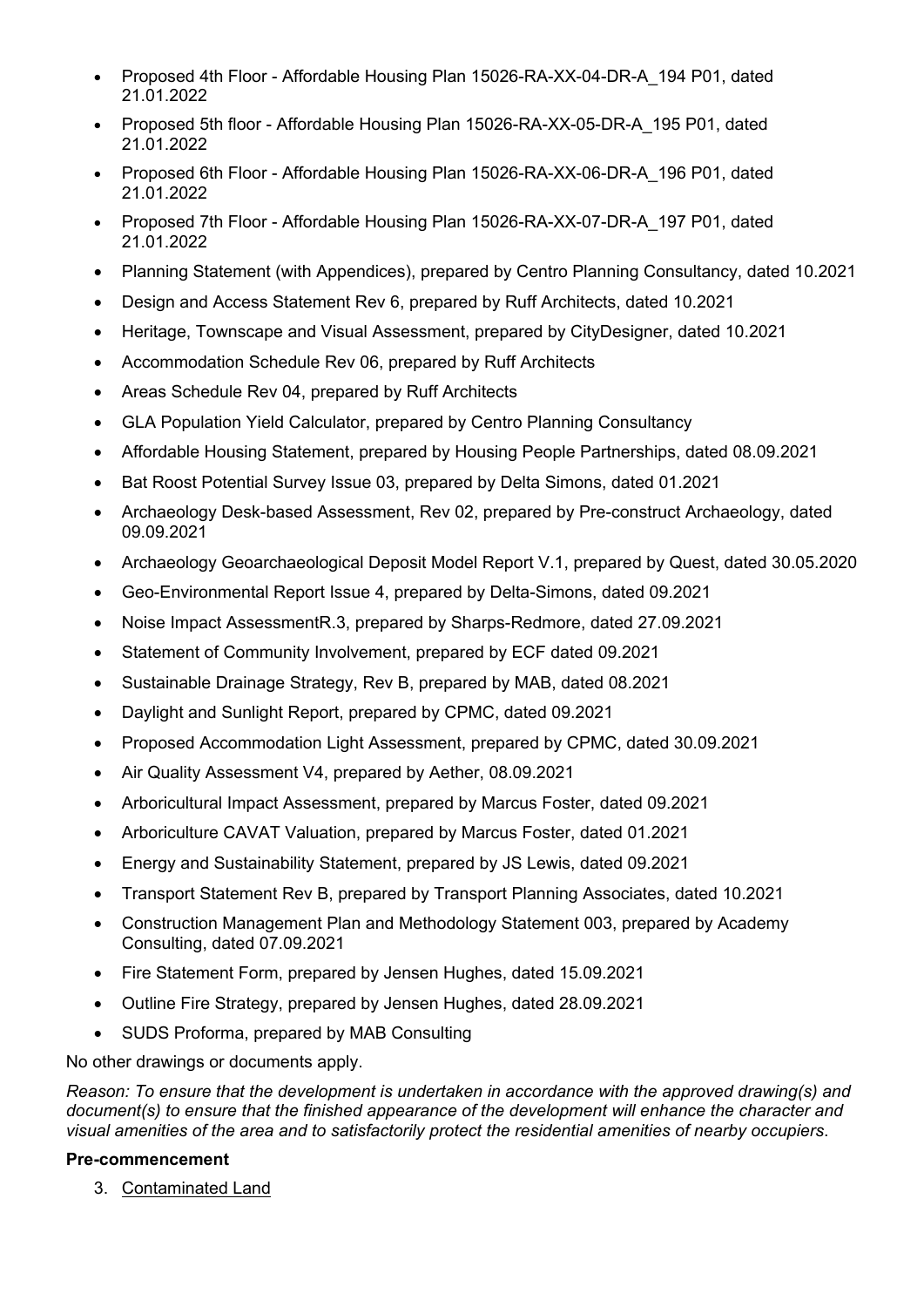- Proposed 4th Floor - Affordable Housing Plan 15026-RA-XX-04-DR-A_194 P01, dated 21.01.2022
- Proposed 5th floor - Affordable Housing Plan 15026-RA-XX-05-DR-A_195 P01, dated 21.01.2022
- Proposed 6th Floor - Affordable Housing Plan 15026-RA-XX-06-DR-A_196 P01, dated 21.01.2022
- Proposed 7th Floor - Affordable Housing Plan 15026-RA-XX-07-DR-A_197 P01, dated 21.01.2022
- Planning Statement (with Appendices), prepared by Centro Planning Consultancy, dated 10.2021
- Design and Access Statement Rev 6, prepared by Ruff Architects, dated 10.2021
- Heritage, Townscape and Visual Assessment, prepared by CityDesigner, dated 10.2021
- Accommodation Schedule Rev 06, prepared by Ruff Architects
- Areas Schedule Rev 04, prepared by Ruff Architects
- GLA Population Yield Calculator, prepared by Centro Planning Consultancy
- Affordable Housing Statement, prepared by Housing People Partnerships, dated 08.09.2021
- Bat Roost Potential Survey Issue 03, prepared by Delta Simons, dated 01.2021
- Archaeology Desk-based Assessment, Rev 02, prepared by Pre-construct Archaeology, dated 09.09.2021
- Archaeology Geoarchaeological Deposit Model Report V.1, prepared by Quest, dated 30.05.2020
- Geo-Environmental Report Issue 4, prepared by Delta-Simons, dated 09.2021
- Noise Impact AssessmentR.3, prepared by Sharps-Redmore, dated 27.09.2021
- Statement of Community Involvement, prepared by ECF dated 09.2021
- Sustainable Drainage Strategy, Rev B, prepared by MAB, dated 08.2021
- Daylight and Sunlight Report, prepared by CPMC, dated 09.2021
- Proposed Accommodation Light Assessment, prepared by CPMC, dated 30.09.2021
- Air Quality Assessment V4, prepared by Aether, 08.09.2021
- Arboricultural Impact Assessment, prepared by Marcus Foster, dated 09.2021
- Arboriculture CAVAT Valuation, prepared by Marcus Foster, dated 01.2021
- Energy and Sustainability Statement, prepared by JS Lewis, dated 09.2021
- Transport Statement Rev B, prepared by Transport Planning Associates, dated 10.2021
- Construction Management Plan and Methodology Statement 003, prepared by Academy Consulting, dated 07.09.2021
- Fire Statement Form, prepared by Jensen Hughes, dated 15.09.2021
- Outline Fire Strategy, prepared by Jensen Hughes, dated 28.09.2021
- SUDS Proforma, prepared by MAB Consulting

No other drawings or documents apply.

*Reason: To ensure that the development is undertaken in accordance with the approved drawing(s) and document(s) to ensure that the finished appearance of the development will enhance the character and visual amenities of the area and to satisfactorily protect the residential amenities of nearby occupiers*.

**Pre-commencement**

3. Contaminated Land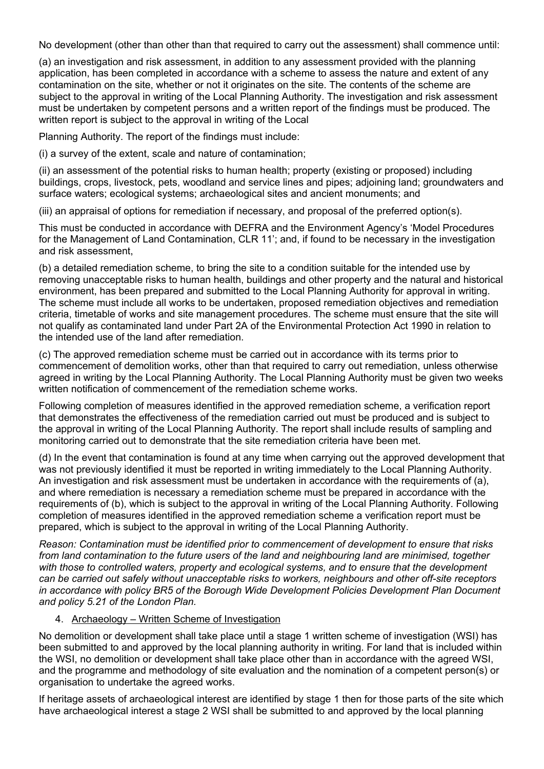No development (other than other than that required to carry out the assessment) shall commence until:

(a) an investigation and risk assessment, in addition to any assessment provided with the planning application, has been completed in accordance with a scheme to assess the nature and extent of any contamination on the site, whether or not it originates on the site. The contents of the scheme are subject to the approval in writing of the Local Planning Authority. The investigation and risk assessment must be undertaken by competent persons and a written report of the findings must be produced. The written report is subject to the approval in writing of the Local

Planning Authority. The report of the findings must include:

(i) a survey of the extent, scale and nature of contamination;

(ii) an assessment of the potential risks to human health; property (existing or proposed) including buildings, crops, livestock, pets, woodland and service lines and pipes; adjoining land; groundwaters and surface waters; ecological systems; archaeological sites and ancient monuments; and

(iii) an appraisal of options for remediation if necessary, and proposal of the preferred option(s).

This must be conducted in accordance with DEFRA and the Environment Agency's 'Model Procedures for the Management of Land Contamination, CLR 11'; and, if found to be necessary in the investigation and risk assessment,

(b) a detailed remediation scheme, to bring the site to a condition suitable for the intended use by removing unacceptable risks to human health, buildings and other property and the natural and historical environment, has been prepared and submitted to the Local Planning Authority for approval in writing. The scheme must include all works to be undertaken, proposed remediation objectives and remediation criteria, timetable of works and site management procedures. The scheme must ensure that the site will not qualify as contaminated land under Part 2A of the Environmental Protection Act 1990 in relation to the intended use of the land after remediation.

(c) The approved remediation scheme must be carried out in accordance with its terms prior to commencement of demolition works, other than that required to carry out remediation, unless otherwise agreed in writing by the Local Planning Authority. The Local Planning Authority must be given two weeks written notification of commencement of the remediation scheme works.

Following completion of measures identified in the approved remediation scheme, a verification report that demonstrates the effectiveness of the remediation carried out must be produced and is subject to the approval in writing of the Local Planning Authority. The report shall include results of sampling and monitoring carried out to demonstrate that the site remediation criteria have been met.

(d) In the event that contamination is found at any time when carrying out the approved development that was not previously identified it must be reported in writing immediately to the Local Planning Authority. An investigation and risk assessment must be undertaken in accordance with the requirements of (a), and where remediation is necessary a remediation scheme must be prepared in accordance with the requirements of (b), which is subject to the approval in writing of the Local Planning Authority. Following completion of measures identified in the approved remediation scheme a verification report must be prepared, which is subject to the approval in writing of the Local Planning Authority.

*Reason: Contamination must be identified prior to commencement of development to ensure that risks from land contamination to the future users of the land and neighbouring land are minimised, together with those to controlled waters, property and ecological systems, and to ensure that the development can be carried out safely without unacceptable risks to workers, neighbours and other off-site receptors in accordance with policy BR5 of the Borough Wide Development Policies Development Plan Document and policy 5.21 of the London Plan.*

4. Archaeology – Written Scheme of Investigation

No demolition or development shall take place until a stage 1 written scheme of investigation (WSI) has been submitted to and approved by the local planning authority in writing. For land that is included within the WSI, no demolition or development shall take place other than in accordance with the agreed WSI, and the programme and methodology of site evaluation and the nomination of a competent person(s) or organisation to undertake the agreed works.

If heritage assets of archaeological interest are identified by stage 1 then for those parts of the site which have archaeological interest a stage 2 WSI shall be submitted to and approved by the local planning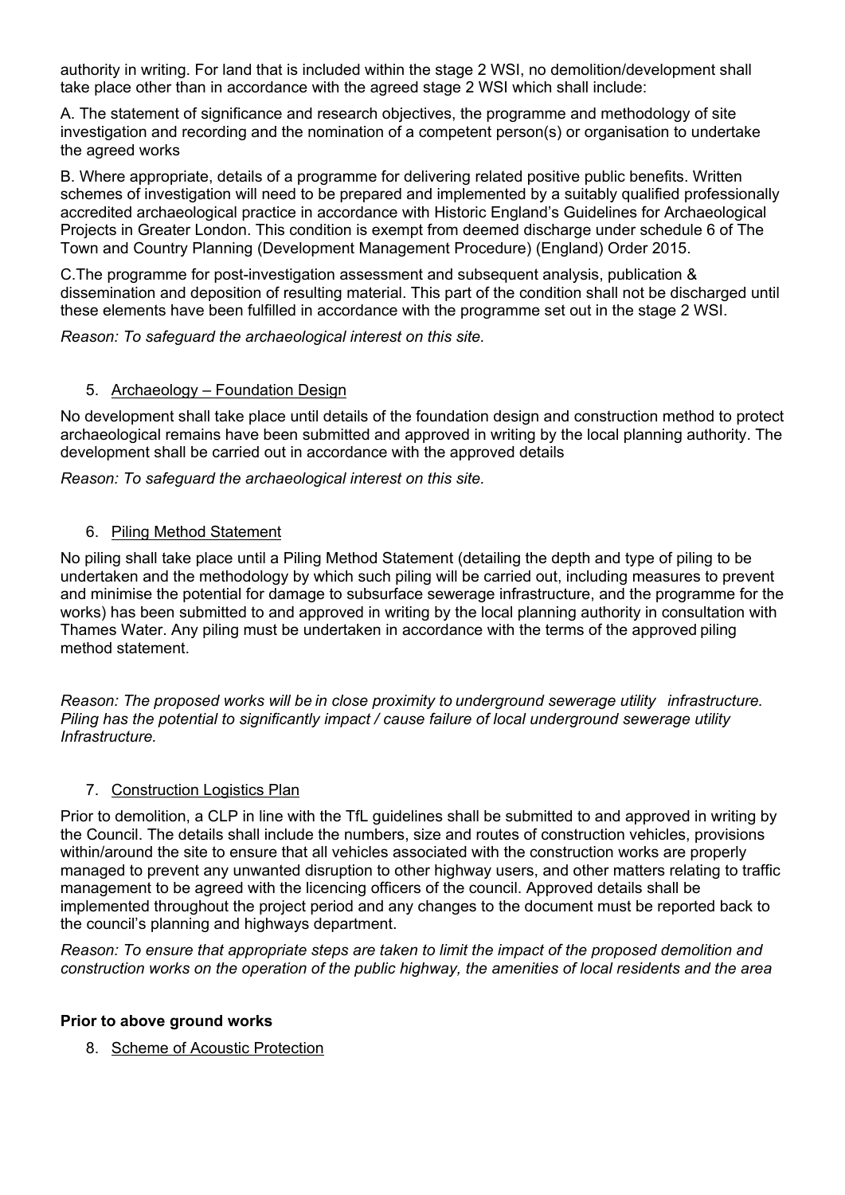authority in writing. For land that is included within the stage 2 WSI, no demolition/development shall take place other than in accordance with the agreed stage 2 WSI which shall include:

A. The statement of significance and research objectives, the programme and methodology of site investigation and recording and the nomination of a competent person(s) or organisation to undertake the agreed works

B. Where appropriate, details of a programme for delivering related positive public benefits. Written schemes of investigation will need to be prepared and implemented by a suitably qualified professionally accredited archaeological practice in accordance with Historic England's Guidelines for Archaeological Projects in Greater London. This condition is exempt from deemed discharge under schedule 6 of The Town and Country Planning (Development Management Procedure) (England) Order 2015.

C.The programme for post-investigation assessment and subsequent analysis, publication & dissemination and deposition of resulting material. This part of the condition shall not be discharged until these elements have been fulfilled in accordance with the programme set out in the stage 2 WSI.

*Reason: To safeguard the archaeological interest on this site.*

5. Archaeology – Foundation Design

No development shall take place until details of the foundation design and construction method to protect archaeological remains have been submitted and approved in writing by the local planning authority. The development shall be carried out in accordance with the approved details

*Reason: To safeguard the archaeological interest on this site.*

6. Piling Method Statement

No piling shall take place until a Piling Method Statement (detailing the depth and type of piling to be undertaken and the methodology by which such piling will be carried out, including measures to prevent and minimise the potential for damage to subsurface sewerage infrastructure, and the programme for the works) has been submitted to and approved in writing by the local planning authority in consultation with Thames Water. Any piling must be undertaken in accordance with the terms of the approved piling method statement.

*Reason: The proposed works will be in close proximity to underground sewerage utility infrastructure. Piling has the potential to significantly impact / cause failure of local underground sewerage utility Infrastructure.*

7. Construction Logistics Plan

Prior to demolition, a CLP in line with the TfL guidelines shall be submitted to and approved in writing by the Council. The details shall include the numbers, size and routes of construction vehicles, provisions within/around the site to ensure that all vehicles associated with the construction works are properly managed to prevent any unwanted disruption to other highway users, and other matters relating to traffic management to be agreed with the licencing officers of the council. Approved details shall be implemented throughout the project period and any changes to the document must be reported back to the council's planning and highways department.

*Reason: To ensure that appropriate steps are taken to limit the impact of the proposed demolition and construction works on the operation of the public highway, the amenities of local residents and the area*

**Prior to above ground works**

8. Scheme of Acoustic Protection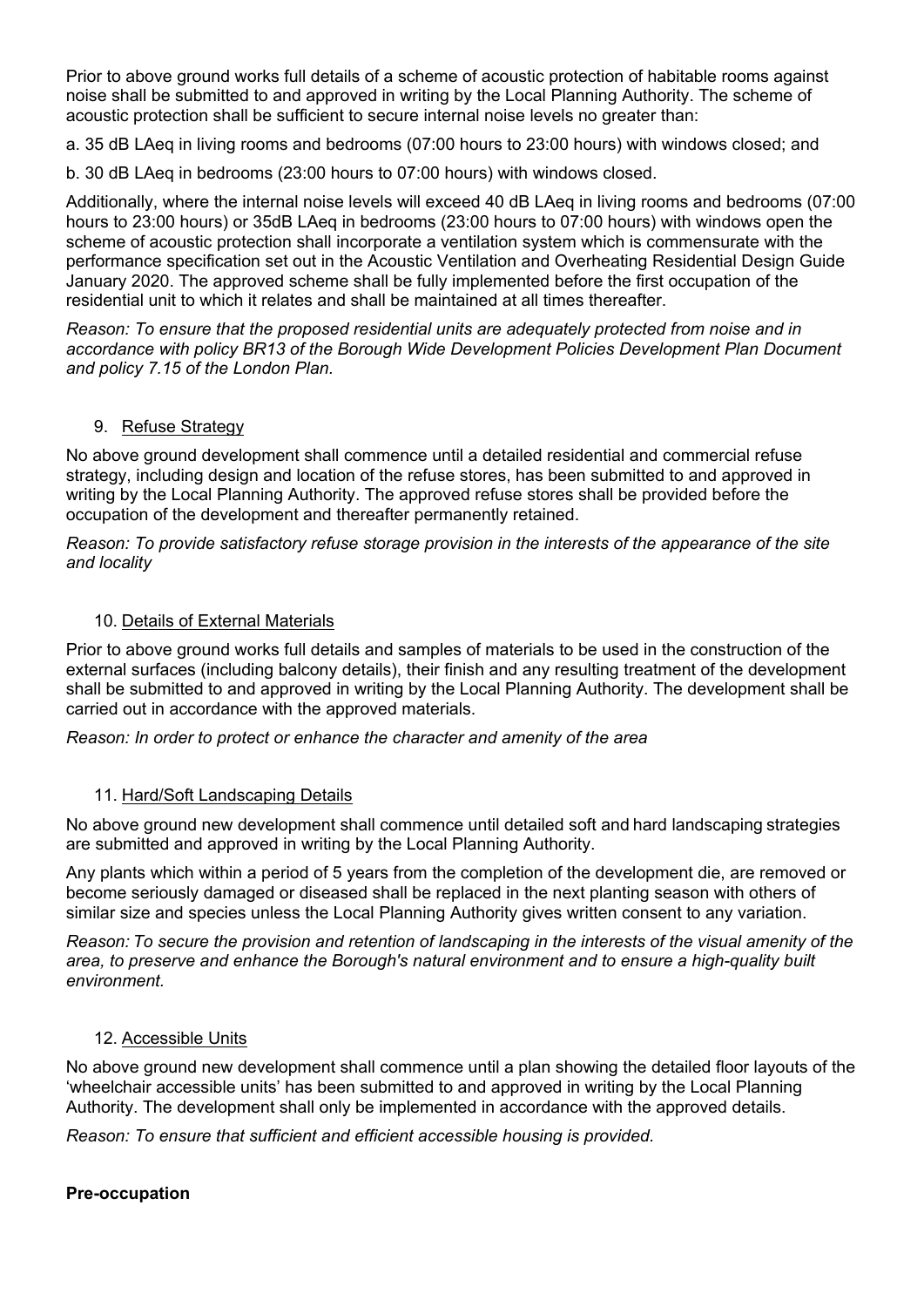Prior to above ground works full details of a scheme of acoustic protection of habitable rooms against noise shall be submitted to and approved in writing by the Local Planning Authority. The scheme of acoustic protection shall be sufficient to secure internal noise levels no greater than:

a. 35 dB LAeq in living rooms and bedrooms (07:00 hours to 23:00 hours) with windows closed; and

b. 30 dB LAeq in bedrooms (23:00 hours to 07:00 hours) with windows closed.

Additionally, where the internal noise levels will exceed 40 dB LAeq in living rooms and bedrooms (07:00 hours to 23:00 hours) or 35dB LAeq in bedrooms (23:00 hours to 07:00 hours) with windows open the scheme of acoustic protection shall incorporate a ventilation system which is commensurate with the performance specification set out in the Acoustic Ventilation and Overheating Residential Design Guide January 2020. The approved scheme shall be fully implemented before the first occupation of the residential unit to which it relates and shall be maintained at all times thereafter.

*Reason: To ensure that the proposed residential units are adequately protected from noise and in accordance with policy BR13 of the Borough Wide Development Policies Development Plan Document and policy 7.15 of the London Plan.*

9. Refuse Strategy

No above ground development shall commence until a detailed residential and commercial refuse strategy, including design and location of the refuse stores, has been submitted to and approved in writing by the Local Planning Authority. The approved refuse stores shall be provided before the occupation of the development and thereafter permanently retained.

*Reason: To provide satisfactory refuse storage provision in the interests of the appearance of the site and locality*

10. Details of External Materials

Prior to above ground works full details and samples of materials to be used in the construction of the external surfaces (including balcony details), their finish and any resulting treatment of the development shall be submitted to and approved in writing by the Local Planning Authority. The development shall be carried out in accordance with the approved materials.

*Reason: In order to protect or enhance the character and amenity of the area*

11. Hard/Soft Landscaping Details

No above ground new development shall commence until detailed soft and hard landscaping strategies are submitted and approved in writing by the Local Planning Authority.

Any plants which within a period of 5 years from the completion of the development die, are removed or become seriously damaged or diseased shall be replaced in the next planting season with others of similar size and species unless the Local Planning Authority gives written consent to any variation.

*Reason: To secure the provision and retention of landscaping in the interests of the visual amenity of the area, to preserve and enhance the Borough's natural environment and to ensure a high-quality built environment.*

12. Accessible Units

No above ground new development shall commence until a plan showing the detailed floor layouts of the 'wheelchair accessible units' has been submitted to and approved in writing by the Local Planning Authority. The development shall only be implemented in accordance with the approved details.

*Reason: To ensure that sufficient and efficient accessible housing is provided.*

**Pre-occupation**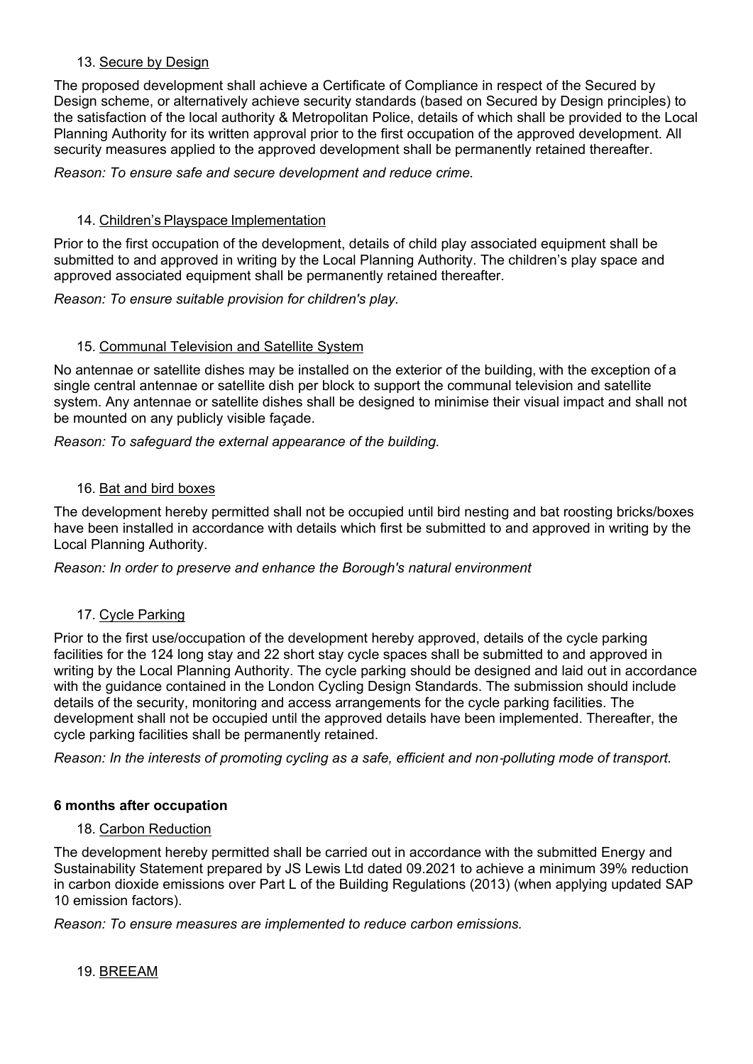13. <u>Secure by Design</u>

The proposed development shall achieve a Certificate of Compliance in respect of the Secured by Design scheme, or alternatively achieve security standards (based on Secured by Design principles) to the satisfaction of the local authority & Metropolitan Police, details of which shall be provided to the Local Planning Authority for its written approval prior to the first occupation of the approved development. All security measures applied to the approved development shall be permanently retained thereafter.

*Reason: To ensure safe and secure development and reduce crime.*

14. <u>Children's Playspace Implementation</u>

Prior to the first occupation of the development, details of child play associated equipment shall be submitted to and approved in writing by the Local Planning Authority. The children's play space and approved associated equipment shall be permanently retained thereafter.

*Reason: To ensure suitable provision for children's play.*

15. <u>Communal Television and Satellite System</u>

No antennae or satellite dishes may be installed on the exterior of the building, with the exception of a single central antennae or satellite dish per block to support the communal television and satellite system. Any antennae or satellite dishes shall be designed to minimise their visual impact and shall not be mounted on any publicly visible façade.

*Reason: To safeguard the external appearance of the building.*

16. <u>Bat and bird boxes</u>

The development hereby permitted shall not be occupied until bird nesting and bat roosting bricks/boxes have been installed in accordance with details which first be submitted to and approved in writing by the Local Planning Authority.

*Reason: In order to preserve and enhance the Borough's natural environment*

17. <u>Cycle Parking</u>

Prior to the first use/occupation of the development hereby approved, details of the cycle parking facilities for the 124 long stay and 22 short stay cycle spaces shall be submitted to and approved in writing by the Local Planning Authority. The cycle parking should be designed and laid out in accordance with the guidance contained in the London Cycling Design Standards. The submission should include details of the security, monitoring and access arrangements for the cycle parking facilities. The development shall not be occupied until the approved details have been implemented. Thereafter, the cycle parking facilities shall be permanently retained.

*Reason: In the interests of promoting cycling as a safe, efficient and non-polluting mode of transport.*

**6 months after occupation**

18. <u>Carbon Reduction</u>

The development hereby permitted shall be carried out in accordance with the submitted Energy and Sustainability Statement prepared by JS Lewis Ltd dated 09.2021 to achieve a minimum 39% reduction in carbon dioxide emissions over Part L of the Building Regulations (2013) (when applying updated SAP 10 emission factors).

*Reason: To ensure measures are implemented to reduce carbon emissions.*

19. <u>BREEAM</u>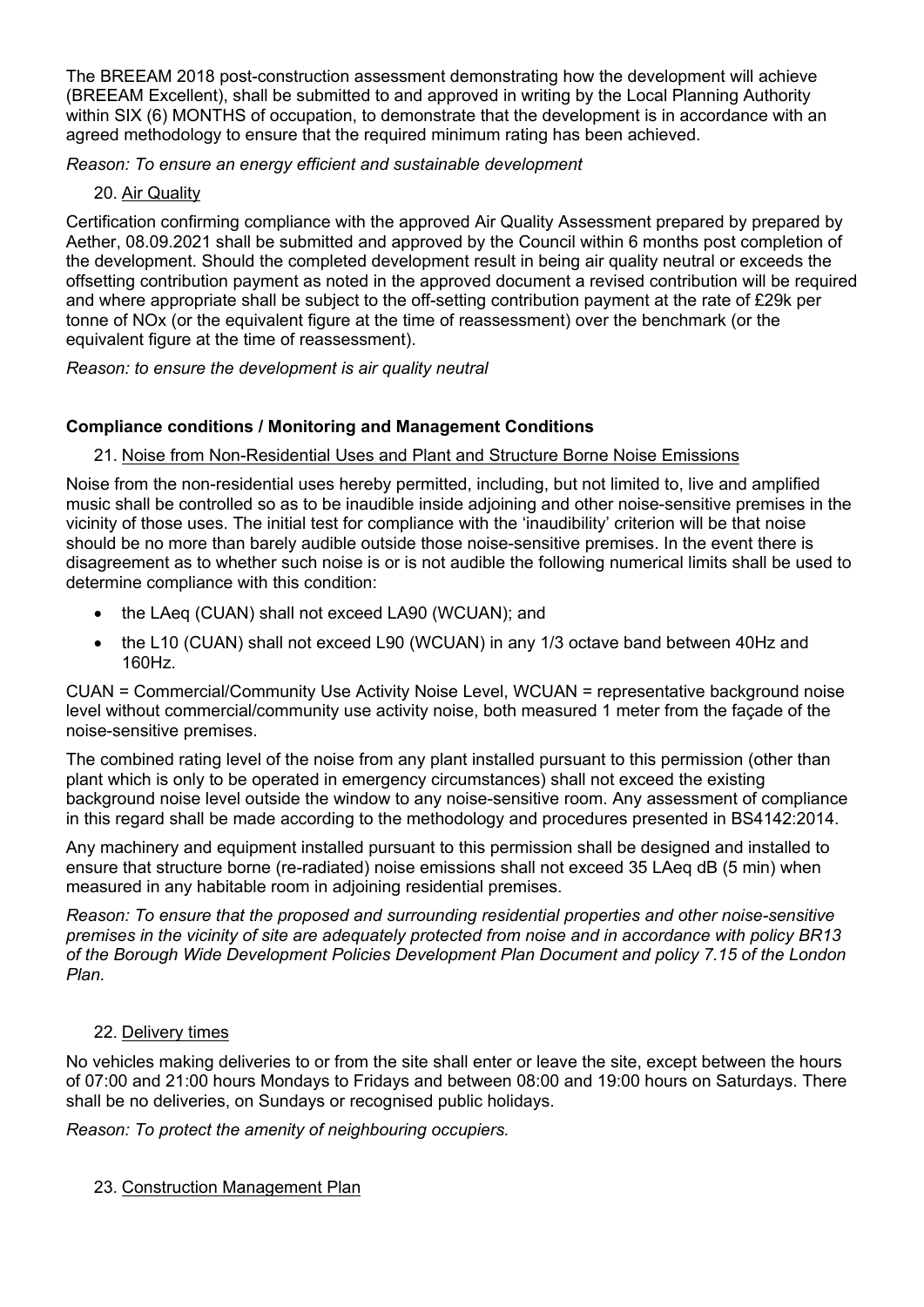The BREEAM 2018 post-construction assessment demonstrating how the development will achieve (BREEAM Excellent), shall be submitted to and approved in writing by the Local Planning Authority within SIX (6) MONTHS of occupation, to demonstrate that the development is in accordance with an agreed methodology to ensure that the required minimum rating has been achieved.

*Reason: To ensure an energy efficient and sustainable development*

20. Air Quality

Certification confirming compliance with the approved Air Quality Assessment prepared by prepared by Aether, 08.09.2021 shall be submitted and approved by the Council within 6 months post completion of the development. Should the completed development result in being air quality neutral or exceeds the offsetting contribution payment as noted in the approved document a revised contribution will be required and where appropriate shall be subject to the off-setting contribution payment at the rate of £29k per tonne of NOx (or the equivalent figure at the time of reassessment) over the benchmark (or the equivalent figure at the time of reassessment).

*Reason: to ensure the development is air quality neutral*

**Compliance conditions / Monitoring and Management Conditions**

21. Noise from Non-Residential Uses and Plant and Structure Borne Noise Emissions

Noise from the non-residential uses hereby permitted, including, but not limited to, live and amplified music shall be controlled so as to be inaudible inside adjoining and other noise-sensitive premises in the vicinity of those uses. The initial test for compliance with the 'inaudibility' criterion will be that noise should be no more than barely audible outside those noise-sensitive premises. In the event there is disagreement as to whether such noise is or is not audible the following numerical limits shall be used to determine compliance with this condition:

- the LAeq (CUAN) shall not exceed LA90 (WCUAN); and
- the L10 (CUAN) shall not exceed L90 (WCUAN) in any 1/3 octave band between 40Hz and 160Hz.

CUAN = Commercial/Community Use Activity Noise Level, WCUAN = representative background noise level without commercial/community use activity noise, both measured 1 meter from the façade of the noise-sensitive premises.

The combined rating level of the noise from any plant installed pursuant to this permission (other than plant which is only to be operated in emergency circumstances) shall not exceed the existing background noise level outside the window to any noise-sensitive room. Any assessment of compliance in this regard shall be made according to the methodology and procedures presented in BS4142:2014.

Any machinery and equipment installed pursuant to this permission shall be designed and installed to ensure that structure borne (re-radiated) noise emissions shall not exceed 35 LAeq dB (5 min) when measured in any habitable room in adjoining residential premises.

*Reason: To ensure that the proposed and surrounding residential properties and other noise-sensitive premises in the vicinity of site are adequately protected from noise and in accordance with policy BR13 of the Borough Wide Development Policies Development Plan Document and policy 7.15 of the London Plan.*

22. Delivery times

No vehicles making deliveries to or from the site shall enter or leave the site, except between the hours of 07:00 and 21:00 hours Mondays to Fridays and between 08:00 and 19:00 hours on Saturdays. There shall be no deliveries, on Sundays or recognised public holidays.

*Reason: To protect the amenity of neighbouring occupiers.*

23. Construction Management Plan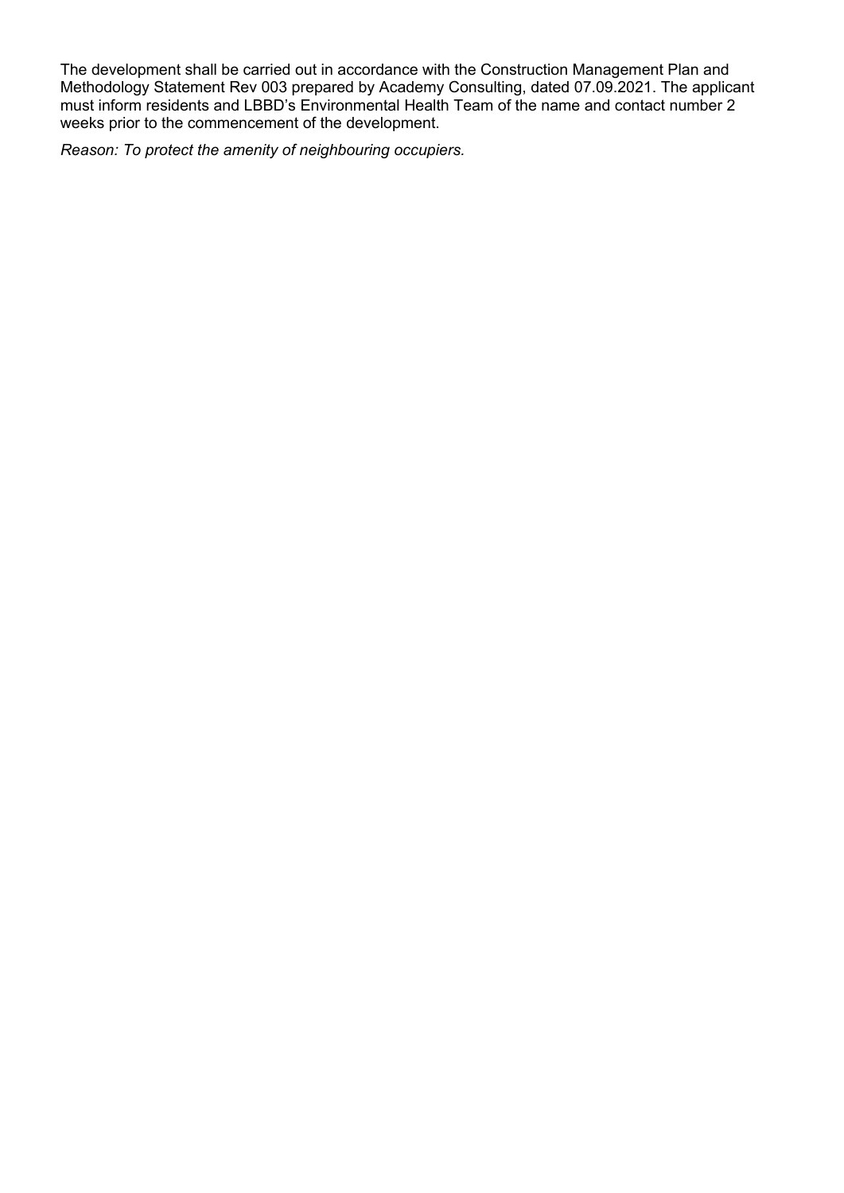The development shall be carried out in accordance with the Construction Management Plan and Methodology Statement Rev 003 prepared by Academy Consulting, dated 07.09.2021. The applicant must inform residents and LBBD's Environmental Health Team of the name and contact number 2 weeks prior to the commencement of the development.

*Reason: To protect the amenity of neighbouring occupiers.*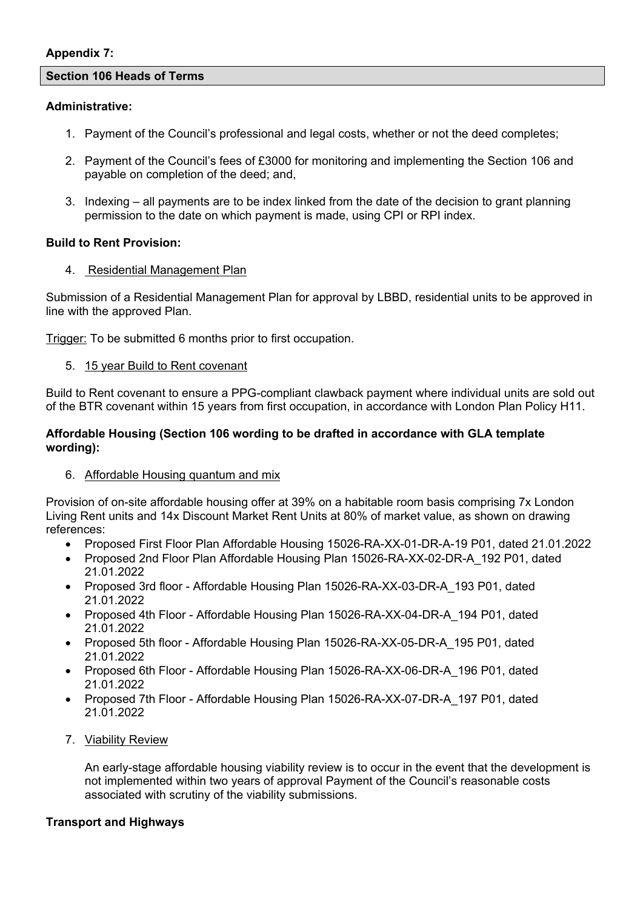**Appendix 7:**

**Section 106 Heads of Terms**

**Administrative:**

1. Payment of the Council's professional and legal costs, whether or not the deed completes;
2. Payment of the Council's fees of £3000 for monitoring and implementing the Section 106 and payable on completion of the deed; and,
3. Indexing – all payments are to be index linked from the date of the decision to grant planning permission to the date on which payment is made, using CPI or RPI index.

**Build to Rent Provision:**

4. Residential Management Plan

Submission of a Residential Management Plan for approval by LBBD, residential units to be approved in line with the approved Plan.

Trigger: To be submitted 6 months prior to first occupation.

5. 15 year Build to Rent covenant

Build to Rent covenant to ensure a PPG-compliant clawback payment where individual units are sold out of the BTR covenant within 15 years from first occupation, in accordance with London Plan Policy H11.

**Affordable Housing (Section 106 wording to be drafted in accordance with GLA template wording):**

6. Affordable Housing quantum and mix

Provision of on-site affordable housing offer at 39% on a habitable room basis comprising 7x London Living Rent units and 14x Discount Market Rent Units at 80% of market value, as shown on drawing references:

- Proposed First Floor Plan Affordable Housing 15026-RA-XX-01-DR-A-19 P01, dated 21.01.2022
- Proposed 2nd Floor Plan Affordable Housing Plan 15026-RA-XX-02-DR-A_192 P01, dated 21.01.2022
- Proposed 3rd floor - Affordable Housing Plan 15026-RA-XX-03-DR-A_193 P01, dated 21.01.2022
- Proposed 4th Floor - Affordable Housing Plan 15026-RA-XX-04-DR-A_194 P01, dated 21.01.2022
- Proposed 5th floor - Affordable Housing Plan 15026-RA-XX-05-DR-A_195 P01, dated 21.01.2022
- Proposed 6th Floor - Affordable Housing Plan 15026-RA-XX-06-DR-A_196 P01, dated 21.01.2022
- Proposed 7th Floor - Affordable Housing Plan 15026-RA-XX-07-DR-A_197 P01, dated 21.01.2022

7. Viability Review

   An early-stage affordable housing viability review is to occur in the event that the development is not implemented within two years of approval Payment of the Council's reasonable costs associated with scrutiny of the viability submissions.

**Transport and Highways**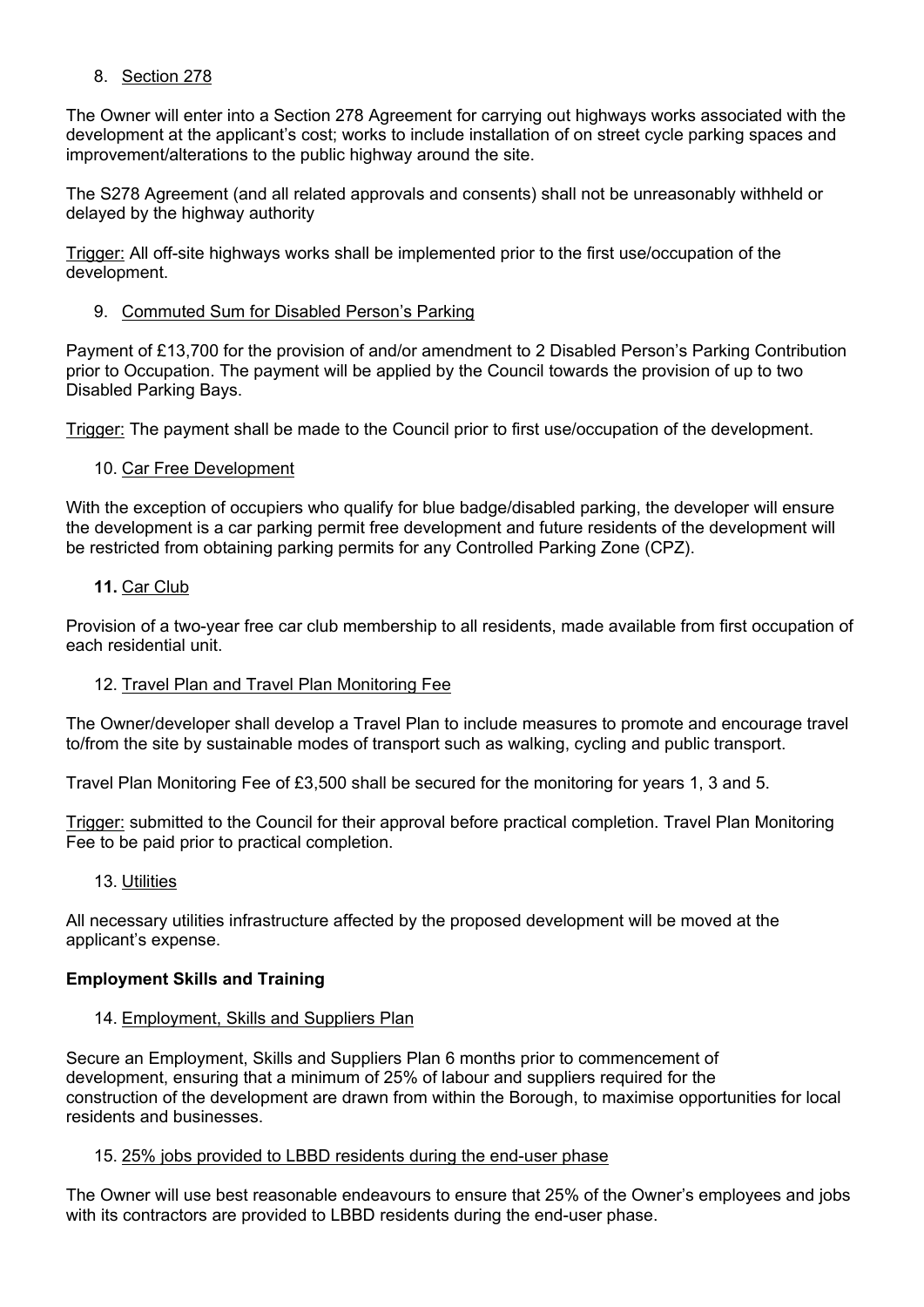8. <u>Section 278</u>

The Owner will enter into a Section 278 Agreement for carrying out highways works associated with the development at the applicant's cost; works to include installation of on street cycle parking spaces and improvement/alterations to the public highway around the site.

The S278 Agreement (and all related approvals and consents) shall not be unreasonably withheld or delayed by the highway authority

<u>Trigger:</u> All off-site highways works shall be implemented prior to the first use/occupation of the development.

9. <u>Commuted Sum for Disabled Person's Parking</u>

Payment of £13,700 for the provision of and/or amendment to 2 Disabled Person's Parking Contribution prior to Occupation. The payment will be applied by the Council towards the provision of up to two Disabled Parking Bays.

<u>Trigger:</u> The payment shall be made to the Council prior to first use/occupation of the development.

10. <u>Car Free Development</u>

With the exception of occupiers who qualify for blue badge/disabled parking, the developer will ensure the development is a car parking permit free development and future residents of the development will be restricted from obtaining parking permits for any Controlled Parking Zone (CPZ).

**11.** <u>Car Club</u>

Provision of a two-year free car club membership to all residents, made available from first occupation of each residential unit.

12. <u>Travel Plan and Travel Plan Monitoring Fee</u>

The Owner/developer shall develop a Travel Plan to include measures to promote and encourage travel to/from the site by sustainable modes of transport such as walking, cycling and public transport.

Travel Plan Monitoring Fee of £3,500 shall be secured for the monitoring for years 1, 3 and 5.

<u>Trigger:</u> submitted to the Council for their approval before practical completion. Travel Plan Monitoring Fee to be paid prior to practical completion.

13. <u>Utilities</u>

All necessary utilities infrastructure affected by the proposed development will be moved at the applicant's expense.

**Employment Skills and Training**

14. <u>Employment, Skills and Suppliers Plan</u>

Secure an Employment, Skills and Suppliers Plan 6 months prior to commencement of development, ensuring that a minimum of 25% of labour and suppliers required for the construction of the development are drawn from within the Borough, to maximise opportunities for local residents and businesses.

15. <u>25% jobs provided to LBBD residents during the end-user phase</u>

The Owner will use best reasonable endeavours to ensure that 25% of the Owner's employees and jobs with its contractors are provided to LBBD residents during the end-user phase.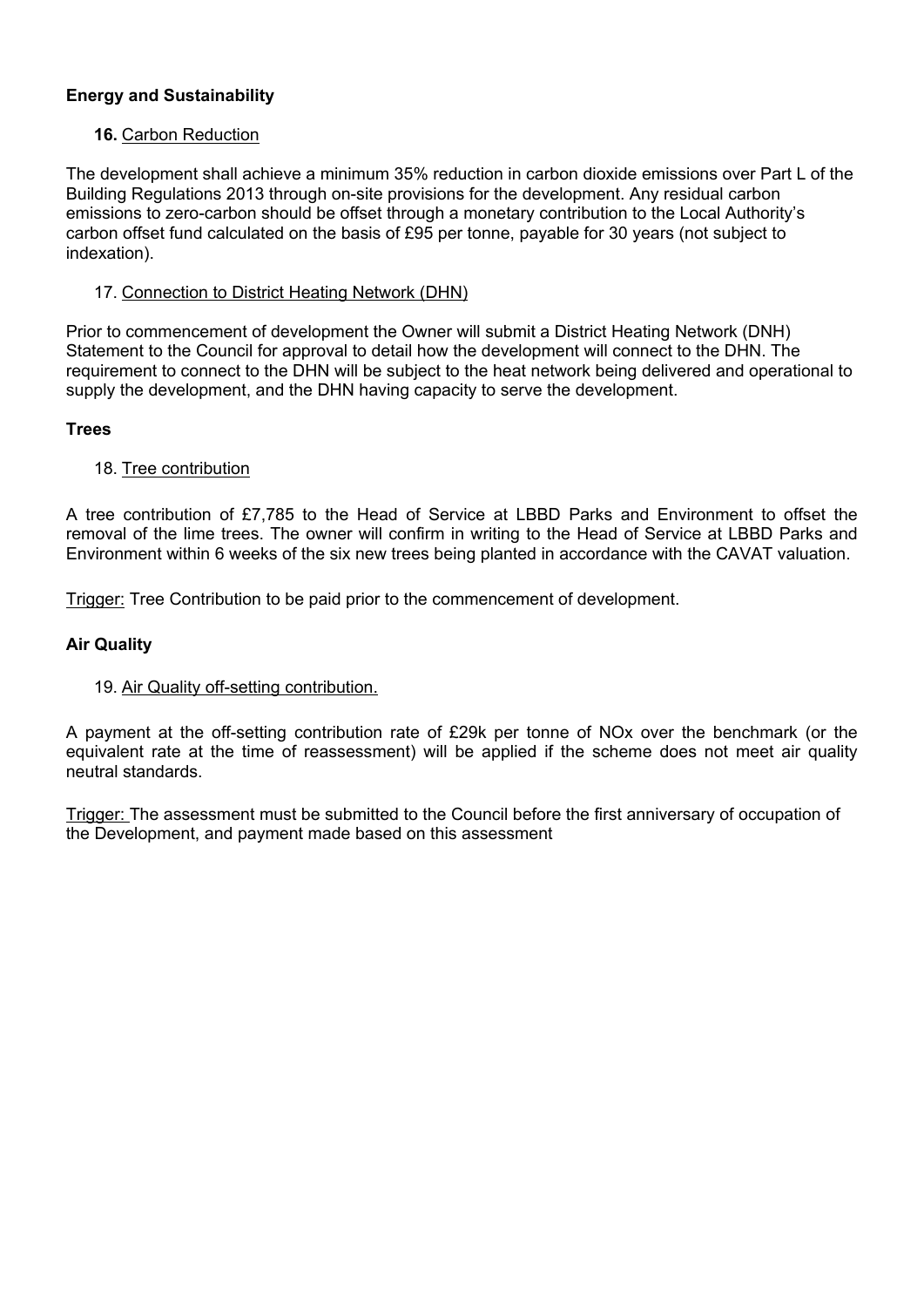**Energy and Sustainability**

**16.** Carbon Reduction

The development shall achieve a minimum 35% reduction in carbon dioxide emissions over Part L of the Building Regulations 2013 through on-site provisions for the development. Any residual carbon emissions to zero-carbon should be offset through a monetary contribution to the Local Authority's carbon offset fund calculated on the basis of £95 per tonne, payable for 30 years (not subject to indexation).

17. Connection to District Heating Network (DHN)

Prior to commencement of development the Owner will submit a District Heating Network (DNH) Statement to the Council for approval to detail how the development will connect to the DHN. The requirement to connect to the DHN will be subject to the heat network being delivered and operational to supply the development, and the DHN having capacity to serve the development.

**Trees**

18. Tree contribution

A tree contribution of £7,785 to the Head of Service at LBBD Parks and Environment to offset the removal of the lime trees. The owner will confirm in writing to the Head of Service at LBBD Parks and Environment within 6 weeks of the six new trees being planted in accordance with the CAVAT valuation.

Trigger: Tree Contribution to be paid prior to the commencement of development.

**Air Quality**

19. Air Quality off-setting contribution.

A payment at the off-setting contribution rate of £29k per tonne of NOx over the benchmark (or the equivalent rate at the time of reassessment) will be applied if the scheme does not meet air quality neutral standards.

Trigger: The assessment must be submitted to the Council before the first anniversary of occupation of the Development, and payment made based on this assessment